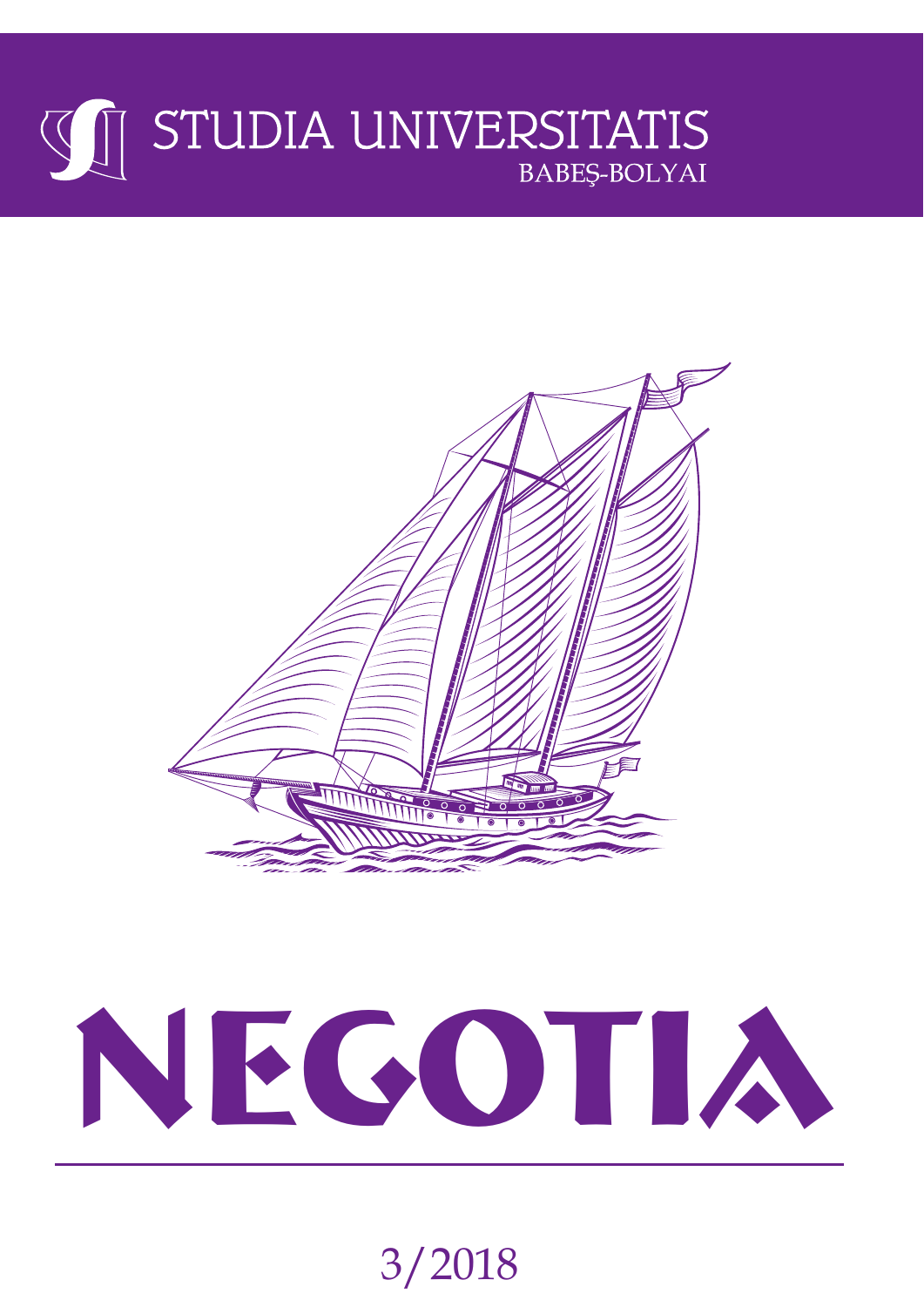# STUDIA UNIVERSITATIS BABEŞ-BOLYAI

# NEGOTIA

3/2018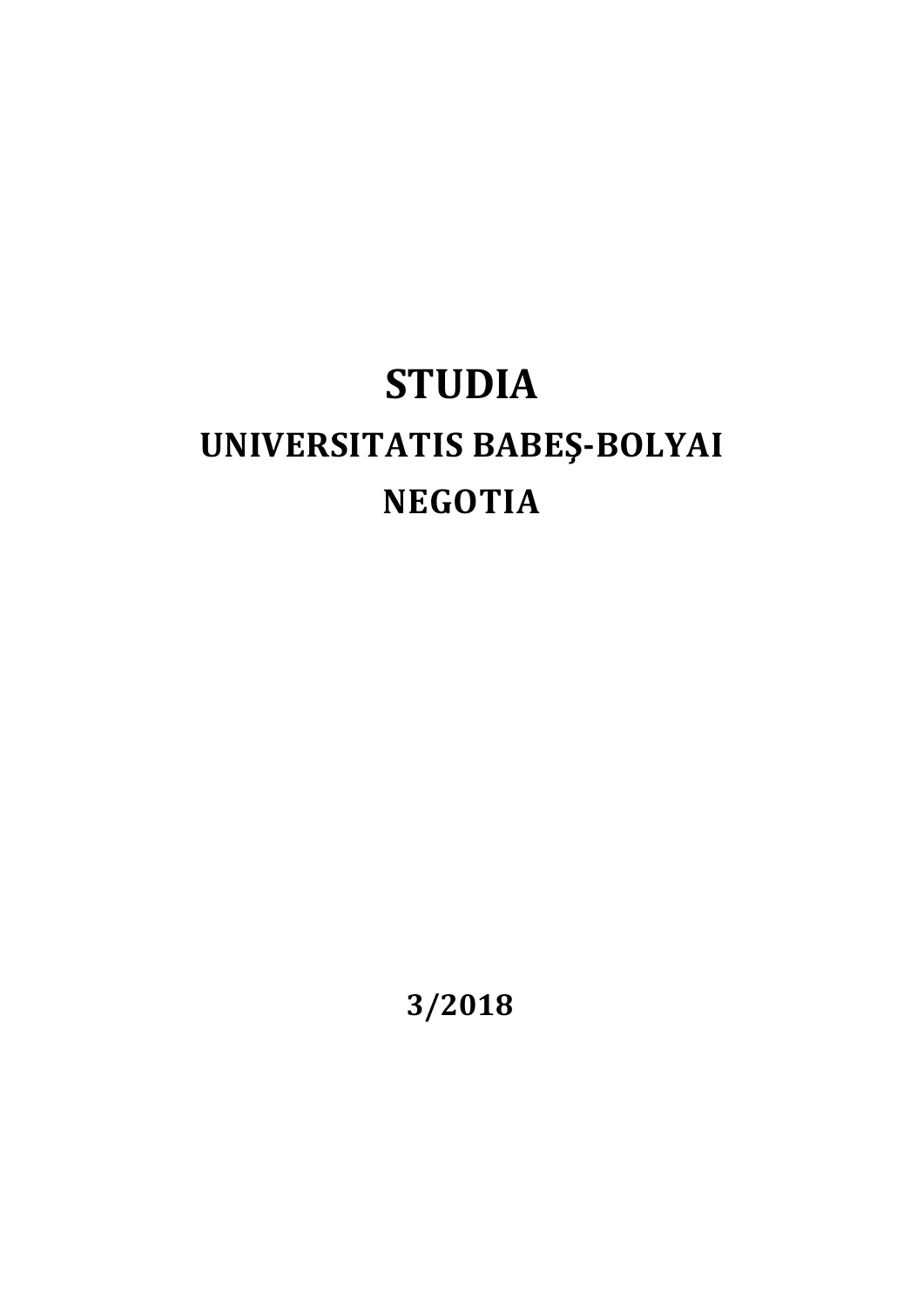# STUDIA

## UNIVERSITATIS BABEŞ-BOLYAI

## NEGOTIA

**3/2018**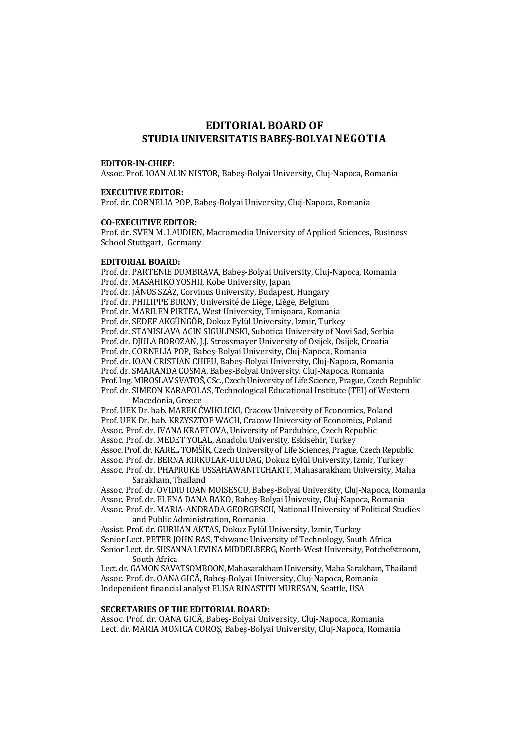# EDITORIAL BOARD OF
# STUDIA UNIVERSITATIS BABEŞ-BOLYAI NEGOTIA

**EDITOR-IN-CHIEF:**
Assoc. Prof. IOAN ALIN NISTOR, Babeş-Bolyai University, Cluj-Napoca, Romania

**EXECUTIVE EDITOR:**
Prof. dr. CORNELIA POP, Babeş-Bolyai University, Cluj-Napoca, Romania

**CO-EXECUTIVE EDITOR:**
Prof. dr. SVEN M. LAUDIEN, Macromedia University of Applied Sciences, Business School Stuttgart, Germany

**EDITORIAL BOARD:**
Prof. dr. PARTENIE DUMBRAVA, Babeş-Bolyai University, Cluj-Napoca, Romania
Prof. dr. MASAHIKO YOSHII, Kobe University, Japan
Prof. dr. JÁNOS SZÁZ, Corvinus University, Budapest, Hungary
Prof. dr. PHILIPPE BURNY, Université de Liège, Liège, Belgium
Prof. dr. MARILEN PIRTEA, West University, Timişoara, Romania
Prof. dr. SEDEF AKGÜNGÖR, Dokuz Eylül University, Izmir, Turkey
Prof. dr. STANISLAVA ACIN SIGULINSKI, Subotica University of Novi Sad, Serbia
Prof. dr. DJULA BOROZAN, J.J. Strossmayer University of Osijek, Osijek, Croatia
Prof. dr. CORNELIA POP, Babeş-Bolyai University, Cluj-Napoca, Romania
Prof. dr. IOAN CRISTIAN CHIFU, Babeş-Bolyai University, Cluj-Napoca, Romania
Prof. dr. SMARANDA COSMA, Babeş-Bolyai University, Cluj-Napoca, Romania
Prof. Ing. MIROSLAV SVATOŠ, CSc., Czech University of Life Science, Prague, Czech Republic
Prof. dr. SIMEON KARAFOLAS, Technological Educational Institute (TEI) of Western Macedonia, Greece
Prof. UEK Dr. hab. MAREK ĆWIKLICKI, Cracow University of Economics, Poland
Prof. UEK Dr. hab. KRZYSZTOF WACH, Cracow University of Economics, Poland
Assoc. Prof. dr. IVANA KRAFTOVA, University of Pardubice, Czech Republic
Assoc. Prof. dr. MEDET YOLAL, Anadolu University, Eskisehir, Turkey
Assoc. Prof. dr. KAREL TOMŠÍK, Czech University of Life Sciences, Prague, Czech Republic
Assoc. Prof. dr. BERNA KIRKULAK-ULUDAG, Dokuz Eylül University, Izmir, Turkey
Assoc. Prof. dr. PHAPRUKE USSAHAWANITCHAKIT, Mahasarakham University, Maha Sarakham, Thailand
Assoc. Prof. dr. OVIDIU IOAN MOISESCU, Babeş-Bolyai University, Cluj-Napoca, Romania
Assoc. Prof. dr. ELENA DANA BAKO, Babeş-Bolyai Univesity, Cluj-Napoca, Romania
Assoc. Prof. dr. MARIA-ANDRADA GEORGESCU, National University of Political Studies and Public Administration, Romania
Assist. Prof. dr. GURHAN AKTAS, Dokuz Eylül University, Izmir, Turkey
Senior Lect. PETER JOHN RAS, Tshwane University of Technology, South Africa
Senior Lect. dr. SUSANNA LEVINA MIDDELBERG, North-West University, Potchefstroom, South Africa
Lect. dr. GAMON SAVATSOMBOON, Mahasarakham University, Maha Sarakham, Thailand
Assoc. Prof. dr. OANA GICĂ, Babeş-Bolyai University, Cluj-Napoca, Romania
Independent financial analyst ELISA RINASTITI MURESAN, Seattle, USA

**SECRETARIES OF THE EDITORIAL BOARD:**
Assoc. Prof. dr. OANA GICĂ, Babeş-Bolyai University, Cluj-Napoca, Romania
Lect. dr. MARIA MONICA COROŞ, Babeş-Bolyai University, Cluj-Napoca, Romania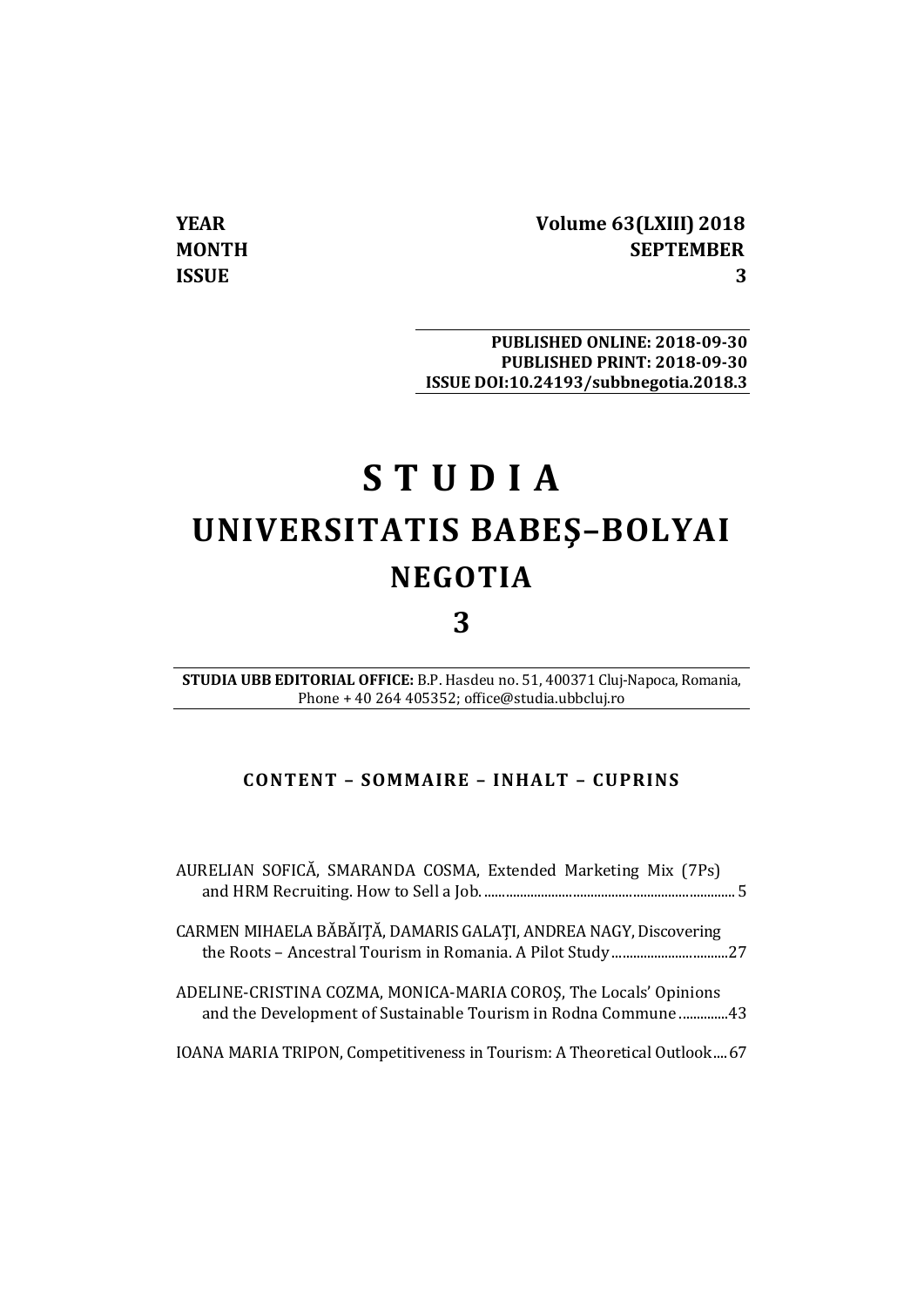**YEAR** **Volume 63(LXIII) 2018**
**MONTH** **SEPTEMBER**
**ISSUE** **3**

**PUBLISHED ONLINE: 2018-09-30**
**PUBLISHED PRINT: 2018-09-30**
**ISSUE DOI:10.24193/subbnegotia.2018.3**

# S T U D I A
# UNIVERSITATIS BABEŞ–BOLYAI
## NEGOTIA
## 3

**STUDIA UBB EDITORIAL OFFICE:** B.P. Hasdeu no. 51, 400371 Cluj-Napoca, Romania, Phone + 40 264 405352; office@studia.ubbcluj.ro

### CONTENT – SOMMAIRE – INHALT – CUPRINS

AURELIAN SOFICĂ, SMARANDA COSMA, Extended Marketing Mix (7Ps) and HRM Recruiting. How to Sell a Job. ........ 5

CARMEN MIHAELA BĂBĂIŢĂ, DAMARIS GALAŢI, ANDREA NAGY, Discovering the Roots – Ancestral Tourism in Romania. A Pilot Study ........ 27

ADELINE-CRISTINA COZMA, MONICA-MARIA COROŞ, The Locals' Opinions and the Development of Sustainable Tourism in Rodna Commune ........ 43

IOANA MARIA TRIPON, Competitiveness in Tourism: A Theoretical Outlook ........ 67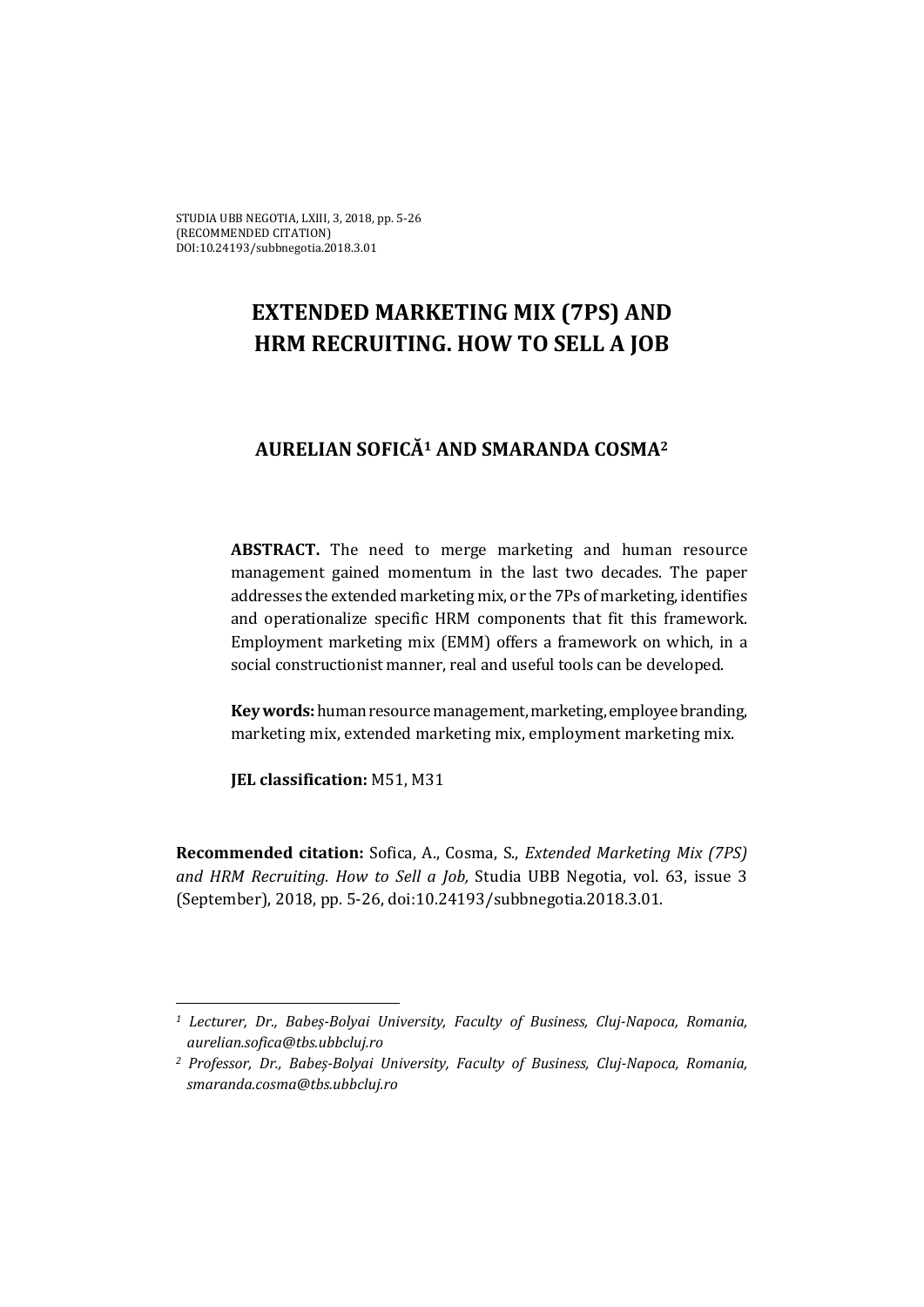# EXTENDED MARKETING MIX (7PS) AND HRM RECRUITING. HOW TO SELL A JOB

## AURELIAN SOFICĂ[1] AND SMARANDA COSMA[2]

**ABSTRACT.** The need to merge marketing and human resource management gained momentum in the last two decades. The paper addresses the extended marketing mix, or the 7Ps of marketing, identifies and operationalize specific HRM components that fit this framework. Employment marketing mix (EMM) offers a framework on which, in a social constructionist manner, real and useful tools can be developed.

**Key words:** human resource management, marketing, employee branding, marketing mix, extended marketing mix, employment marketing mix.

**JEL classification:** M51, M31

**Recommended citation:** Sofica, A., Cosma, S., *Extended Marketing Mix (7PS) and HRM Recruiting. How to Sell a Job,* Studia UBB Negotia, vol. 63, issue 3 (September), 2018, pp. 5-26, doi:10.24193/subbnegotia.2018.3.01.

---

[1] *Lecturer, Dr., Babeș-Bolyai University, Faculty of Business, Cluj-Napoca, Romania, aurelian.sofica@tbs.ubbcluj.ro*

[2] *Professor, Dr., Babeș-Bolyai University, Faculty of Business, Cluj-Napoca, Romania, smaranda.cosma@tbs.ubbcluj.ro*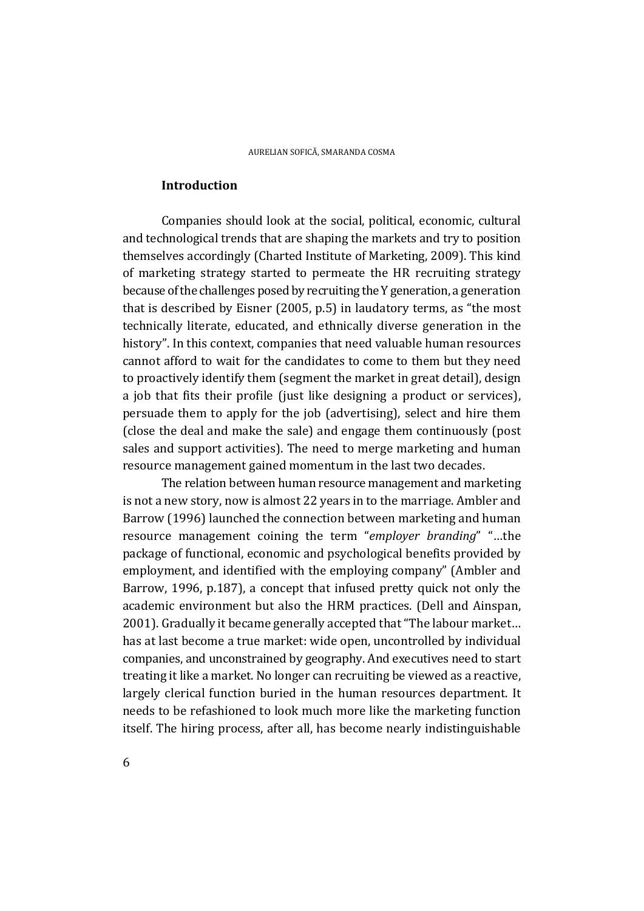## Introduction

Companies should look at the social, political, economic, cultural and technological trends that are shaping the markets and try to position themselves accordingly (Charted Institute of Marketing, 2009). This kind of marketing strategy started to permeate the HR recruiting strategy because of the challenges posed by recruiting the Y generation, a generation that is described by Eisner (2005, p.5) in laudatory terms, as "the most technically literate, educated, and ethnically diverse generation in the history". In this context, companies that need valuable human resources cannot afford to wait for the candidates to come to them but they need to proactively identify them (segment the market in great detail), design a job that fits their profile (just like designing a product or services), persuade them to apply for the job (advertising), select and hire them (close the deal and make the sale) and engage them continuously (post sales and support activities). The need to merge marketing and human resource management gained momentum in the last two decades.

The relation between human resource management and marketing is not a new story, now is almost 22 years in to the marriage. Ambler and Barrow (1996) launched the connection between marketing and human resource management coining the term "*employer branding*" "…the package of functional, economic and psychological benefits provided by employment, and identified with the employing company" (Ambler and Barrow, 1996, p.187), a concept that infused pretty quick not only the academic environment but also the HRM practices. (Dell and Ainspan, 2001). Gradually it became generally accepted that "The labour market… has at last become a true market: wide open, uncontrolled by individual companies, and unconstrained by geography. And executives need to start treating it like a market. No longer can recruiting be viewed as a reactive, largely clerical function buried in the human resources department. It needs to be refashioned to look much more like the marketing function itself. The hiring process, after all, has become nearly indistinguishable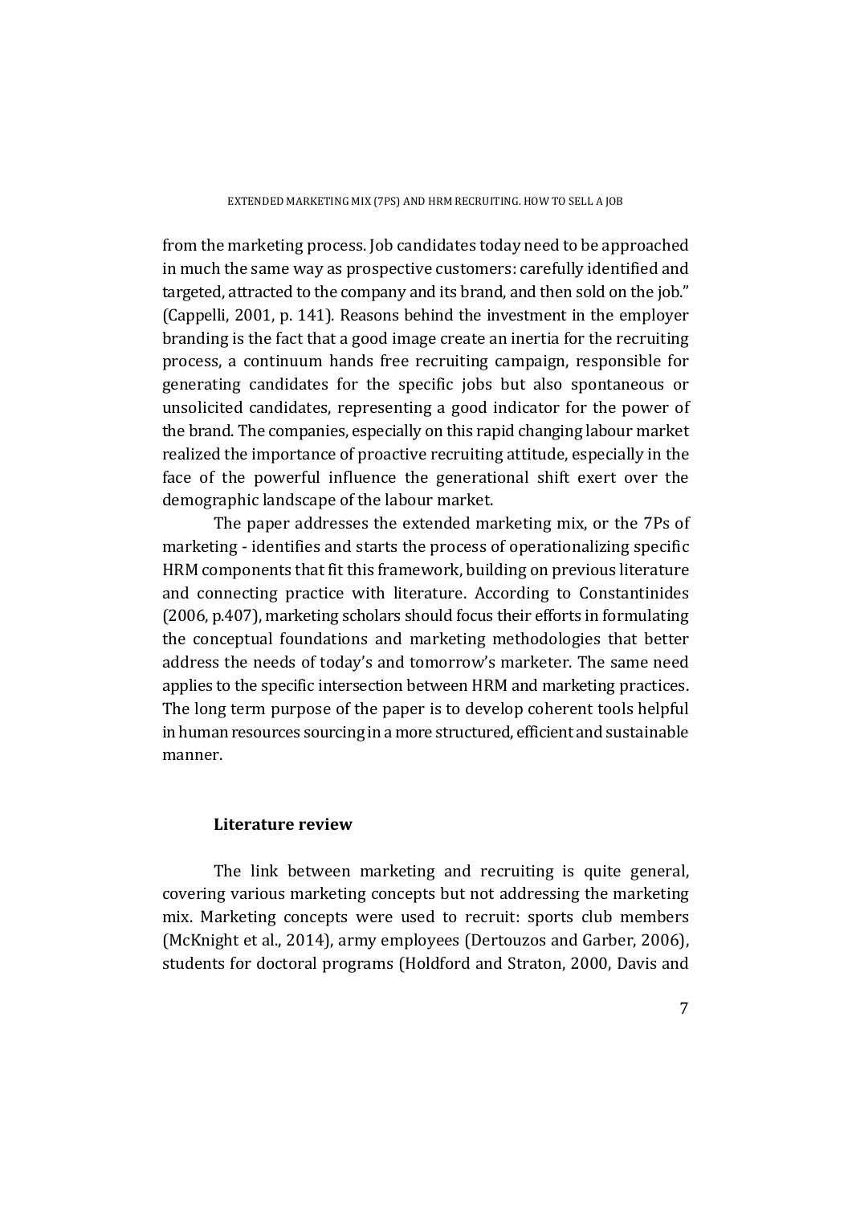from the marketing process. Job candidates today need to be approached in much the same way as prospective customers: carefully identified and targeted, attracted to the company and its brand, and then sold on the job." (Cappelli, 2001, p. 141). Reasons behind the investment in the employer branding is the fact that a good image create an inertia for the recruiting process, a continuum hands free recruiting campaign, responsible for generating candidates for the specific jobs but also spontaneous or unsolicited candidates, representing a good indicator for the power of the brand. The companies, especially on this rapid changing labour market realized the importance of proactive recruiting attitude, especially in the face of the powerful influence the generational shift exert over the demographic landscape of the labour market.

The paper addresses the extended marketing mix, or the 7Ps of marketing - identifies and starts the process of operationalizing specific HRM components that fit this framework, building on previous literature and connecting practice with literature. According to Constantinides (2006, p.407), marketing scholars should focus their efforts in formulating the conceptual foundations and marketing methodologies that better address the needs of today's and tomorrow's marketer. The same need applies to the specific intersection between HRM and marketing practices. The long term purpose of the paper is to develop coherent tools helpful in human resources sourcing in a more structured, efficient and sustainable manner.

## Literature review

The link between marketing and recruiting is quite general, covering various marketing concepts but not addressing the marketing mix. Marketing concepts were used to recruit: sports club members (McKnight et al., 2014), army employees (Dertouzos and Garber, 2006), students for doctoral programs (Holdford and Straton, 2000, Davis and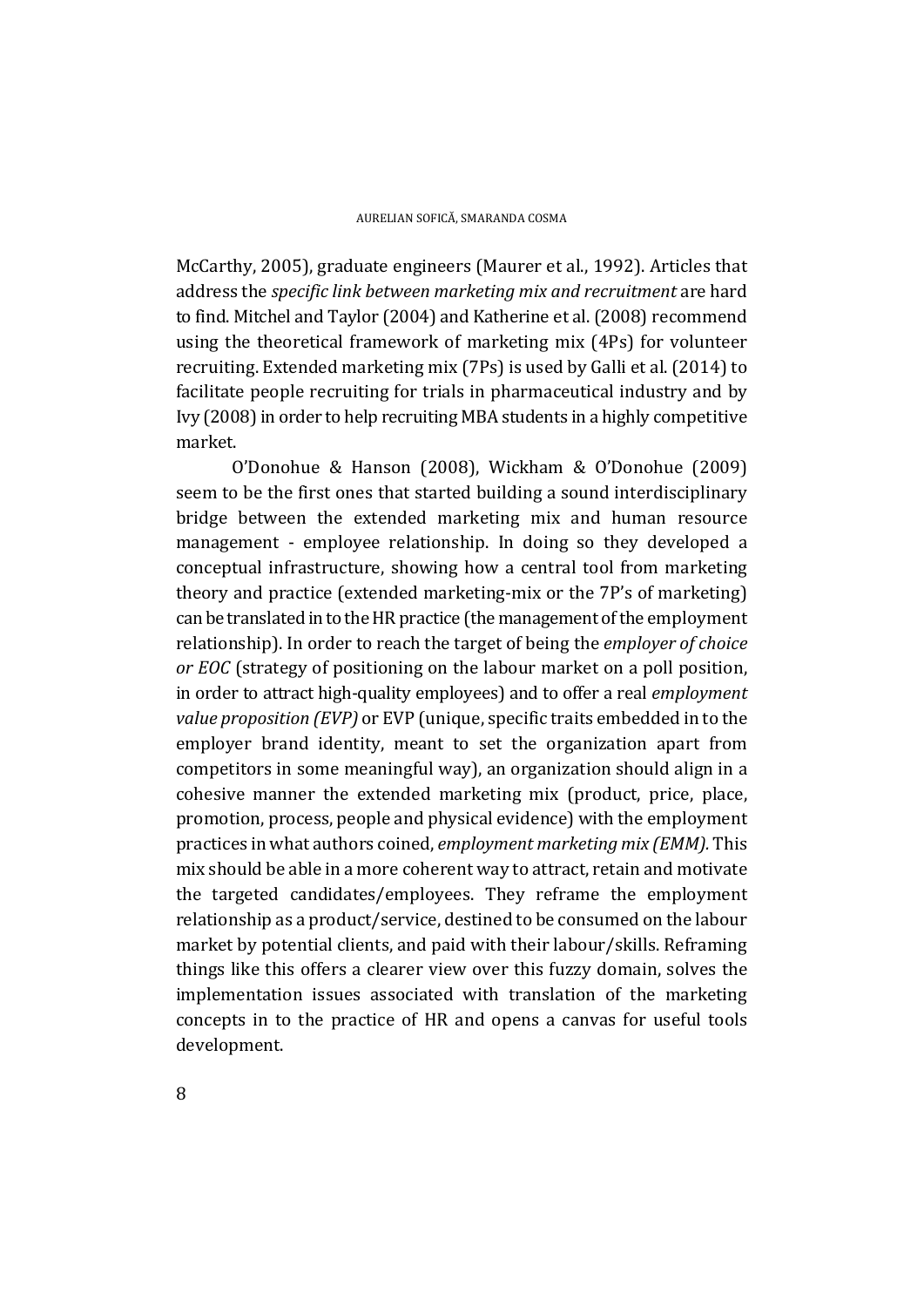McCarthy, 2005), graduate engineers (Maurer et al., 1992). Articles that address the *specific link between marketing mix and recruitment* are hard to find. Mitchel and Taylor (2004) and Katherine et al. (2008) recommend using the theoretical framework of marketing mix (4Ps) for volunteer recruiting. Extended marketing mix (7Ps) is used by Galli et al. (2014) to facilitate people recruiting for trials in pharmaceutical industry and by Ivy (2008) in order to help recruiting MBA students in a highly competitive market.

O'Donohue & Hanson (2008), Wickham & O'Donohue (2009) seem to be the first ones that started building a sound interdisciplinary bridge between the extended marketing mix and human resource management - employee relationship. In doing so they developed a conceptual infrastructure, showing how a central tool from marketing theory and practice (extended marketing-mix or the 7P's of marketing) can be translated in to the HR practice (the management of the employment relationship). In order to reach the target of being the *employer of choice or EOC* (strategy of positioning on the labour market on a poll position, in order to attract high-quality employees) and to offer a real *employment value proposition (EVP)* or EVP (unique, specific traits embedded in to the employer brand identity, meant to set the organization apart from competitors in some meaningful way), an organization should align in a cohesive manner the extended marketing mix (product, price, place, promotion, process, people and physical evidence) with the employment practices in what authors coined, *employment marketing mix (EMM).* This mix should be able in a more coherent way to attract, retain and motivate the targeted candidates/employees. They reframe the employment relationship as a product/service, destined to be consumed on the labour market by potential clients, and paid with their labour/skills. Reframing things like this offers a clearer view over this fuzzy domain, solves the implementation issues associated with translation of the marketing concepts in to the practice of HR and opens a canvas for useful tools development.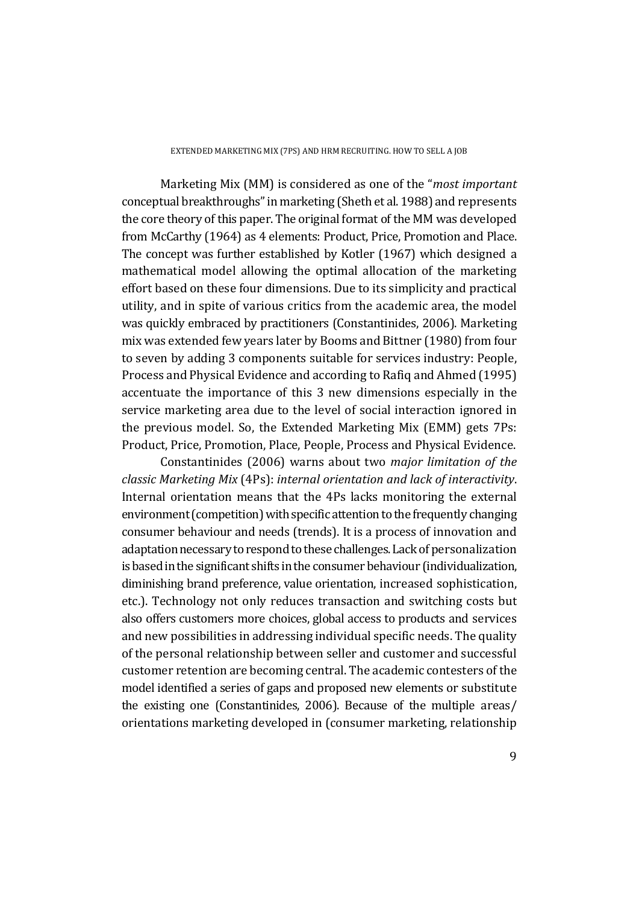Marketing Mix (MM) is considered as one of the "*most important* conceptual breakthroughs" in marketing (Sheth et al. 1988) and represents the core theory of this paper. The original format of the MM was developed from McCarthy (1964) as 4 elements: Product, Price, Promotion and Place. The concept was further established by Kotler (1967) which designed a mathematical model allowing the optimal allocation of the marketing effort based on these four dimensions. Due to its simplicity and practical utility, and in spite of various critics from the academic area, the model was quickly embraced by practitioners (Constantinides, 2006). Marketing mix was extended few years later by Booms and Bittner (1980) from four to seven by adding 3 components suitable for services industry: People, Process and Physical Evidence and according to Rafiq and Ahmed (1995) accentuate the importance of this 3 new dimensions especially in the service marketing area due to the level of social interaction ignored in the previous model. So, the Extended Marketing Mix (EMM) gets 7Ps: Product, Price, Promotion, Place, People, Process and Physical Evidence.

Constantinides (2006) warns about two *major limitation of the classic Marketing Mix* (4Ps): *internal orientation and lack of interactivity*. Internal orientation means that the 4Ps lacks monitoring the external environment (competition) with specific attention to the frequently changing consumer behaviour and needs (trends). It is a process of innovation and adaptation necessary to respond to these challenges. Lack of personalization is based in the significant shifts in the consumer behaviour (individualization, diminishing brand preference, value orientation, increased sophistication, etc.). Technology not only reduces transaction and switching costs but also offers customers more choices, global access to products and services and new possibilities in addressing individual specific needs. The quality of the personal relationship between seller and customer and successful customer retention are becoming central. The academic contesters of the model identified a series of gaps and proposed new elements or substitute the existing one (Constantinides, 2006). Because of the multiple areas/ orientations marketing developed in (consumer marketing, relationship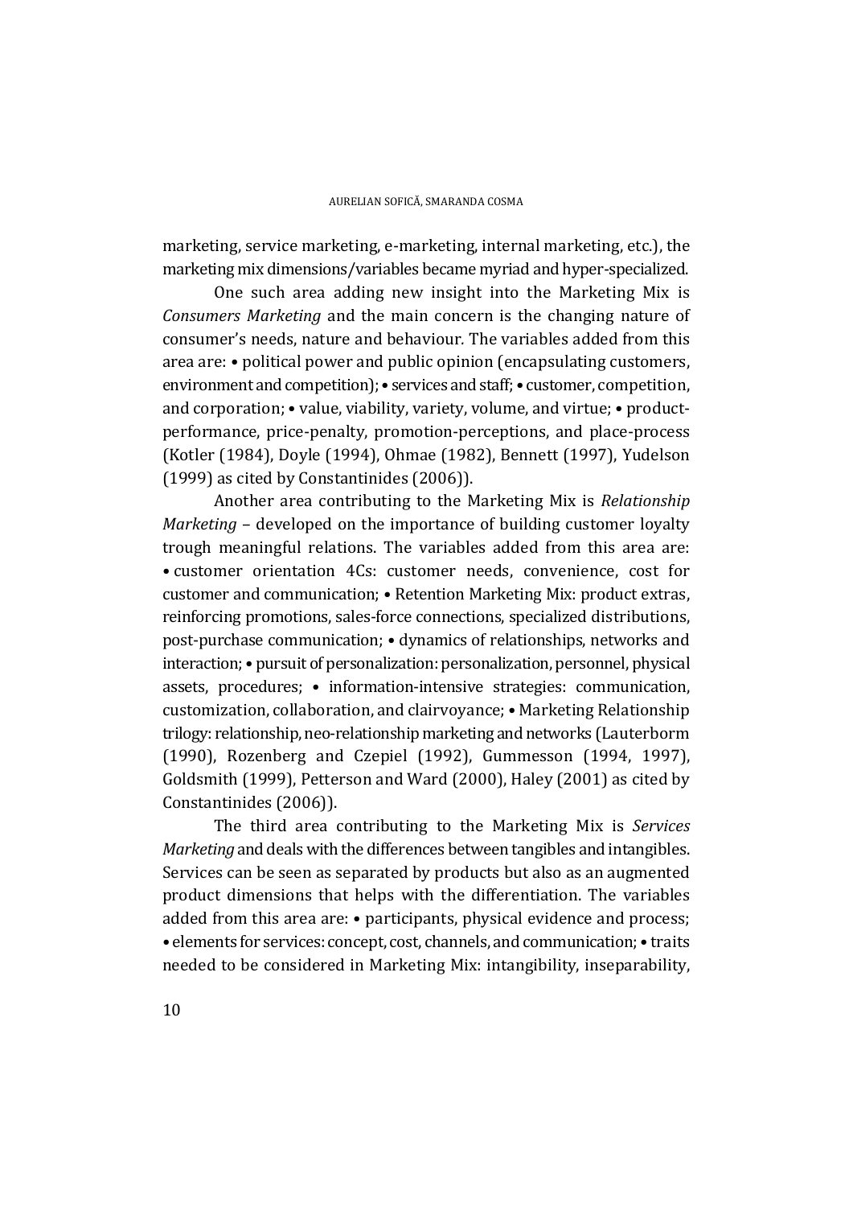marketing, service marketing, e-marketing, internal marketing, etc.), the marketing mix dimensions/variables became myriad and hyper-specialized.

One such area adding new insight into the Marketing Mix is *Consumers Marketing* and the main concern is the changing nature of consumer's needs, nature and behaviour. The variables added from this area are: • political power and public opinion (encapsulating customers, environment and competition); • services and staff; • customer, competition, and corporation; • value, viability, variety, volume, and virtue; • product-performance, price-penalty, promotion-perceptions, and place-process (Kotler (1984), Doyle (1994), Ohmae (1982), Bennett (1997), Yudelson (1999) as cited by Constantinides (2006)).

Another area contributing to the Marketing Mix is *Relationship Marketing* – developed on the importance of building customer loyalty trough meaningful relations. The variables added from this area are: • customer orientation 4Cs: customer needs, convenience, cost for customer and communication; • Retention Marketing Mix: product extras, reinforcing promotions, sales-force connections, specialized distributions, post-purchase communication; • dynamics of relationships, networks and interaction; • pursuit of personalization: personalization, personnel, physical assets, procedures; • information-intensive strategies: communication, customization, collaboration, and clairvoyance; • Marketing Relationship trilogy: relationship, neo-relationship marketing and networks (Lauterborm (1990), Rozenberg and Czepiel (1992), Gummesson (1994, 1997), Goldsmith (1999), Petterson and Ward (2000), Haley (2001) as cited by Constantinides (2006)).

The third area contributing to the Marketing Mix is *Services Marketing* and deals with the differences between tangibles and intangibles. Services can be seen as separated by products but also as an augmented product dimensions that helps with the differentiation. The variables added from this area are: • participants, physical evidence and process; • elements for services: concept, cost, channels, and communication; • traits needed to be considered in Marketing Mix: intangibility, inseparability,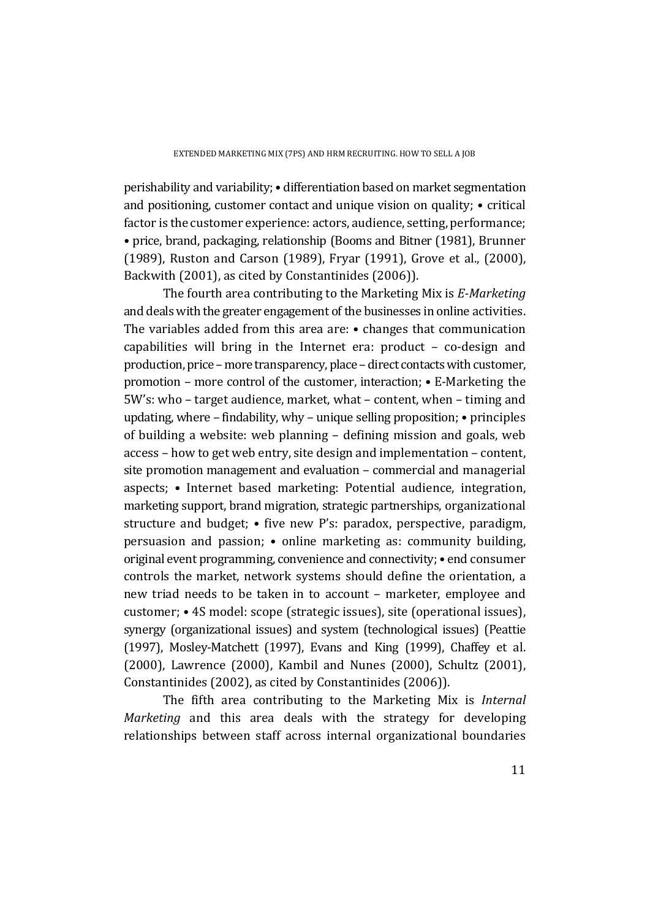perishability and variability; • differentiation based on market segmentation and positioning, customer contact and unique vision on quality; • critical factor is the customer experience: actors, audience, setting, performance; • price, brand, packaging, relationship (Booms and Bitner (1981), Brunner (1989), Ruston and Carson (1989), Fryar (1991), Grove et al., (2000), Backwith (2001), as cited by Constantinides (2006)).

The fourth area contributing to the Marketing Mix is *E-Marketing* and deals with the greater engagement of the businesses in online activities. The variables added from this area are: • changes that communication capabilities will bring in the Internet era: product – co-design and production, price – more transparency, place – direct contacts with customer, promotion – more control of the customer, interaction; • E-Marketing the 5W's: who – target audience, market, what – content, when – timing and updating, where – findability, why – unique selling proposition; • principles of building a website: web planning – defining mission and goals, web access – how to get web entry, site design and implementation – content, site promotion management and evaluation – commercial and managerial aspects; • Internet based marketing: Potential audience, integration, marketing support, brand migration, strategic partnerships, organizational structure and budget; • five new P's: paradox, perspective, paradigm, persuasion and passion; • online marketing as: community building, original event programming, convenience and connectivity; • end consumer controls the market, network systems should define the orientation, a new triad needs to be taken in to account – marketer, employee and customer; • 4S model: scope (strategic issues), site (operational issues), synergy (organizational issues) and system (technological issues) (Peattie (1997), Mosley-Matchett (1997), Evans and King (1999), Chaffey et al. (2000), Lawrence (2000), Kambil and Nunes (2000), Schultz (2001), Constantinides (2002), as cited by Constantinides (2006)).

The fifth area contributing to the Marketing Mix is *Internal Marketing* and this area deals with the strategy for developing relationships between staff across internal organizational boundaries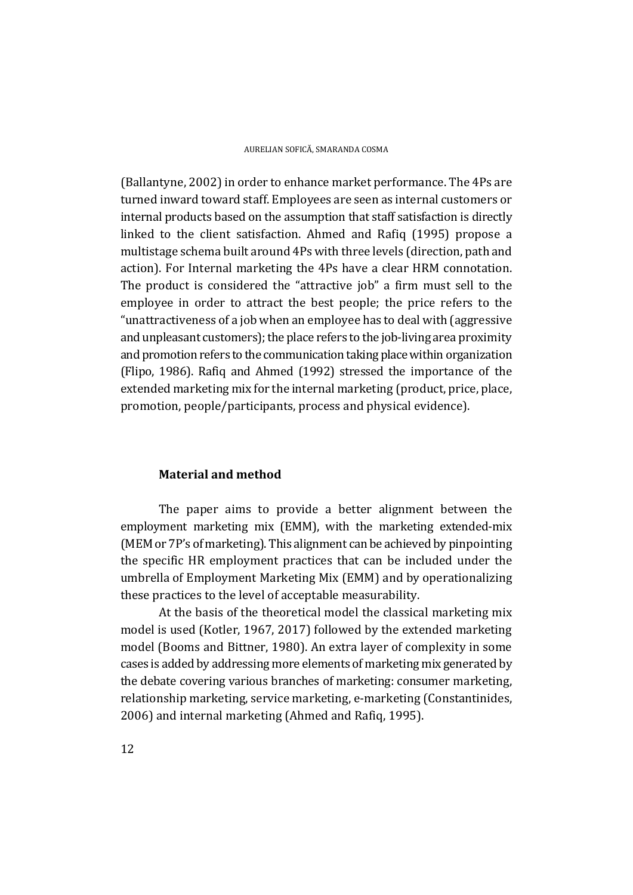(Ballantyne, 2002) in order to enhance market performance. The 4Ps are turned inward toward staff. Employees are seen as internal customers or internal products based on the assumption that staff satisfaction is directly linked to the client satisfaction. Ahmed and Rafiq (1995) propose a multistage schema built around 4Ps with three levels (direction, path and action). For Internal marketing the 4Ps have a clear HRM connotation. The product is considered the "attractive job" a firm must sell to the employee in order to attract the best people; the price refers to the "unattractiveness of a job when an employee has to deal with (aggressive and unpleasant customers); the place refers to the job-living area proximity and promotion refers to the communication taking place within organization (Flipo, 1986). Rafiq and Ahmed (1992) stressed the importance of the extended marketing mix for the internal marketing (product, price, place, promotion, people/participants, process and physical evidence).

### Material and method

The paper aims to provide a better alignment between the employment marketing mix (EMM), with the marketing extended-mix (MEM or 7P's of marketing). This alignment can be achieved by pinpointing the specific HR employment practices that can be included under the umbrella of Employment Marketing Mix (EMM) and by operationalizing these practices to the level of acceptable measurability.

At the basis of the theoretical model the classical marketing mix model is used (Kotler, 1967, 2017) followed by the extended marketing model (Booms and Bittner, 1980). An extra layer of complexity in some cases is added by addressing more elements of marketing mix generated by the debate covering various branches of marketing: consumer marketing, relationship marketing, service marketing, e-marketing (Constantinides, 2006) and internal marketing (Ahmed and Rafiq, 1995).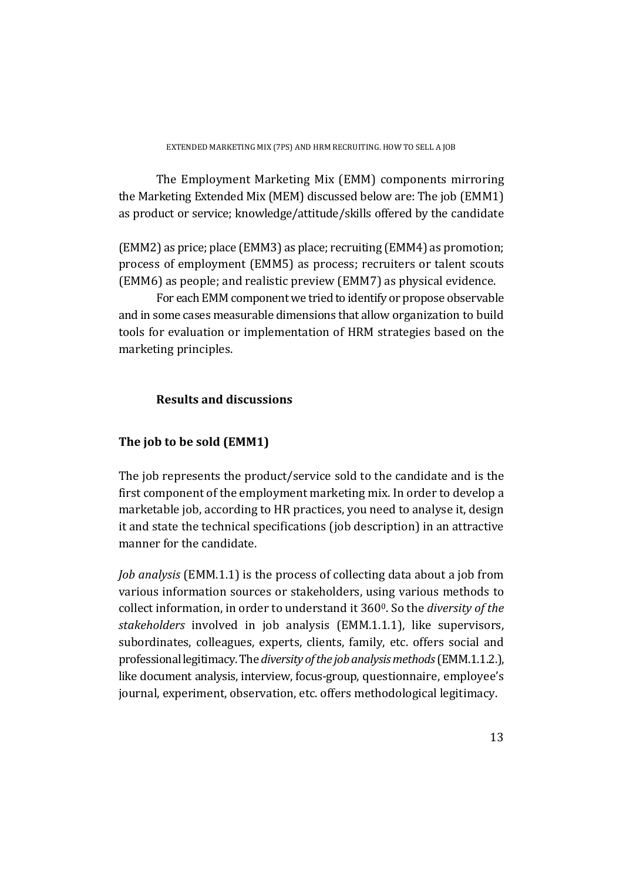The Employment Marketing Mix (EMM) components mirroring the Marketing Extended Mix (MEM) discussed below are: The job (EMM1) as product or service; knowledge/attitude/skills offered by the candidate (EMM2) as price; place (EMM3) as place; recruiting (EMM4) as promotion; process of employment (EMM5) as process; recruiters or talent scouts (EMM6) as people; and realistic preview (EMM7) as physical evidence.

For each EMM component we tried to identify or propose observable and in some cases measurable dimensions that allow organization to build tools for evaluation or implementation of HRM strategies based on the marketing principles.

## Results and discussions

### The job to be sold (EMM1)

The job represents the product/service sold to the candidate and is the first component of the employment marketing mix. In order to develop a marketable job, according to HR practices, you need to analyse it, design it and state the technical specifications (job description) in an attractive manner for the candidate.

*Job analysis* (EMM.1.1) is the process of collecting data about a job from various information sources or stakeholders, using various methods to collect information, in order to understand it $360^0$. So the *diversity of the stakeholders* involved in job analysis (EMM.1.1.1), like supervisors, subordinates, colleagues, experts, clients, family, etc. offers social and professional legitimacy. The *diversity of the job analysis methods* (EMM.1.1.2.), like document analysis, interview, focus-group, questionnaire, employee's journal, experiment, observation, etc. offers methodological legitimacy.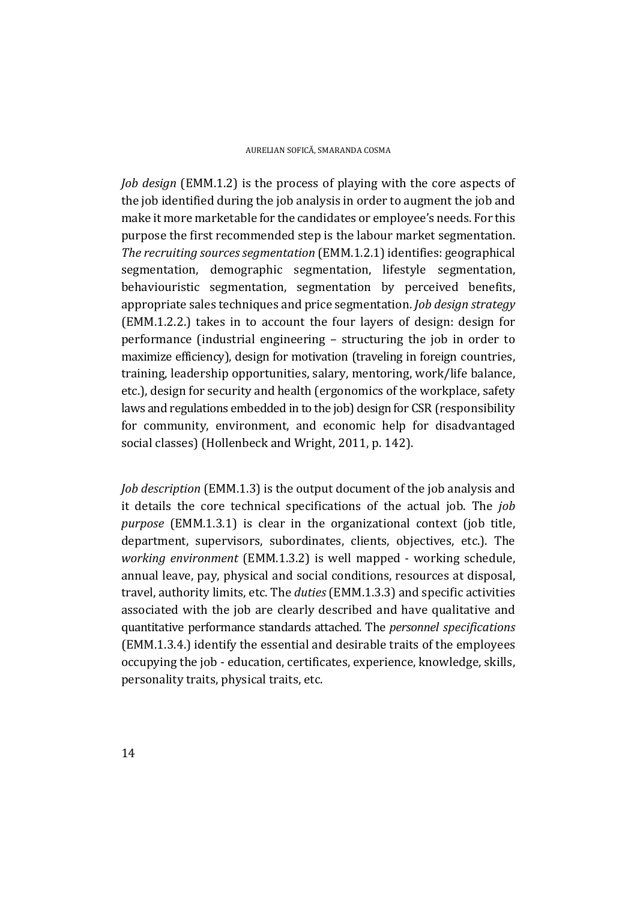*Job design* (EMM.1.2) is the process of playing with the core aspects of the job identified during the job analysis in order to augment the job and make it more marketable for the candidates or employee's needs. For this purpose the first recommended step is the labour market segmentation. *The recruiting sources segmentation* (EMM.1.2.1) identifies: geographical segmentation, demographic segmentation, lifestyle segmentation, behaviouristic segmentation, segmentation by perceived benefits, appropriate sales techniques and price segmentation. *Job design strategy* (EMM.1.2.2.) takes in to account the four layers of design: design for performance (industrial engineering – structuring the job in order to maximize efficiency), design for motivation (traveling in foreign countries, training, leadership opportunities, salary, mentoring, work/life balance, etc.), design for security and health (ergonomics of the workplace, safety laws and regulations embedded in to the job) design for CSR (responsibility for community, environment, and economic help for disadvantaged social classes) (Hollenbeck and Wright, 2011, p. 142).

*Job description* (EMM.1.3) is the output document of the job analysis and it details the core technical specifications of the actual job. The *job purpose* (EMM.1.3.1) is clear in the organizational context (job title, department, supervisors, subordinates, clients, objectives, etc.). The *working environment* (EMM.1.3.2) is well mapped - working schedule, annual leave, pay, physical and social conditions, resources at disposal, travel, authority limits, etc. The *duties* (EMM.1.3.3) and specific activities associated with the job are clearly described and have qualitative and quantitative performance standards attached. The *personnel specifications* (EMM.1.3.4.) identify the essential and desirable traits of the employees occupying the job - education, certificates, experience, knowledge, skills, personality traits, physical traits, etc.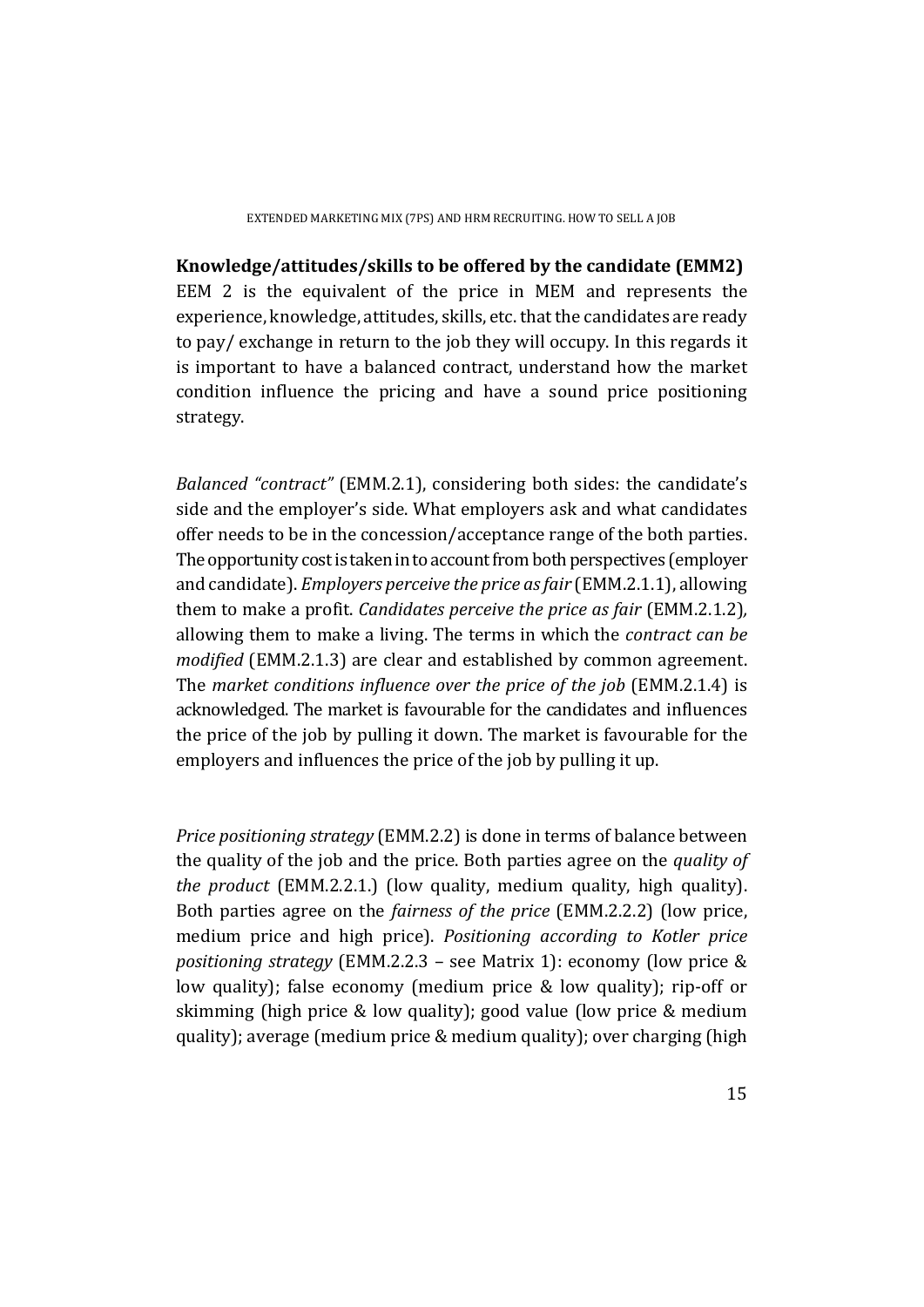**Knowledge/attitudes/skills to be offered by the candidate (EMM2)**

EEM 2 is the equivalent of the price in MEM and represents the experience, knowledge, attitudes, skills, etc. that the candidates are ready to pay/ exchange in return to the job they will occupy. In this regards it is important to have a balanced contract, understand how the market condition influence the pricing and have a sound price positioning strategy.

*Balanced "contract"* (EMM.2.1), considering both sides: the candidate's side and the employer's side. What employers ask and what candidates offer needs to be in the concession/acceptance range of the both parties. The opportunity cost is taken in to account from both perspectives (employer and candidate). *Employers perceive the price as fair* (EMM.2.1.1), allowing them to make a profit. *Candidates perceive the price as fair* (EMM.2.1.2), allowing them to make a living. The terms in which the *contract can be modified* (EMM.2.1.3) are clear and established by common agreement. The *market conditions influence over the price of the job* (EMM.2.1.4) is acknowledged. The market is favourable for the candidates and influences the price of the job by pulling it down. The market is favourable for the employers and influences the price of the job by pulling it up.

*Price positioning strategy* (EMM.2.2) is done in terms of balance between the quality of the job and the price. Both parties agree on the *quality of the product* (EMM.2.2.1.) (low quality, medium quality, high quality). Both parties agree on the *fairness of the price* (EMM.2.2.2) (low price, medium price and high price). *Positioning according to Kotler price positioning strategy* (EMM.2.2.3 – see Matrix 1): economy (low price & low quality); false economy (medium price & low quality); rip-off or skimming (high price & low quality); good value (low price & medium quality); average (medium price & medium quality); over charging (high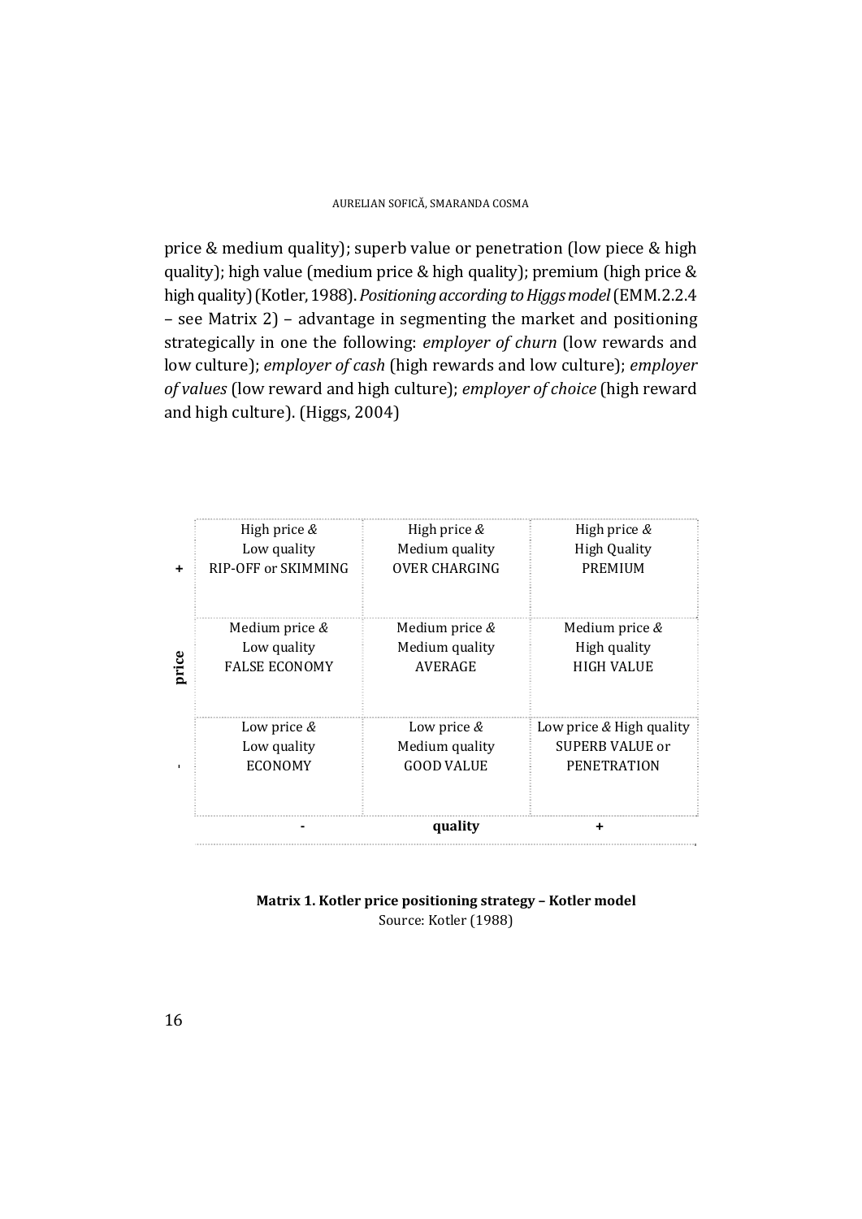price & medium quality); superb value or penetration (low piece & high quality); high value (medium price & high quality); premium (high price & high quality) (Kotler, 1988). *Positioning according to Higgs model* (EMM.2.2.4 – see Matrix 2) – advantage in segmenting the market and positioning strategically in one the following: *employer of churn* (low rewards and low culture); *employer of cash* (high rewards and low culture); *employer of values* (low reward and high culture); *employer of choice* (high reward and high culture). (Higgs, 2004)

| price | - (quality) | quality | + (quality) |
|---|---|---|---|
| + | High price & Low quality RIP-OFF or SKIMMING | High price & Medium quality OVER CHARGING | High price & High Quality PREMIUM |
| | Medium price & Low quality FALSE ECONOMY | Medium price & Medium quality AVERAGE | Medium price & High quality HIGH VALUE |
| - | Low price & Low quality ECONOMY | Low price & Medium quality GOOD VALUE | Low price & High quality SUPERB VALUE or PENETRATION |

**Matrix 1. Kotler price positioning strategy – Kotler model**
Source: Kotler (1988)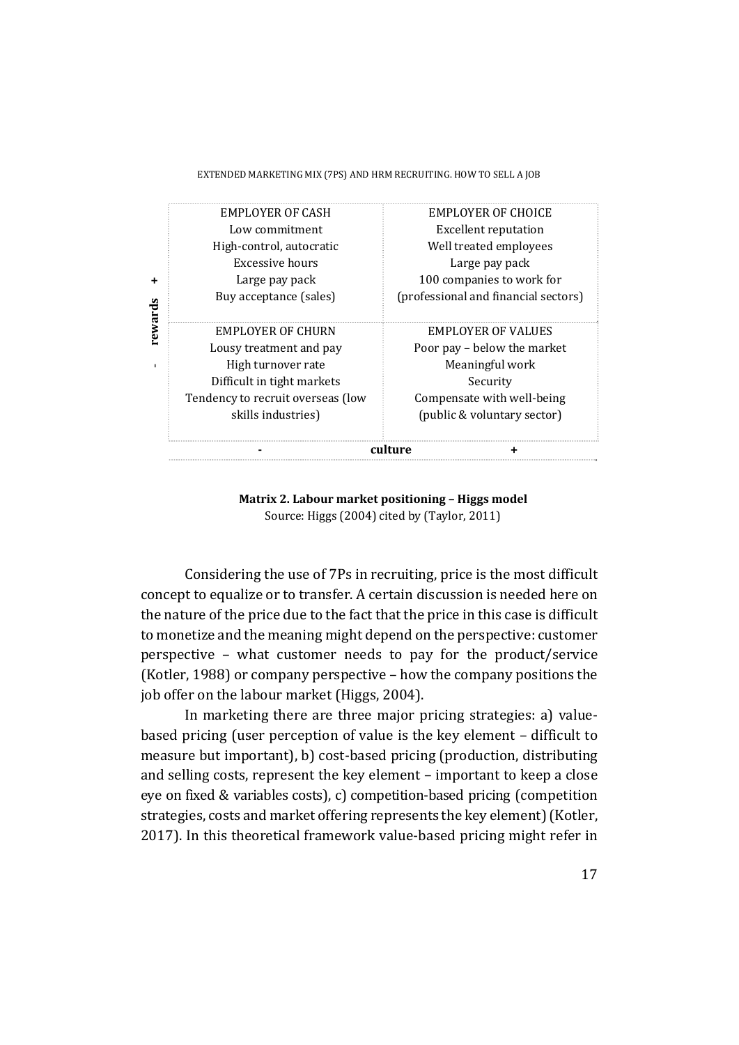| rewards | - culture | culture + |
|---|---|---|
| + | EMPLOYER OF CASH<br>Low commitment<br>High-control, autocratic<br>Excessive hours<br>Large pay pack<br>Buy acceptance (sales) | EMPLOYER OF CHOICE<br>Excellent reputation<br>Well treated employees<br>Large pay pack<br>100 companies to work for<br>(professional and financial sectors) |
| - | EMPLOYER OF CHURN<br>Lousy treatment and pay<br>High turnover rate<br>Difficult in tight markets<br>Tendency to recruit overseas (low skills industries) | EMPLOYER OF VALUES<br>Poor pay – below the market<br>Meaningful work<br>Security<br>Compensate with well-being<br>(public & voluntary sector) |

**Matrix 2. Labour market positioning – Higgs model**
Source: Higgs (2004) cited by (Taylor, 2011)

Considering the use of 7Ps in recruiting, price is the most difficult concept to equalize or to transfer. A certain discussion is needed here on the nature of the price due to the fact that the price in this case is difficult to monetize and the meaning might depend on the perspective: customer perspective – what customer needs to pay for the product/service (Kotler, 1988) or company perspective – how the company positions the job offer on the labour market (Higgs, 2004).

In marketing there are three major pricing strategies: a) value-based pricing (user perception of value is the key element – difficult to measure but important), b) cost-based pricing (production, distributing and selling costs, represent the key element – important to keep a close eye on fixed & variables costs), c) competition-based pricing (competition strategies, costs and market offering represents the key element) (Kotler, 2017). In this theoretical framework value-based pricing might refer in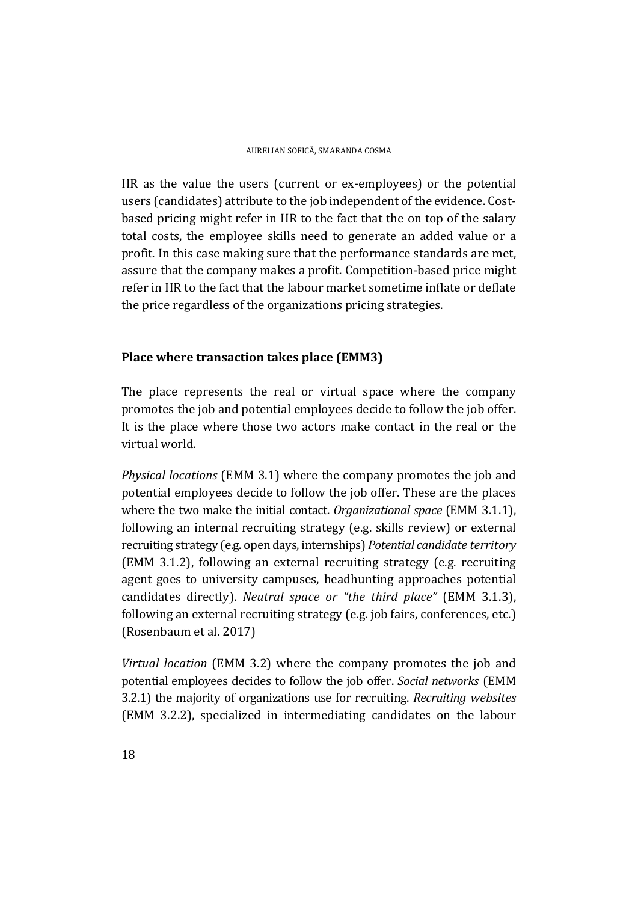HR as the value the users (current or ex-employees) or the potential users (candidates) attribute to the job independent of the evidence. Cost-based pricing might refer in HR to the fact that the on top of the salary total costs, the employee skills need to generate an added value or a profit. In this case making sure that the performance standards are met, assure that the company makes a profit. Competition-based price might refer in HR to the fact that the labour market sometime inflate or deflate the price regardless of the organizations pricing strategies.

**Place where transaction takes place (EMM3)**

The place represents the real or virtual space where the company promotes the job and potential employees decide to follow the job offer. It is the place where those two actors make contact in the real or the virtual world.

*Physical locations* (EMM 3.1) where the company promotes the job and potential employees decide to follow the job offer. These are the places where the two make the initial contact. *Organizational space* (EMM 3.1.1), following an internal recruiting strategy (e.g. skills review) or external recruiting strategy (e.g. open days, internships) *Potential candidate territory* (EMM 3.1.2), following an external recruiting strategy (e.g. recruiting agent goes to university campuses, headhunting approaches potential candidates directly). *Neutral space or "the third place"* (EMM 3.1.3), following an external recruiting strategy (e.g. job fairs, conferences, etc.) (Rosenbaum et al. 2017)

*Virtual location* (EMM 3.2) where the company promotes the job and potential employees decides to follow the job offer. *Social networks* (EMM 3.2.1) the majority of organizations use for recruiting. *Recruiting websites* (EMM 3.2.2), specialized in intermediating candidates on the labour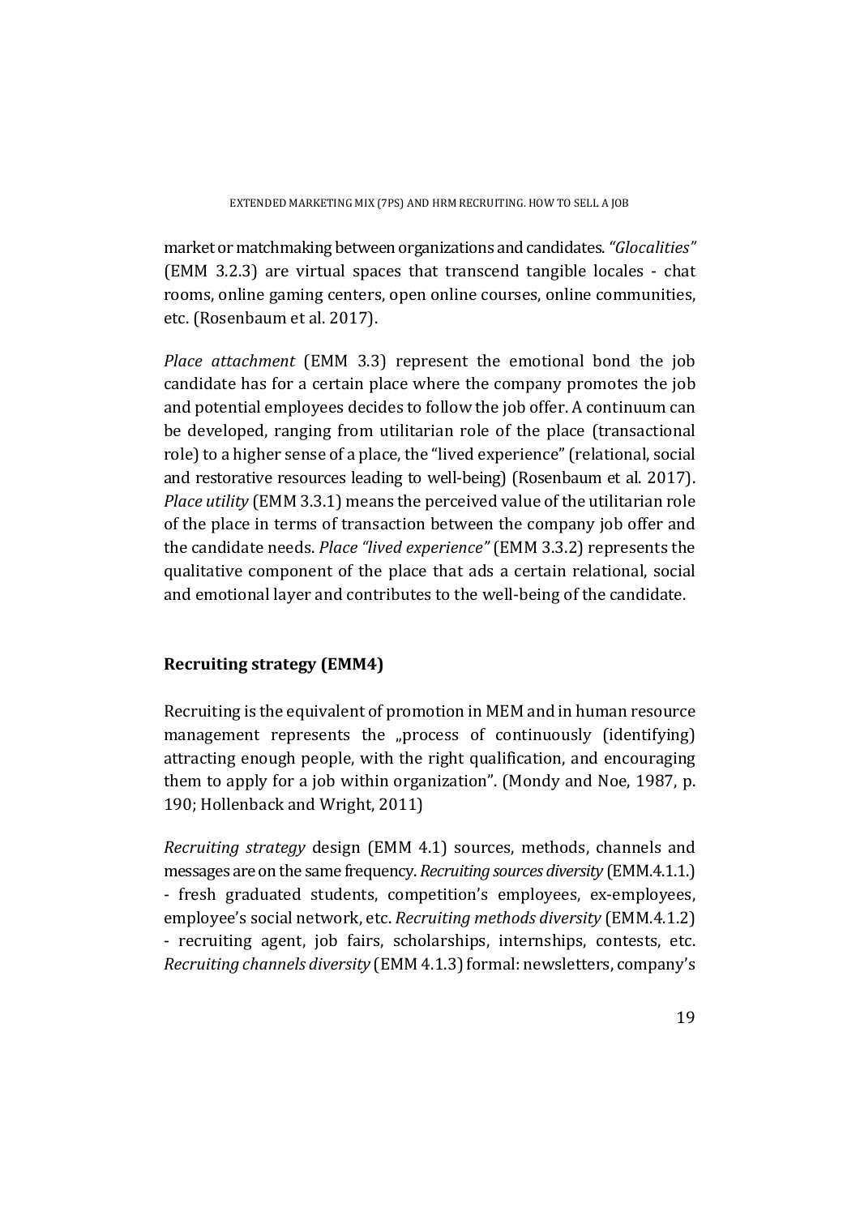market or matchmaking between organizations and candidates. *"Glocalities"* (EMM 3.2.3) are virtual spaces that transcend tangible locales - chat rooms, online gaming centers, open online courses, online communities, etc. (Rosenbaum et al. 2017).

*Place attachment* (EMM 3.3) represent the emotional bond the job candidate has for a certain place where the company promotes the job and potential employees decides to follow the job offer. A continuum can be developed, ranging from utilitarian role of the place (transactional role) to a higher sense of a place, the "lived experience" (relational, social and restorative resources leading to well-being) (Rosenbaum et al. 2017). *Place utility* (EMM 3.3.1) means the perceived value of the utilitarian role of the place in terms of transaction between the company job offer and the candidate needs. *Place "lived experience"* (EMM 3.3.2) represents the qualitative component of the place that ads a certain relational, social and emotional layer and contributes to the well-being of the candidate.

## Recruiting strategy (EMM4)

Recruiting is the equivalent of promotion in MEM and in human resource management represents the „process of continuously (identifying) attracting enough people, with the right qualification, and encouraging them to apply for a job within organization". (Mondy and Noe, 1987, p. 190; Hollenback and Wright, 2011)

*Recruiting strategy* design (EMM 4.1) sources, methods, channels and messages are on the same frequency. *Recruiting sources diversity* (EMM.4.1.1.) - fresh graduated students, competition's employees, ex-employees, employee's social network, etc. *Recruiting methods diversity* (EMM.4.1.2) - recruiting agent, job fairs, scholarships, internships, contests, etc. *Recruiting channels diversity* (EMM 4.1.3) formal: newsletters, company's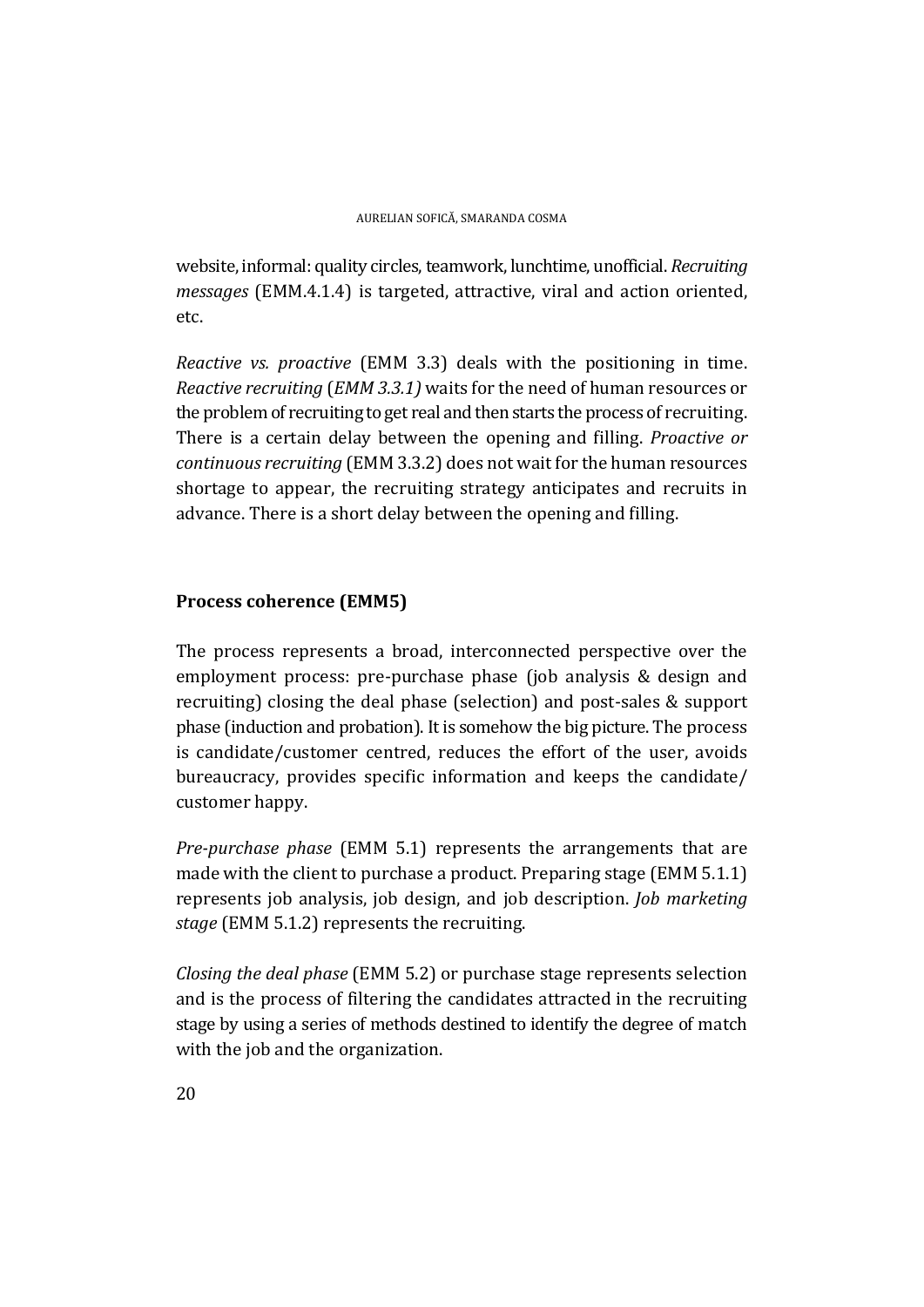website, informal: quality circles, teamwork, lunchtime, unofficial. *Recruiting messages* (EMM.4.1.4) is targeted, attractive, viral and action oriented, etc.

*Reactive vs. proactive* (EMM 3.3) deals with the positioning in time. *Reactive recruiting* (*EMM 3.3.1)* waits for the need of human resources or the problem of recruiting to get real and then starts the process of recruiting. There is a certain delay between the opening and filling. *Proactive or continuous recruiting* (EMM 3.3.2) does not wait for the human resources shortage to appear, the recruiting strategy anticipates and recruits in advance. There is a short delay between the opening and filling.

## Process coherence (EMM5)

The process represents a broad, interconnected perspective over the employment process: pre-purchase phase (job analysis & design and recruiting) closing the deal phase (selection) and post-sales & support phase (induction and probation). It is somehow the big picture. The process is candidate/customer centred, reduces the effort of the user, avoids bureaucracy, provides specific information and keeps the candidate/ customer happy.

*Pre-purchase phase* (EMM 5.1) represents the arrangements that are made with the client to purchase a product. Preparing stage (EMM 5.1.1) represents job analysis, job design, and job description. *Job marketing stage* (EMM 5.1.2) represents the recruiting.

*Closing the deal phase* (EMM 5.2) or purchase stage represents selection and is the process of filtering the candidates attracted in the recruiting stage by using a series of methods destined to identify the degree of match with the job and the organization.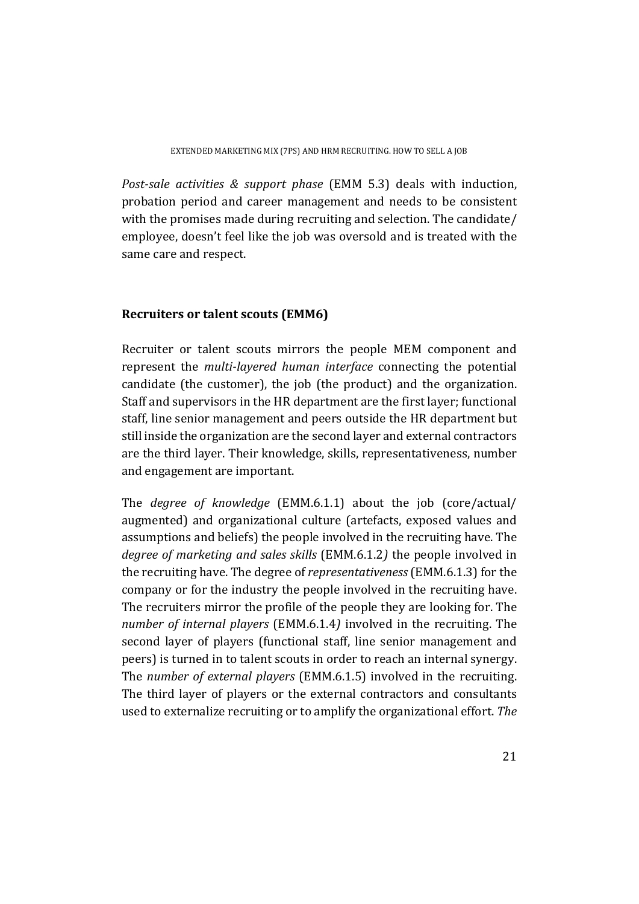*Post-sale activities & support phase* (EMM 5.3) deals with induction, probation period and career management and needs to be consistent with the promises made during recruiting and selection. The candidate/ employee, doesn't feel like the job was oversold and is treated with the same care and respect.

## Recruiters or talent scouts (EMM6)

Recruiter or talent scouts mirrors the people MEM component and represent the *multi-layered human interface* connecting the potential candidate (the customer), the job (the product) and the organization. Staff and supervisors in the HR department are the first layer; functional staff, line senior management and peers outside the HR department but still inside the organization are the second layer and external contractors are the third layer. Their knowledge, skills, representativeness, number and engagement are important.

The *degree of knowledge* (EMM.6.1.1) about the job (core/actual/ augmented) and organizational culture (artefacts, exposed values and assumptions and beliefs) the people involved in the recruiting have. The *degree of marketing and sales skills* (EMM.6.1.2*)* the people involved in the recruiting have. The degree of *representativeness* (EMM.6.1.3) for the company or for the industry the people involved in the recruiting have. The recruiters mirror the profile of the people they are looking for. The *number of internal players* (EMM.6.1.4*)* involved in the recruiting. The second layer of players (functional staff, line senior management and peers) is turned in to talent scouts in order to reach an internal synergy. The *number of external players* (EMM.6.1.5) involved in the recruiting. The third layer of players or the external contractors and consultants used to externalize recruiting or to amplify the organizational effort. *The*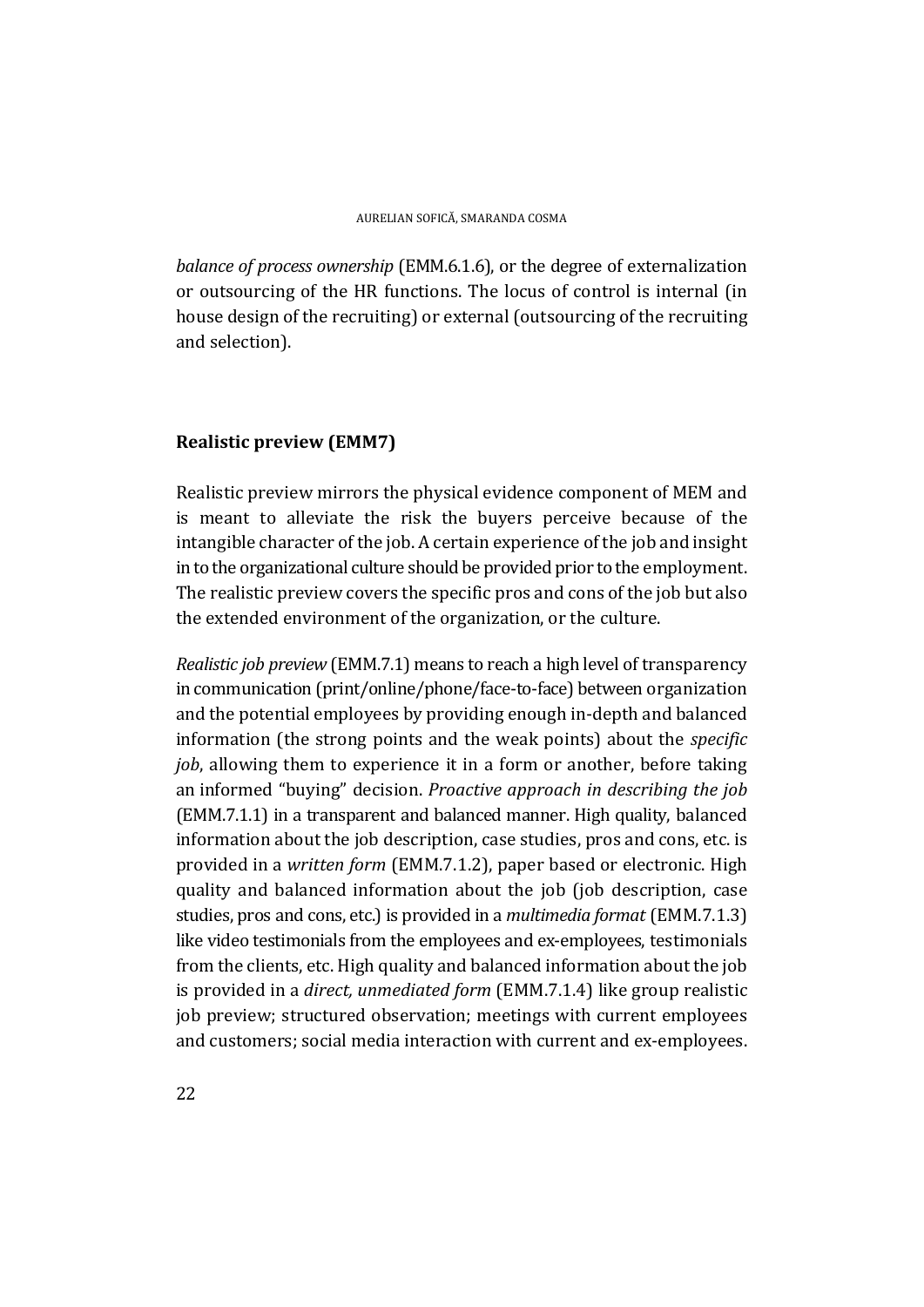*balance of process ownership* (EMM.6.1.6), or the degree of externalization or outsourcing of the HR functions. The locus of control is internal (in house design of the recruiting) or external (outsourcing of the recruiting and selection).

## Realistic preview (EMM7)

Realistic preview mirrors the physical evidence component of MEM and is meant to alleviate the risk the buyers perceive because of the intangible character of the job. A certain experience of the job and insight in to the organizational culture should be provided prior to the employment. The realistic preview covers the specific pros and cons of the job but also the extended environment of the organization, or the culture.

*Realistic job preview* (EMM.7.1) means to reach a high level of transparency in communication (print/online/phone/face-to-face) between organization and the potential employees by providing enough in-depth and balanced information (the strong points and the weak points) about the *specific job*, allowing them to experience it in a form or another, before taking an informed "buying" decision. *Proactive approach in describing the job* (EMM.7.1.1) in a transparent and balanced manner. High quality, balanced information about the job description, case studies, pros and cons, etc. is provided in a *written form* (EMM.7.1.2), paper based or electronic. High quality and balanced information about the job (job description, case studies, pros and cons, etc.) is provided in a *multimedia format* (EMM.7.1.3) like video testimonials from the employees and ex-employees, testimonials from the clients, etc. High quality and balanced information about the job is provided in a *direct, unmediated form* (EMM.7.1.4) like group realistic job preview; structured observation; meetings with current employees and customers; social media interaction with current and ex-employees.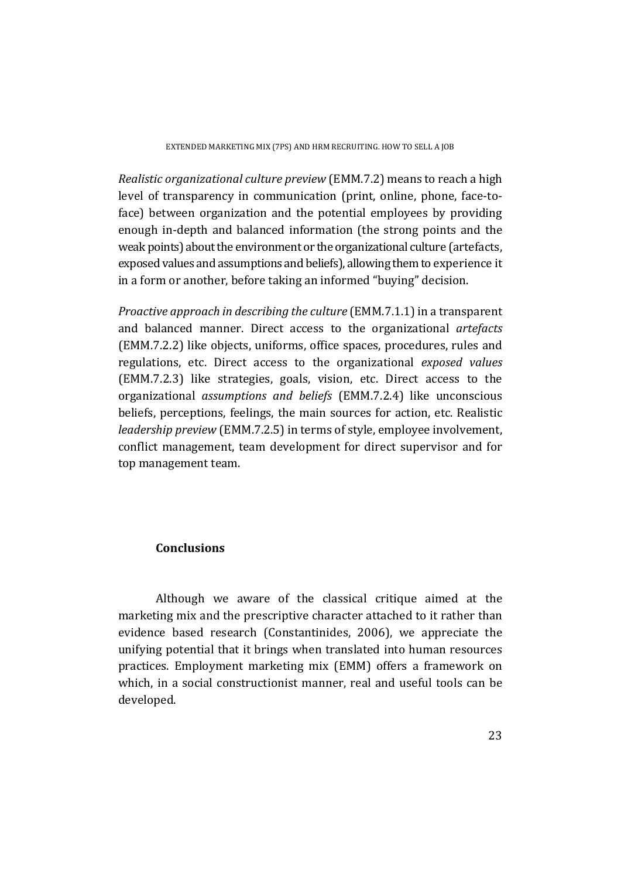*Realistic organizational culture preview* (EMM.7.2) means to reach a high level of transparency in communication (print, online, phone, face-to-face) between organization and the potential employees by providing enough in-depth and balanced information (the strong points and the weak points) about the environment or the organizational culture (artefacts, exposed values and assumptions and beliefs), allowing them to experience it in a form or another, before taking an informed "buying" decision.

*Proactive approach in describing the culture* (EMM.7.1.1) in a transparent and balanced manner. Direct access to the organizational *artefacts* (EMM.7.2.2) like objects, uniforms, office spaces, procedures, rules and regulations, etc. Direct access to the organizational *exposed values* (EMM.7.2.3) like strategies, goals, vision, etc. Direct access to the organizational *assumptions and beliefs* (EMM.7.2.4) like unconscious beliefs, perceptions, feelings, the main sources for action, etc. Realistic *leadership preview* (EMM.7.2.5) in terms of style, employee involvement, conflict management, team development for direct supervisor and for top management team.

## Conclusions

Although we aware of the classical critique aimed at the marketing mix and the prescriptive character attached to it rather than evidence based research (Constantinides, 2006), we appreciate the unifying potential that it brings when translated into human resources practices. Employment marketing mix (EMM) offers a framework on which, in a social constructionist manner, real and useful tools can be developed.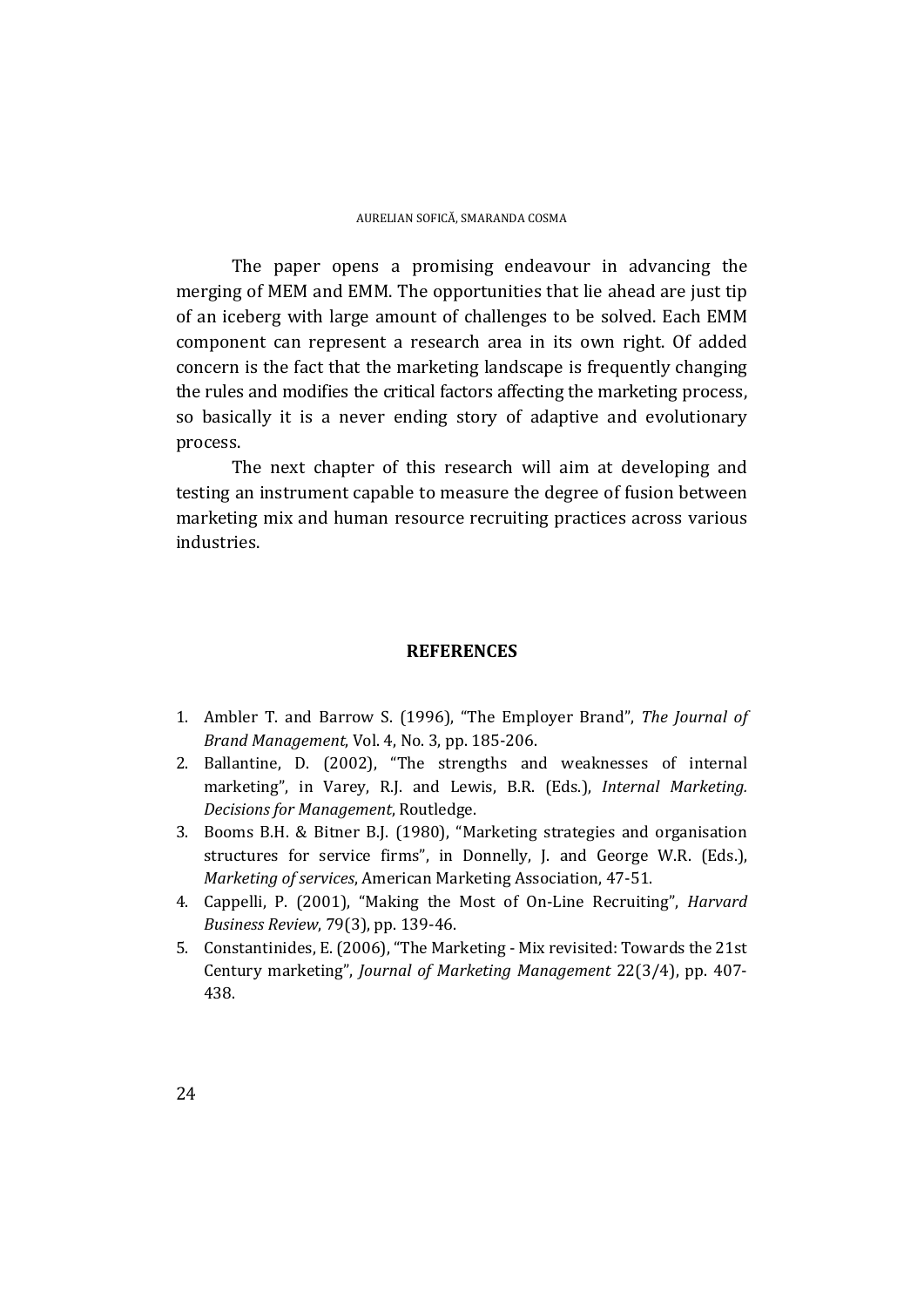The paper opens a promising endeavour in advancing the merging of MEM and EMM. The opportunities that lie ahead are just tip of an iceberg with large amount of challenges to be solved. Each EMM component can represent a research area in its own right. Of added concern is the fact that the marketing landscape is frequently changing the rules and modifies the critical factors affecting the marketing process, so basically it is a never ending story of adaptive and evolutionary process.

The next chapter of this research will aim at developing and testing an instrument capable to measure the degree of fusion between marketing mix and human resource recruiting practices across various industries.

## REFERENCES

1. Ambler T. and Barrow S. (1996), "The Employer Brand", *The Journal of Brand Management*, Vol. 4, No. 3, pp. 185-206.
2. Ballantine, D. (2002), "The strengths and weaknesses of internal marketing", in Varey, R.J. and Lewis, B.R. (Eds.), *Internal Marketing. Decisions for Management*, Routledge.
3. Booms B.H. & Bitner B.J. (1980), "Marketing strategies and organisation structures for service firms", in Donnelly, J. and George W.R. (Eds.), *Marketing of services*, American Marketing Association, 47-51.
4. Cappelli, P. (2001), "Making the Most of On-Line Recruiting", *Harvard Business Review*, 79(3), pp. 139-46.
5. Constantinides, E. (2006), "The Marketing - Mix revisited: Towards the 21st Century marketing", *Journal of Marketing Management* 22(3/4), pp. 407-438.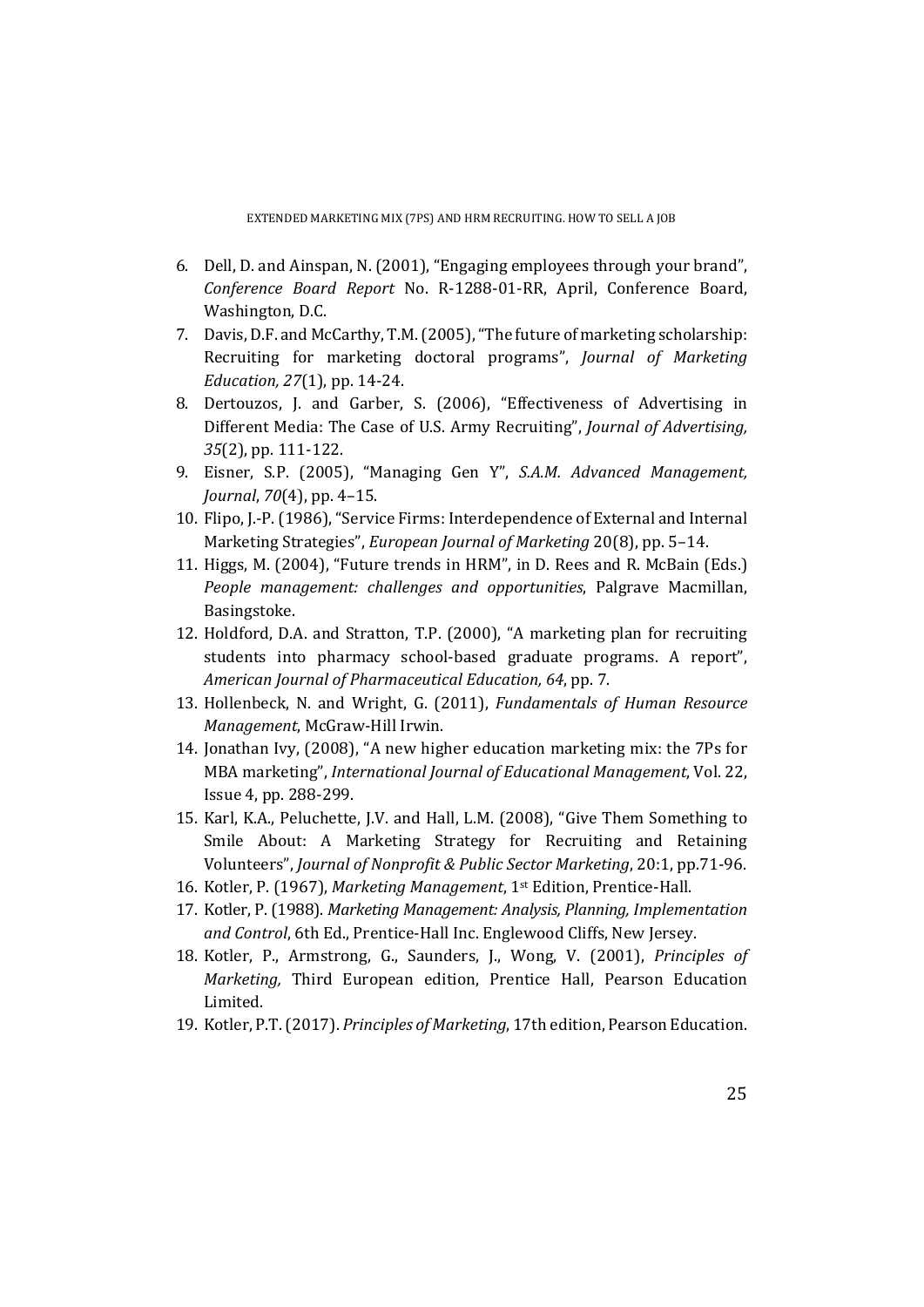6. Dell, D. and Ainspan, N. (2001), "Engaging employees through your brand", *Conference Board Report* No. R-1288-01-RR, April, Conference Board, Washington, D.C.
7. Davis, D.F. and McCarthy, T.M. (2005), "The future of marketing scholarship: Recruiting for marketing doctoral programs", *Journal of Marketing Education, 27*(1), pp. 14-24.
8. Dertouzos, J. and Garber, S. (2006), "Effectiveness of Advertising in Different Media: The Case of U.S. Army Recruiting", *Journal of Advertising, 35*(2), pp. 111-122.
9. Eisner, S.P. (2005), "Managing Gen Y", *S.A.M. Advanced Management, Journal*, *70*(4), pp. 4–15.
10. Flipo, J.-P. (1986), "Service Firms: Interdependence of External and Internal Marketing Strategies", *European Journal of Marketing* 20(8), pp. 5–14.
11. Higgs, M. (2004), "Future trends in HRM", in D. Rees and R. McBain (Eds.) *People management: challenges and opportunities*, Palgrave Macmillan, Basingstoke.
12. Holdford, D.A. and Stratton, T.P. (2000), "A marketing plan for recruiting students into pharmacy school-based graduate programs. A report", *American Journal of Pharmaceutical Education, 64*, pp. 7.
13. Hollenbeck, N. and Wright, G. (2011), *Fundamentals of Human Resource Management*, McGraw-Hill Irwin.
14. Jonathan Ivy, (2008), "A new higher education marketing mix: the 7Ps for MBA marketing", *International Journal of Educational Management*, Vol. 22, Issue 4, pp. 288-299.
15. Karl, K.A., Peluchette, J.V. and Hall, L.M. (2008), "Give Them Something to Smile About: A Marketing Strategy for Recruiting and Retaining Volunteers", *Journal of Nonprofit & Public Sector Marketing*, 20:1, pp.71-96.
16. Kotler, P. (1967), *Marketing Management*, 1st Edition, Prentice-Hall.
17. Kotler, P. (1988). *Marketing Management: Analysis, Planning, Implementation and Control*, 6th Ed., Prentice-Hall Inc. Englewood Cliffs, New Jersey.
18. Kotler, P., Armstrong, G., Saunders, J., Wong, V. (2001), *Principles of Marketing,* Third European edition, Prentice Hall, Pearson Education Limited.
19. Kotler, P.T. (2017). *Principles of Marketing*, 17th edition, Pearson Education.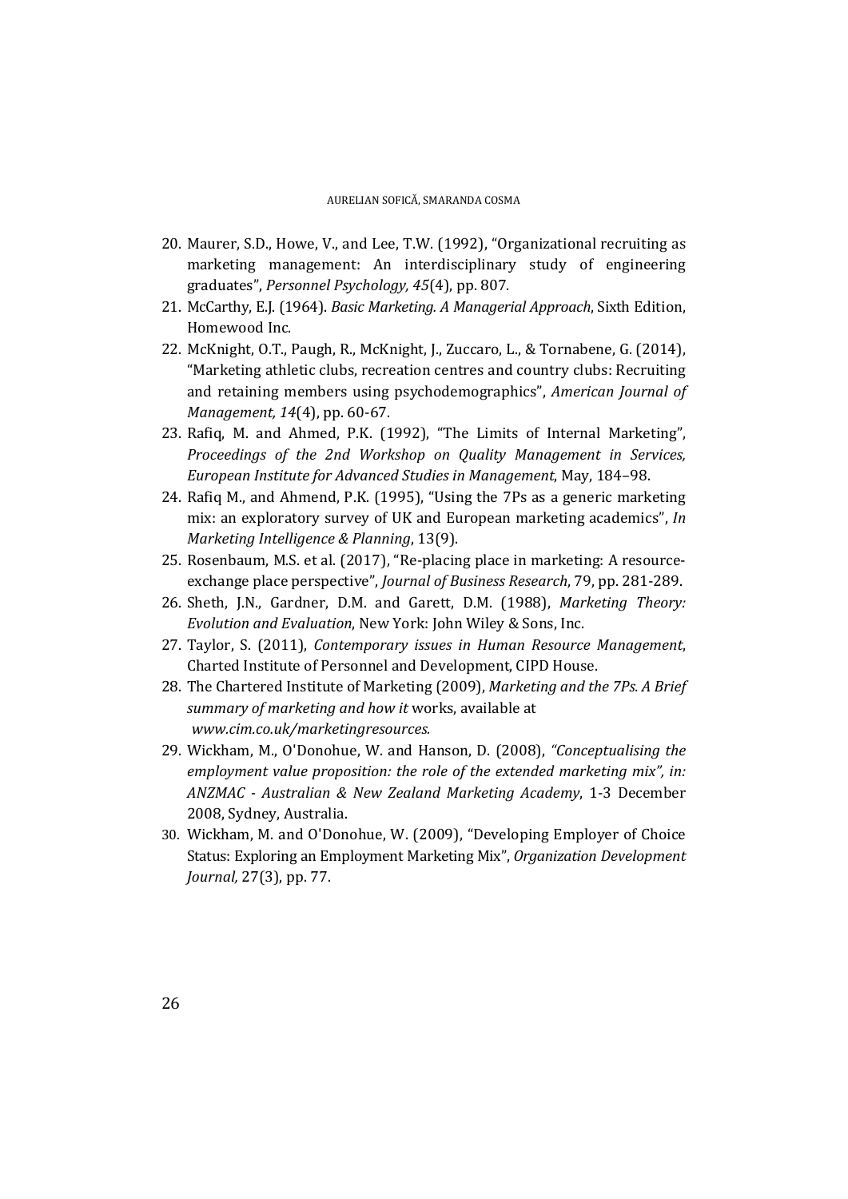20. Maurer, S.D., Howe, V., and Lee, T.W. (1992), "Organizational recruiting as marketing management: An interdisciplinary study of engineering graduates", *Personnel Psychology, 45*(4), pp. 807.
21. McCarthy, E.J. (1964). *Basic Marketing. A Managerial Approach*, Sixth Edition, Homewood Inc.
22. McKnight, O.T., Paugh, R., McKnight, J., Zuccaro, L., & Tornabene, G. (2014), "Marketing athletic clubs, recreation centres and country clubs: Recruiting and retaining members using psychodemographics", *American Journal of Management, 14*(4), pp. 60-67.
23. Rafiq, M. and Ahmed, P.K. (1992), "The Limits of Internal Marketing", *Proceedings of the 2nd Workshop on Quality Management in Services, European Institute for Advanced Studies in Management*, May, 184–98.
24. Rafiq M., and Ahmend, P.K. (1995), "Using the 7Ps as a generic marketing mix: an exploratory survey of UK and European marketing academics", *In Marketing Intelligence & Planning*, 13(9).
25. Rosenbaum, M.S. et al. (2017), "Re-placing place in marketing: A resource-exchange place perspective", *Journal of Business Research*, 79, pp. 281-289.
26. Sheth, J.N., Gardner, D.M. and Garett, D.M. (1988), *Marketing Theory: Evolution and Evaluation*, New York: John Wiley & Sons, Inc.
27. Taylor, S. (2011), *Contemporary issues in Human Resource Management*, Charted Institute of Personnel and Development, CIPD House.
28. The Chartered Institute of Marketing (2009), *Marketing and the 7Ps. A Brief summary of marketing and how it* works, available at *www.cim.co.uk/marketingresources.*
29. Wickham, M., O'Donohue, W. and Hanson, D. (2008), *"Conceptualising the employment value proposition: the role of the extended marketing mix", in: ANZMAC - Australian & New Zealand Marketing Academy*, 1-3 December 2008, Sydney, Australia.
30. Wickham, M. and O'Donohue, W. (2009), "Developing Employer of Choice Status: Exploring an Employment Marketing Mix", *Organization Development Journal,* 27(3), pp. 77.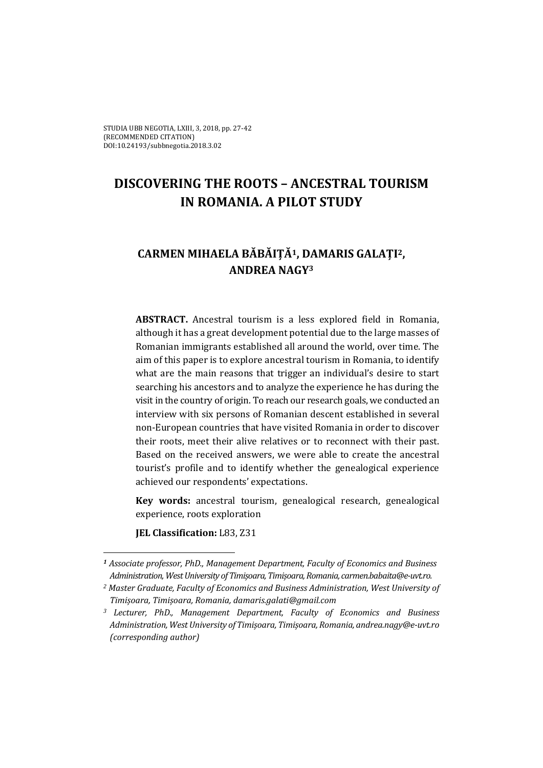# DISCOVERING THE ROOTS – ANCESTRAL TOURISM IN ROMANIA. A PILOT STUDY

## CARMEN MIHAELA BĂBĂIȚĂ[1], DAMARIS GALAȚI[2], ANDREA NAGY[3]

**ABSTRACT.** Ancestral tourism is a less explored field in Romania, although it has a great development potential due to the large masses of Romanian immigrants established all around the world, over time. The aim of this paper is to explore ancestral tourism in Romania, to identify what are the main reasons that trigger an individual's desire to start searching his ancestors and to analyze the experience he has during the visit in the country of origin. To reach our research goals, we conducted an interview with six persons of Romanian descent established in several non-European countries that have visited Romania in order to discover their roots, meet their alive relatives or to reconnect with their past. Based on the received answers, we were able to create the ancestral tourist's profile and to identify whether the genealogical experience achieved our respondents' expectations.

**Key words:** ancestral tourism, genealogical research, genealogical experience, roots exploration

**JEL Classification:** L83, Z31

---

[1] *Associate professor, PhD., Management Department, Faculty of Economics and Business Administration, West University of Timișoara, Timișoara, Romania, carmen.babaita@e-uvt.ro.*

[2] *Master Graduate, Faculty of Economics and Business Administration, West University of Timișoara, Timișoara, Romania, damaris.galati@gmail.com*

[3] *Lecturer, PhD., Management Department, Faculty of Economics and Business Administration, West University of Timișoara, Timișoara, Romania, andrea.nagy@e-uvt.ro (corresponding author)*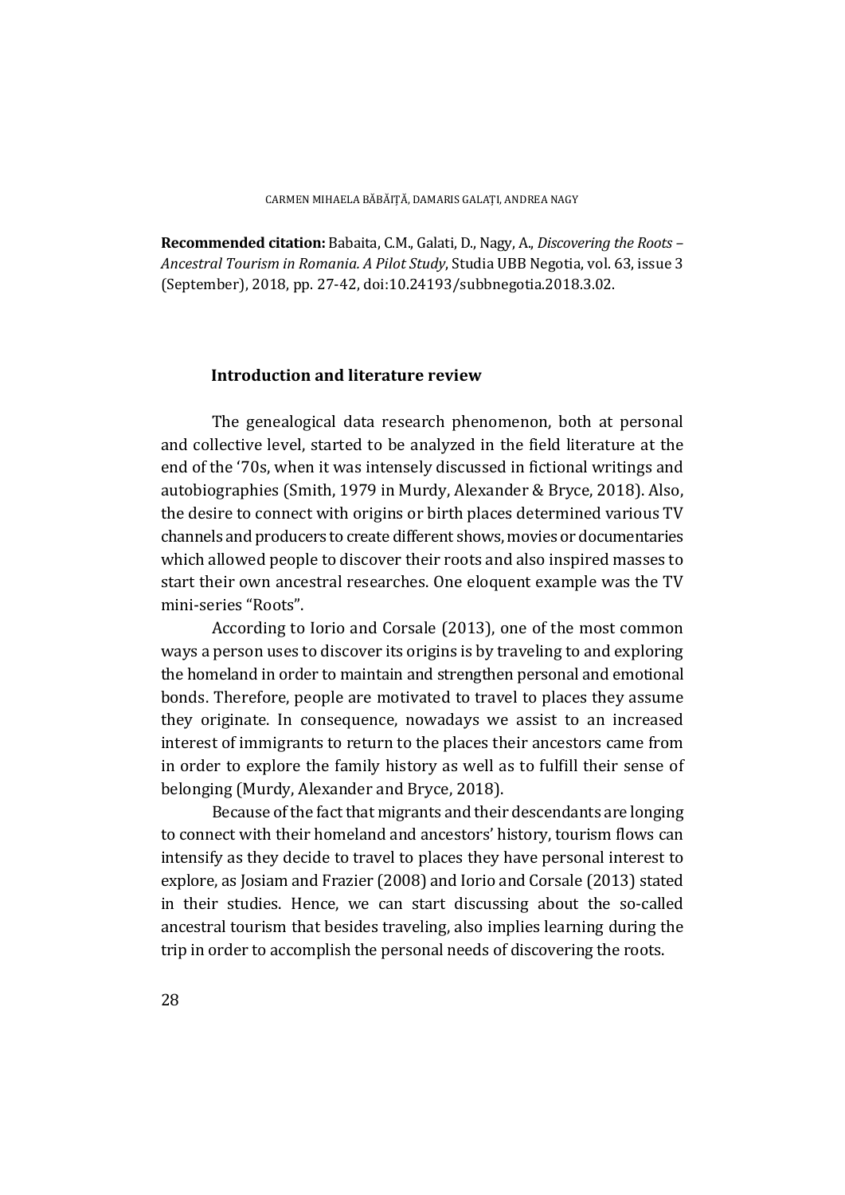**Recommended citation:** Babaita, C.M., Galati, D., Nagy, A., *Discovering the Roots – Ancestral Tourism in Romania. A Pilot Study*, Studia UBB Negotia, vol. 63, issue 3 (September), 2018, pp. 27-42, doi:10.24193/subbnegotia.2018.3.02.

## Introduction and literature review

The genealogical data research phenomenon, both at personal and collective level, started to be analyzed in the field literature at the end of the '70s, when it was intensely discussed in fictional writings and autobiographies (Smith, 1979 in Murdy, Alexander & Bryce, 2018). Also, the desire to connect with origins or birth places determined various TV channels and producers to create different shows, movies or documentaries which allowed people to discover their roots and also inspired masses to start their own ancestral researches. One eloquent example was the TV mini-series "Roots".

According to Iorio and Corsale (2013), one of the most common ways a person uses to discover its origins is by traveling to and exploring the homeland in order to maintain and strengthen personal and emotional bonds. Therefore, people are motivated to travel to places they assume they originate. In consequence, nowadays we assist to an increased interest of immigrants to return to the places their ancestors came from in order to explore the family history as well as to fulfill their sense of belonging (Murdy, Alexander and Bryce, 2018).

Because of the fact that migrants and their descendants are longing to connect with their homeland and ancestors' history, tourism flows can intensify as they decide to travel to places they have personal interest to explore, as Josiam and Frazier (2008) and Iorio and Corsale (2013) stated in their studies. Hence, we can start discussing about the so-called ancestral tourism that besides traveling, also implies learning during the trip in order to accomplish the personal needs of discovering the roots.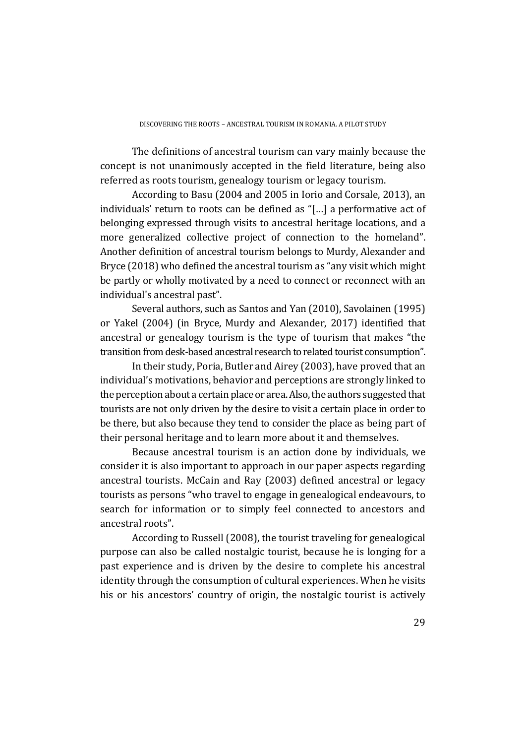The definitions of ancestral tourism can vary mainly because the concept is not unanimously accepted in the field literature, being also referred as roots tourism, genealogy tourism or legacy tourism.

According to Basu (2004 and 2005 in Iorio and Corsale, 2013), an individuals' return to roots can be defined as "[…] a performative act of belonging expressed through visits to ancestral heritage locations, and a more generalized collective project of connection to the homeland". Another definition of ancestral tourism belongs to Murdy, Alexander and Bryce (2018) who defined the ancestral tourism as "any visit which might be partly or wholly motivated by a need to connect or reconnect with an individual's ancestral past".

Several authors, such as Santos and Yan (2010), Savolainen (1995) or Yakel (2004) (in Bryce, Murdy and Alexander, 2017) identified that ancestral or genealogy tourism is the type of tourism that makes "the transition from desk-based ancestral research to related tourist consumption".

In their study, Poria, Butler and Airey (2003), have proved that an individual's motivations, behavior and perceptions are strongly linked to the perception about a certain place or area. Also, the authors suggested that tourists are not only driven by the desire to visit a certain place in order to be there, but also because they tend to consider the place as being part of their personal heritage and to learn more about it and themselves.

Because ancestral tourism is an action done by individuals, we consider it is also important to approach in our paper aspects regarding ancestral tourists. McCain and Ray (2003) defined ancestral or legacy tourists as persons "who travel to engage in genealogical endeavours, to search for information or to simply feel connected to ancestors and ancestral roots".

According to Russell (2008), the tourist traveling for genealogical purpose can also be called nostalgic tourist, because he is longing for a past experience and is driven by the desire to complete his ancestral identity through the consumption of cultural experiences. When he visits his or his ancestors' country of origin, the nostalgic tourist is actively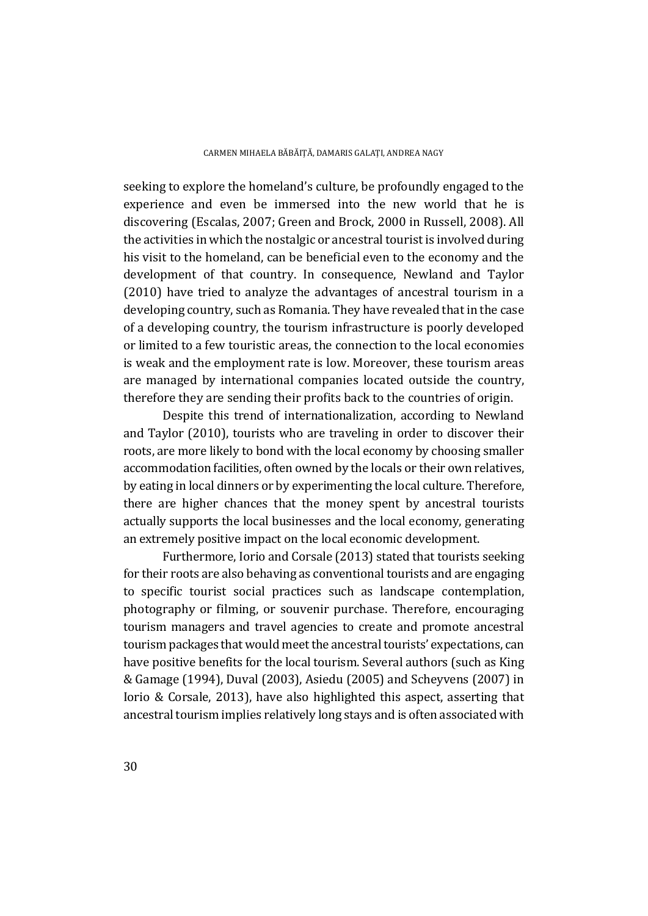seeking to explore the homeland's culture, be profoundly engaged to the experience and even be immersed into the new world that he is discovering (Escalas, 2007; Green and Brock, 2000 in Russell, 2008). All the activities in which the nostalgic or ancestral tourist is involved during his visit to the homeland, can be beneficial even to the economy and the development of that country. In consequence, Newland and Taylor (2010) have tried to analyze the advantages of ancestral tourism in a developing country, such as Romania. They have revealed that in the case of a developing country, the tourism infrastructure is poorly developed or limited to a few touristic areas, the connection to the local economies is weak and the employment rate is low. Moreover, these tourism areas are managed by international companies located outside the country, therefore they are sending their profits back to the countries of origin.

Despite this trend of internationalization, according to Newland and Taylor (2010), tourists who are traveling in order to discover their roots, are more likely to bond with the local economy by choosing smaller accommodation facilities, often owned by the locals or their own relatives, by eating in local dinners or by experimenting the local culture. Therefore, there are higher chances that the money spent by ancestral tourists actually supports the local businesses and the local economy, generating an extremely positive impact on the local economic development.

Furthermore, Iorio and Corsale (2013) stated that tourists seeking for their roots are also behaving as conventional tourists and are engaging to specific tourist social practices such as landscape contemplation, photography or filming, or souvenir purchase. Therefore, encouraging tourism managers and travel agencies to create and promote ancestral tourism packages that would meet the ancestral tourists' expectations, can have positive benefits for the local tourism. Several authors (such as King & Gamage (1994), Duval (2003), Asiedu (2005) and Scheyvens (2007) in Iorio & Corsale, 2013), have also highlighted this aspect, asserting that ancestral tourism implies relatively long stays and is often associated with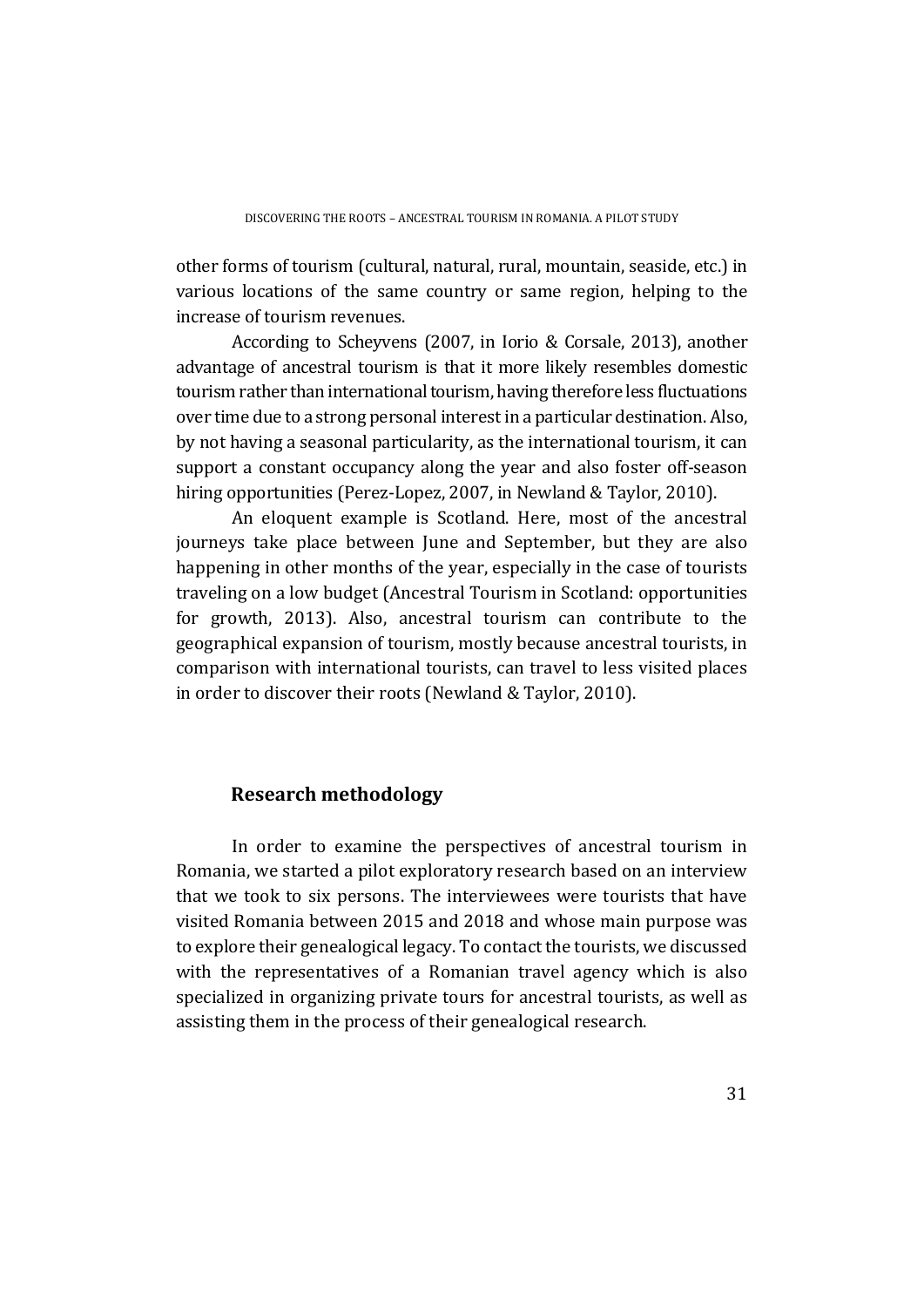other forms of tourism (cultural, natural, rural, mountain, seaside, etc.) in various locations of the same country or same region, helping to the increase of tourism revenues.

According to Scheyvens (2007, in Iorio & Corsale, 2013), another advantage of ancestral tourism is that it more likely resembles domestic tourism rather than international tourism, having therefore less fluctuations over time due to a strong personal interest in a particular destination. Also, by not having a seasonal particularity, as the international tourism, it can support a constant occupancy along the year and also foster off-season hiring opportunities (Perez-Lopez, 2007, in Newland & Taylor, 2010).

An eloquent example is Scotland. Here, most of the ancestral journeys take place between June and September, but they are also happening in other months of the year, especially in the case of tourists traveling on a low budget (Ancestral Tourism in Scotland: opportunities for growth, 2013). Also, ancestral tourism can contribute to the geographical expansion of tourism, mostly because ancestral tourists, in comparison with international tourists, can travel to less visited places in order to discover their roots (Newland & Taylor, 2010).

## Research methodology

In order to examine the perspectives of ancestral tourism in Romania, we started a pilot exploratory research based on an interview that we took to six persons. The interviewees were tourists that have visited Romania between 2015 and 2018 and whose main purpose was to explore their genealogical legacy. To contact the tourists, we discussed with the representatives of a Romanian travel agency which is also specialized in organizing private tours for ancestral tourists, as well as assisting them in the process of their genealogical research.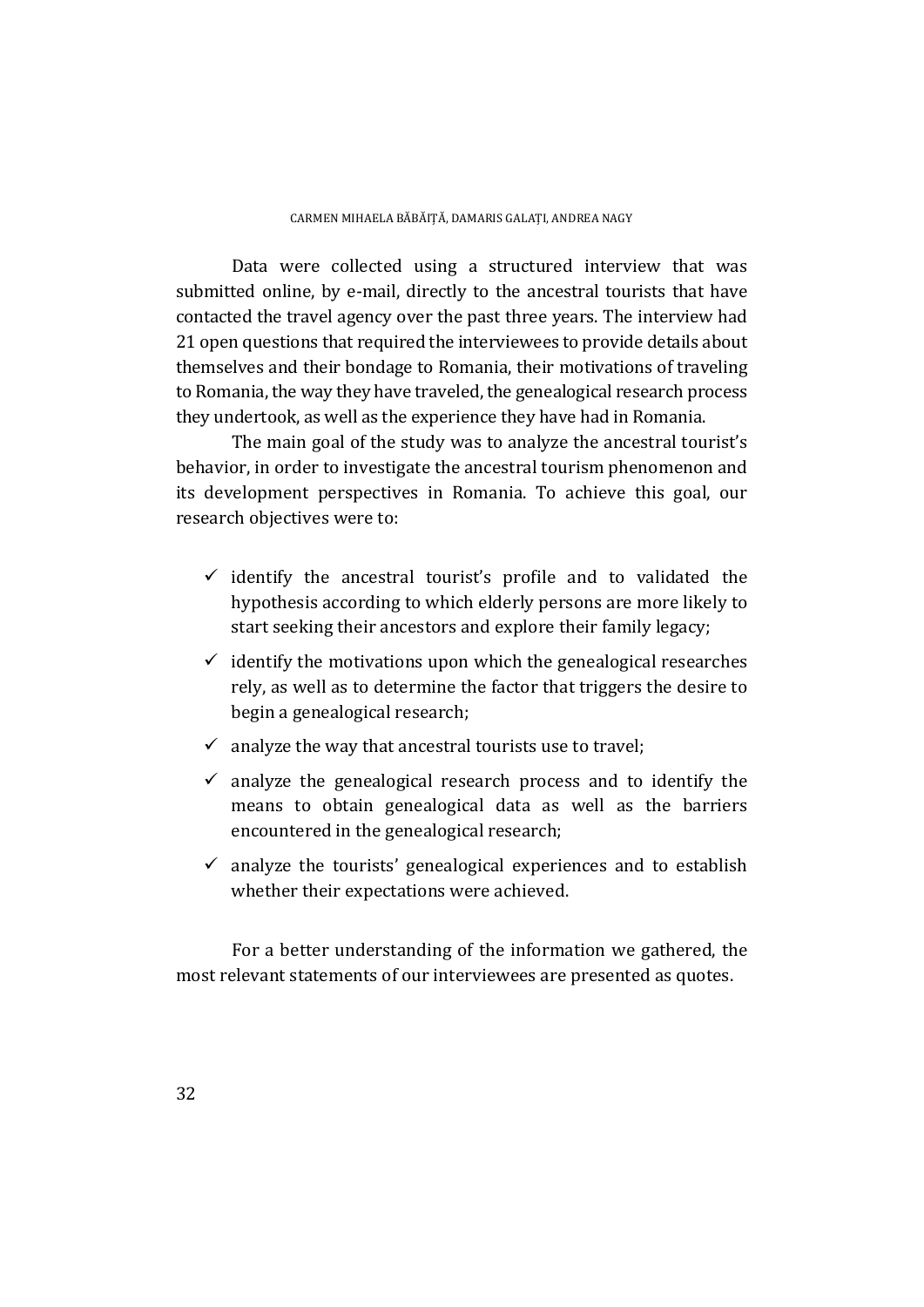Data were collected using a structured interview that was submitted online, by e-mail, directly to the ancestral tourists that have contacted the travel agency over the past three years. The interview had 21 open questions that required the interviewees to provide details about themselves and their bondage to Romania, their motivations of traveling to Romania, the way they have traveled, the genealogical research process they undertook, as well as the experience they have had in Romania.

The main goal of the study was to analyze the ancestral tourist's behavior, in order to investigate the ancestral tourism phenomenon and its development perspectives in Romania. To achieve this goal, our research objectives were to:

- ✓ identify the ancestral tourist's profile and to validated the hypothesis according to which elderly persons are more likely to start seeking their ancestors and explore their family legacy;
- ✓ identify the motivations upon which the genealogical researches rely, as well as to determine the factor that triggers the desire to begin a genealogical research;
- ✓ analyze the way that ancestral tourists use to travel;
- ✓ analyze the genealogical research process and to identify the means to obtain genealogical data as well as the barriers encountered in the genealogical research;
- ✓ analyze the tourists' genealogical experiences and to establish whether their expectations were achieved.

For a better understanding of the information we gathered, the most relevant statements of our interviewees are presented as quotes.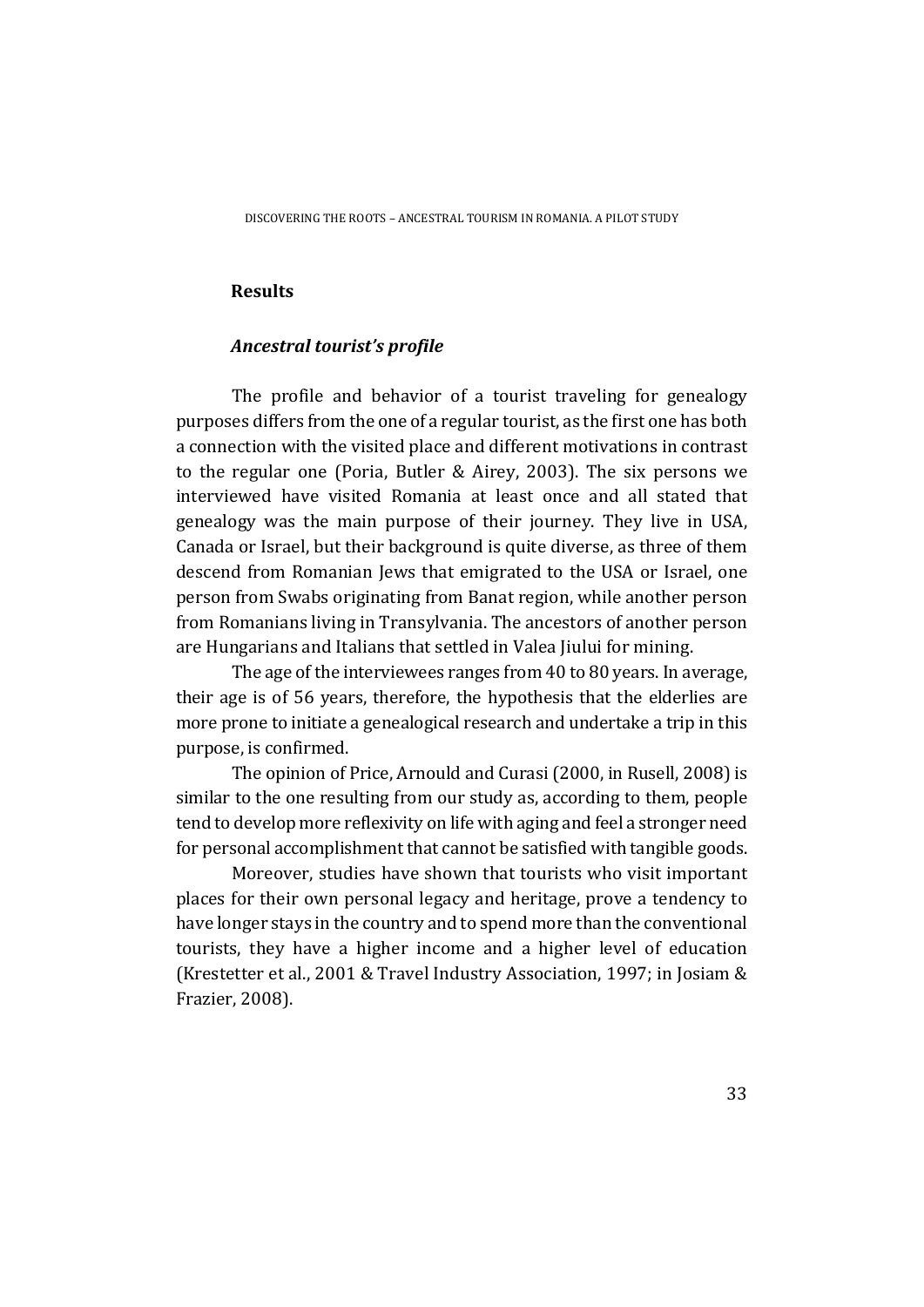## Results

### *Ancestral tourist's profile*

The profile and behavior of a tourist traveling for genealogy purposes differs from the one of a regular tourist, as the first one has both a connection with the visited place and different motivations in contrast to the regular one (Poria, Butler & Airey, 2003). The six persons we interviewed have visited Romania at least once and all stated that genealogy was the main purpose of their journey. They live in USA, Canada or Israel, but their background is quite diverse, as three of them descend from Romanian Jews that emigrated to the USA or Israel, one person from Swabs originating from Banat region, while another person from Romanians living in Transylvania. The ancestors of another person are Hungarians and Italians that settled in Valea Jiului for mining.

The age of the interviewees ranges from 40 to 80 years. In average, their age is of 56 years, therefore, the hypothesis that the elderlies are more prone to initiate a genealogical research and undertake a trip in this purpose, is confirmed.

The opinion of Price, Arnould and Curasi (2000, in Rusell, 2008) is similar to the one resulting from our study as, according to them, people tend to develop more reflexivity on life with aging and feel a stronger need for personal accomplishment that cannot be satisfied with tangible goods.

Moreover, studies have shown that tourists who visit important places for their own personal legacy and heritage, prove a tendency to have longer stays in the country and to spend more than the conventional tourists, they have a higher income and a higher level of education (Krestetter et al., 2001 & Travel Industry Association, 1997; in Josiam & Frazier, 2008).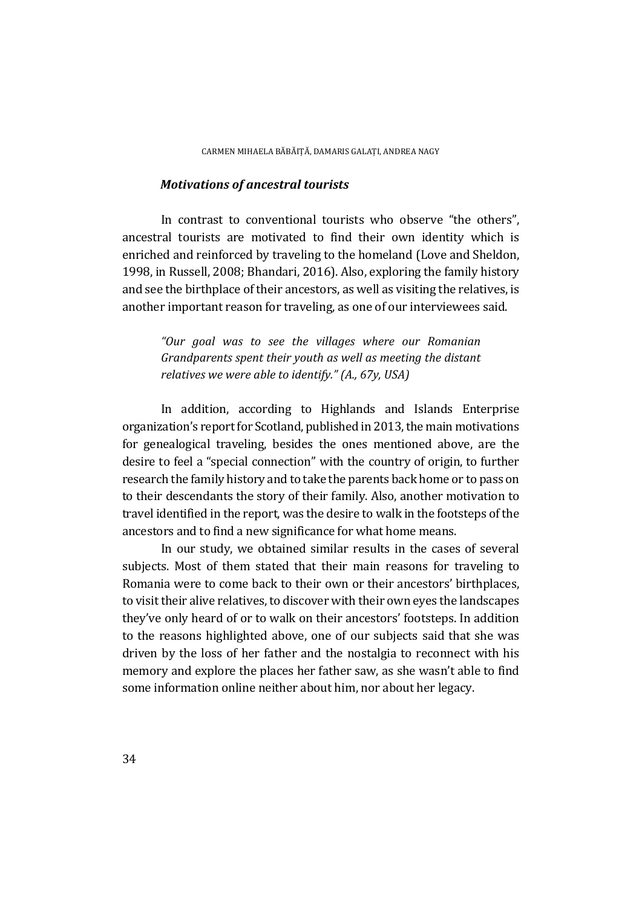### *Motivations of ancestral tourists*

In contrast to conventional tourists who observe "the others", ancestral tourists are motivated to find their own identity which is enriched and reinforced by traveling to the homeland (Love and Sheldon, 1998, in Russell, 2008; Bhandari, 2016). Also, exploring the family history and see the birthplace of their ancestors, as well as visiting the relatives, is another important reason for traveling, as one of our interviewees said.

> *"Our goal was to see the villages where our Romanian Grandparents spent their youth as well as meeting the distant relatives we were able to identify." (A., 67y, USA)*

In addition, according to Highlands and Islands Enterprise organization's report for Scotland, published in 2013, the main motivations for genealogical traveling, besides the ones mentioned above, are the desire to feel a "special connection" with the country of origin, to further research the family history and to take the parents back home or to pass on to their descendants the story of their family. Also, another motivation to travel identified in the report, was the desire to walk in the footsteps of the ancestors and to find a new significance for what home means.

In our study, we obtained similar results in the cases of several subjects. Most of them stated that their main reasons for traveling to Romania were to come back to their own or their ancestors' birthplaces, to visit their alive relatives, to discover with their own eyes the landscapes they've only heard of or to walk on their ancestors' footsteps. In addition to the reasons highlighted above, one of our subjects said that she was driven by the loss of her father and the nostalgia to reconnect with his memory and explore the places her father saw, as she wasn't able to find some information online neither about him, nor about her legacy.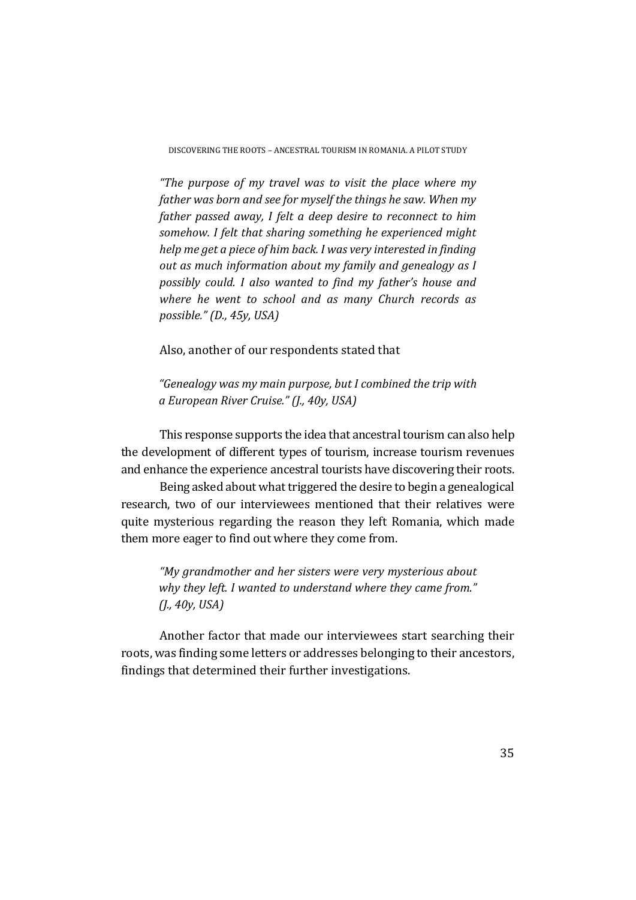*"The purpose of my travel was to visit the place where my father was born and see for myself the things he saw. When my father passed away, I felt a deep desire to reconnect to him somehow. I felt that sharing something he experienced might help me get a piece of him back. I was very interested in finding out as much information about my family and genealogy as I possibly could. I also wanted to find my father's house and where he went to school and as many Church records as possible." (D., 45y, USA)*

Also, another of our respondents stated that

*"Genealogy was my main purpose, but I combined the trip with a European River Cruise." (J., 40y, USA)*

This response supports the idea that ancestral tourism can also help the development of different types of tourism, increase tourism revenues and enhance the experience ancestral tourists have discovering their roots.

Being asked about what triggered the desire to begin a genealogical research, two of our interviewees mentioned that their relatives were quite mysterious regarding the reason they left Romania, which made them more eager to find out where they come from.

*"My grandmother and her sisters were very mysterious about why they left. I wanted to understand where they came from." (J., 40y, USA)*

Another factor that made our interviewees start searching their roots, was finding some letters or addresses belonging to their ancestors, findings that determined their further investigations.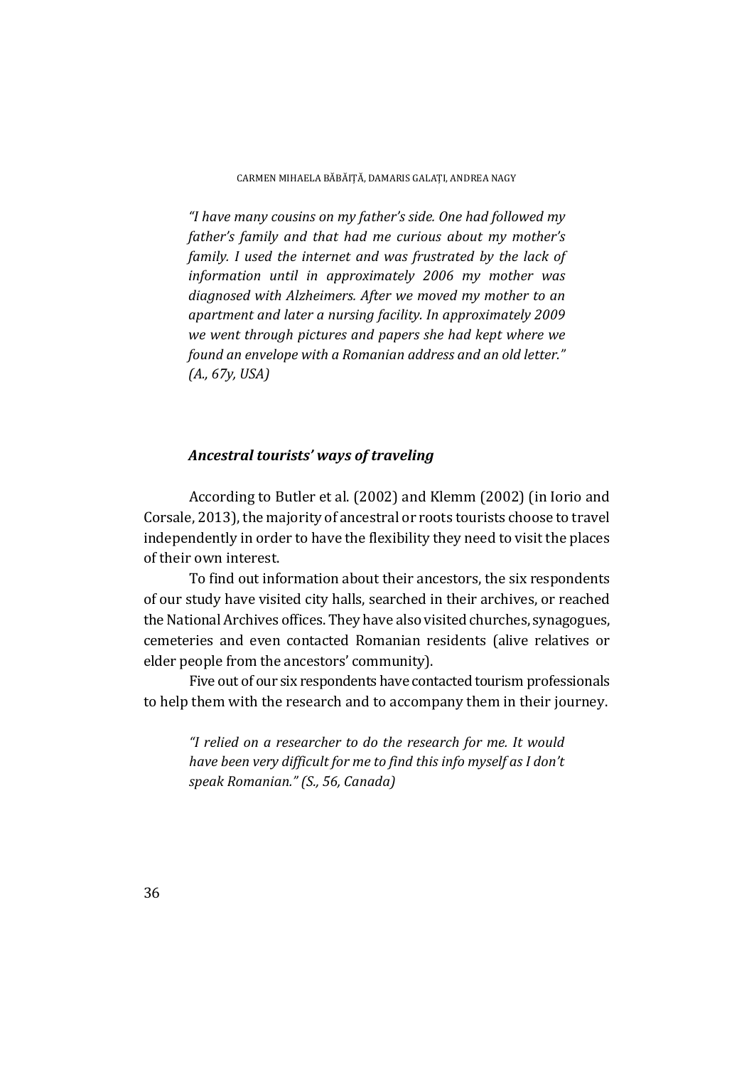*"I have many cousins on my father's side. One had followed my father's family and that had me curious about my mother's family. I used the internet and was frustrated by the lack of information until in approximately 2006 my mother was diagnosed with Alzheimers. After we moved my mother to an apartment and later a nursing facility. In approximately 2009 we went through pictures and papers she had kept where we found an envelope with a Romanian address and an old letter." (A., 67y, USA)*

### *Ancestral tourists' ways of traveling*

According to Butler et al. (2002) and Klemm (2002) (in Iorio and Corsale, 2013), the majority of ancestral or roots tourists choose to travel independently in order to have the flexibility they need to visit the places of their own interest.

To find out information about their ancestors, the six respondents of our study have visited city halls, searched in their archives, or reached the National Archives offices. They have also visited churches, synagogues, cemeteries and even contacted Romanian residents (alive relatives or elder people from the ancestors' community).

Five out of our six respondents have contacted tourism professionals to help them with the research and to accompany them in their journey.

*"I relied on a researcher to do the research for me. It would have been very difficult for me to find this info myself as I don't speak Romanian." (S., 56, Canada)*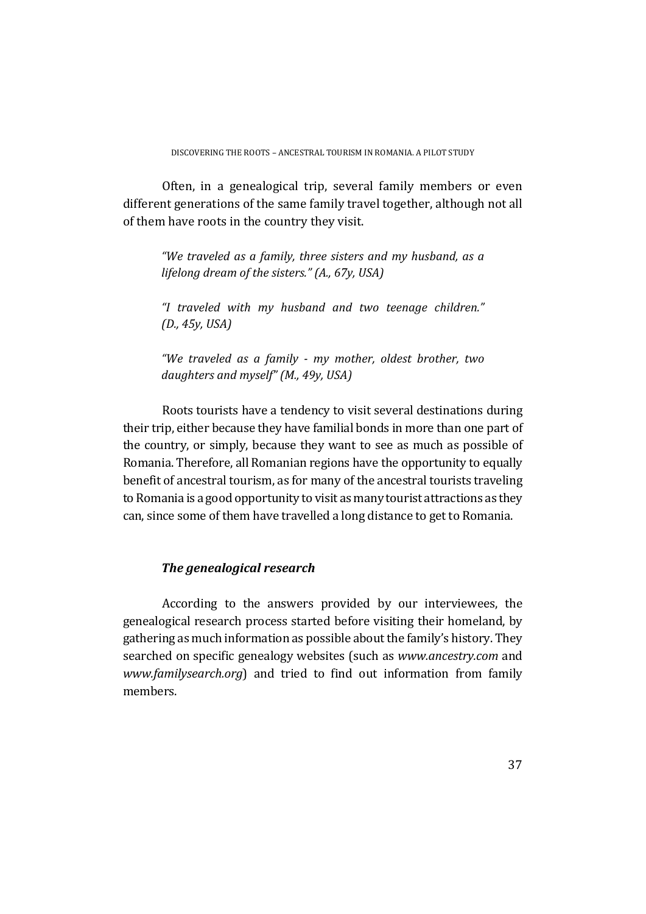Often, in a genealogical trip, several family members or even different generations of the same family travel together, although not all of them have roots in the country they visit.

> *"We traveled as a family, three sisters and my husband, as a lifelong dream of the sisters." (A., 67y, USA)*

> *"I traveled with my husband and two teenage children." (D., 45y, USA)*

> *"We traveled as a family - my mother, oldest brother, two daughters and myself" (M., 49y, USA)*

Roots tourists have a tendency to visit several destinations during their trip, either because they have familial bonds in more than one part of the country, or simply, because they want to see as much as possible of Romania. Therefore, all Romanian regions have the opportunity to equally benefit of ancestral tourism, as for many of the ancestral tourists traveling to Romania is a good opportunity to visit as many tourist attractions as they can, since some of them have travelled a long distance to get to Romania.

### *The genealogical research*

According to the answers provided by our interviewees, the genealogical research process started before visiting their homeland, by gathering as much information as possible about the family's history. They searched on specific genealogy websites (such as *www.ancestry.com* and *www.familysearch.org*) and tried to find out information from family members.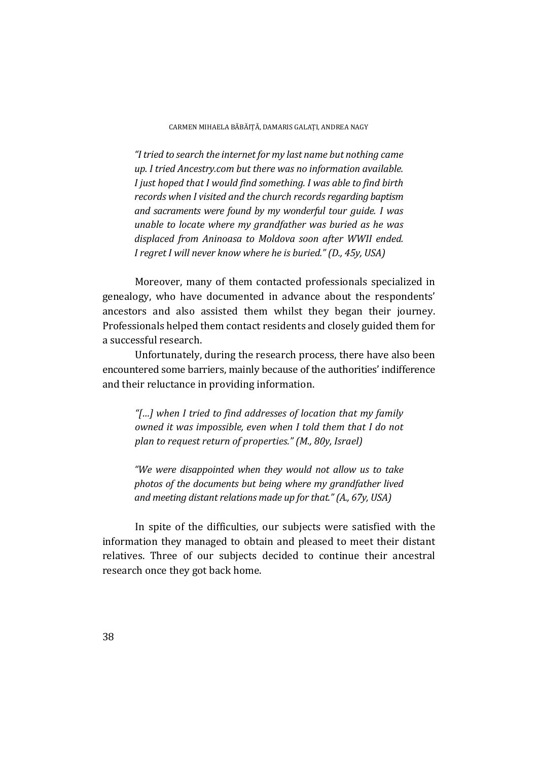> *"I tried to search the internet for my last name but nothing came up. I tried Ancestry.com but there was no information available. I just hoped that I would find something. I was able to find birth records when I visited and the church records regarding baptism and sacraments were found by my wonderful tour guide. I was unable to locate where my grandfather was buried as he was displaced from Aninoasa to Moldova soon after WWII ended. I regret I will never know where he is buried." (D., 45y, USA)*

Moreover, many of them contacted professionals specialized in genealogy, who have documented in advance about the respondents' ancestors and also assisted them whilst they began their journey. Professionals helped them contact residents and closely guided them for a successful research.

Unfortunately, during the research process, there have also been encountered some barriers, mainly because of the authorities' indifference and their reluctance in providing information.

> *"[…] when I tried to find addresses of location that my family owned it was impossible, even when I told them that I do not plan to request return of properties." (M., 80y, Israel)*

> *"We were disappointed when they would not allow us to take photos of the documents but being where my grandfather lived and meeting distant relations made up for that." (A., 67y, USA)*

In spite of the difficulties, our subjects were satisfied with the information they managed to obtain and pleased to meet their distant relatives. Three of our subjects decided to continue their ancestral research once they got back home.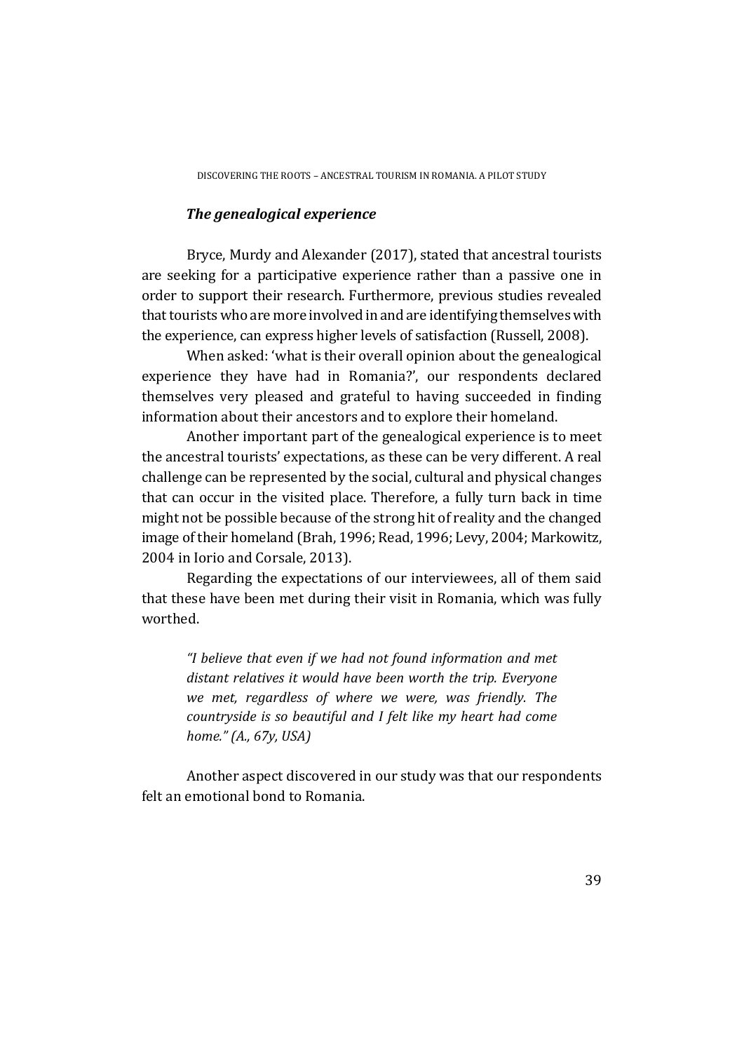### *The genealogical experience*

Bryce, Murdy and Alexander (2017), stated that ancestral tourists are seeking for a participative experience rather than a passive one in order to support their research. Furthermore, previous studies revealed that tourists who are more involved in and are identifying themselves with the experience, can express higher levels of satisfaction (Russell, 2008).

When asked: 'what is their overall opinion about the genealogical experience they have had in Romania?', our respondents declared themselves very pleased and grateful to having succeeded in finding information about their ancestors and to explore their homeland.

Another important part of the genealogical experience is to meet the ancestral tourists' expectations, as these can be very different. A real challenge can be represented by the social, cultural and physical changes that can occur in the visited place. Therefore, a fully turn back in time might not be possible because of the strong hit of reality and the changed image of their homeland (Brah, 1996; Read, 1996; Levy, 2004; Markowitz, 2004 in Iorio and Corsale, 2013).

Regarding the expectations of our interviewees, all of them said that these have been met during their visit in Romania, which was fully worthed.

> *"I believe that even if we had not found information and met distant relatives it would have been worth the trip. Everyone we met, regardless of where we were, was friendly. The countryside is so beautiful and I felt like my heart had come home." (A., 67y, USA)*

Another aspect discovered in our study was that our respondents felt an emotional bond to Romania.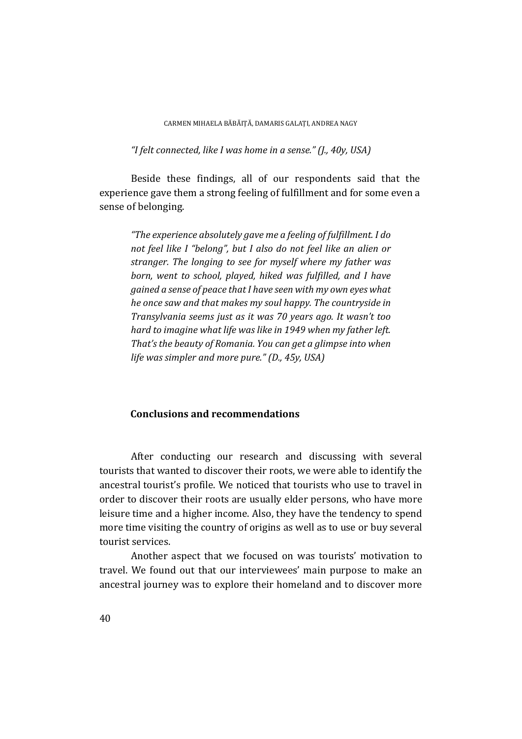*"I felt connected, like I was home in a sense." (J., 40y, USA)*

Beside these findings, all of our respondents said that the experience gave them a strong feeling of fulfillment and for some even a sense of belonging.

> *"The experience absolutely gave me a feeling of fulfillment. I do not feel like I "belong", but I also do not feel like an alien or stranger. The longing to see for myself where my father was born, went to school, played, hiked was fulfilled, and I have gained a sense of peace that I have seen with my own eyes what he once saw and that makes my soul happy. The countryside in Transylvania seems just as it was 70 years ago. It wasn't too hard to imagine what life was like in 1949 when my father left. That's the beauty of Romania. You can get a glimpse into when life was simpler and more pure." (D., 45y, USA)*

## Conclusions and recommendations

After conducting our research and discussing with several tourists that wanted to discover their roots, we were able to identify the ancestral tourist's profile. We noticed that tourists who use to travel in order to discover their roots are usually elder persons, who have more leisure time and a higher income. Also, they have the tendency to spend more time visiting the country of origins as well as to use or buy several tourist services.

Another aspect that we focused on was tourists' motivation to travel. We found out that our interviewees' main purpose to make an ancestral journey was to explore their homeland and to discover more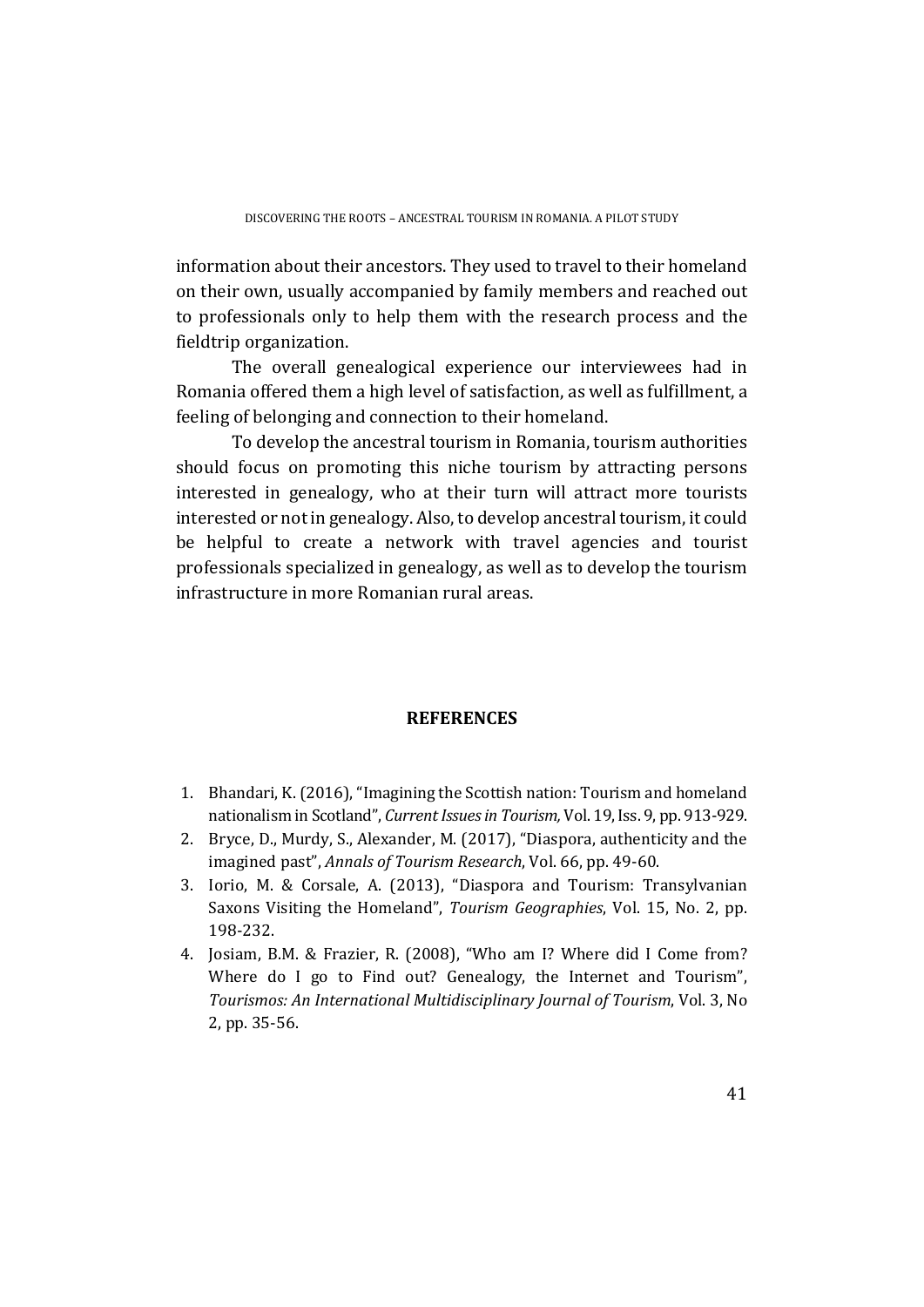information about their ancestors. They used to travel to their homeland on their own, usually accompanied by family members and reached out to professionals only to help them with the research process and the fieldtrip organization.

The overall genealogical experience our interviewees had in Romania offered them a high level of satisfaction, as well as fulfillment, a feeling of belonging and connection to their homeland.

To develop the ancestral tourism in Romania, tourism authorities should focus on promoting this niche tourism by attracting persons interested in genealogy, who at their turn will attract more tourists interested or not in genealogy. Also, to develop ancestral tourism, it could be helpful to create a network with travel agencies and tourist professionals specialized in genealogy, as well as to develop the tourism infrastructure in more Romanian rural areas.

## REFERENCES

1. Bhandari, K. (2016), "Imagining the Scottish nation: Tourism and homeland nationalism in Scotland", *Current Issues in Tourism,* Vol. 19, Iss. 9, pp. 913-929.
2. Bryce, D., Murdy, S., Alexander, M. (2017), "Diaspora, authenticity and the imagined past", *Annals of Tourism Research*, Vol. 66, pp. 49-60.
3. Iorio, M. & Corsale, A. (2013), "Diaspora and Tourism: Transylvanian Saxons Visiting the Homeland", *Tourism Geographies*, Vol. 15, No. 2, pp. 198-232.
4. Josiam, B.M. & Frazier, R. (2008), "Who am I? Where did I Come from? Where do I go to Find out? Genealogy, the Internet and Tourism", *Tourismos: An International Multidisciplinary Journal of Tourism*, Vol. 3, No 2, pp. 35-56.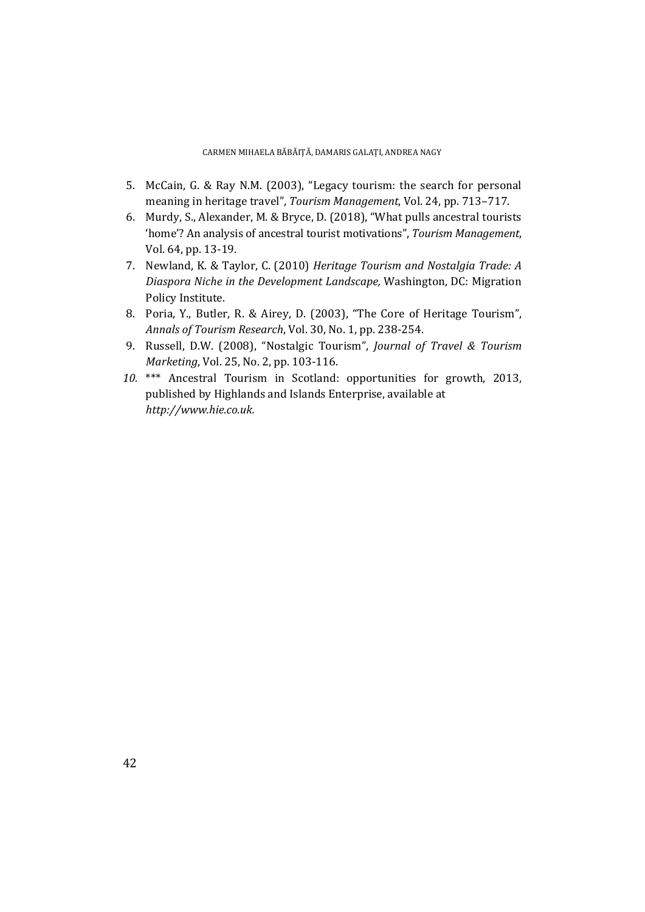5. McCain, G. & Ray N.M. (2003), "Legacy tourism: the search for personal meaning in heritage travel", *Tourism Management*, Vol. 24, pp. 713–717.
6. Murdy, S., Alexander, M. & Bryce, D. (2018), "What pulls ancestral tourists 'home'? An analysis of ancestral tourist motivations", *Tourism Management*, Vol. 64, pp. 13-19.
7. Newland, K. & Taylor, C. (2010) *Heritage Tourism and Nostalgia Trade: A Diaspora Niche in the Development Landscape,* Washington, DC: Migration Policy Institute.
8. Poria, Y., Butler, R. & Airey, D. (2003), "The Core of Heritage Tourism", *Annals of Tourism Research*, Vol. 30, No. 1, pp. 238-254.
9. Russell, D.W. (2008), "Nostalgic Tourism", *Journal of Travel & Tourism Marketing*, Vol. 25, No. 2, pp. 103-116.
10. *** Ancestral Tourism in Scotland: opportunities for growth, 2013, published by Highlands and Islands Enterprise, available at *http://www.hie.co.uk.*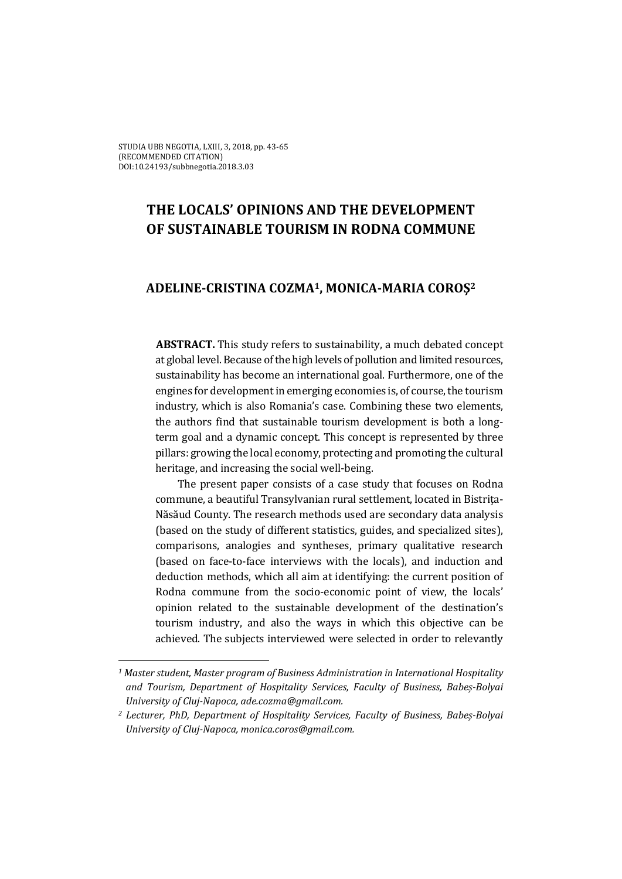STUDIA UBB NEGOTIA, LXIII, 3, 2018, pp. 43-65
(RECOMMENDED CITATION)
DOI:10.24193/subbnegotia.2018.3.03

# THE LOCALS' OPINIONS AND THE DEVELOPMENT OF SUSTAINABLE TOURISM IN RODNA COMMUNE

## ADELINE-CRISTINA COZMA[1], MONICA-MARIA COROŞ[2]

**ABSTRACT.** This study refers to sustainability, a much debated concept at global level. Because of the high levels of pollution and limited resources, sustainability has become an international goal. Furthermore, one of the engines for development in emerging economies is, of course, the tourism industry, which is also Romania's case. Combining these two elements, the authors find that sustainable tourism development is both a long-term goal and a dynamic concept. This concept is represented by three pillars: growing the local economy, protecting and promoting the cultural heritage, and increasing the social well-being.

The present paper consists of a case study that focuses on Rodna commune, a beautiful Transylvanian rural settlement, located in Bistrița-Năsăud County. The research methods used are secondary data analysis (based on the study of different statistics, guides, and specialized sites), comparisons, analogies and syntheses, primary qualitative research (based on face-to-face interviews with the locals), and induction and deduction methods, which all aim at identifying: the current position of Rodna commune from the socio-economic point of view, the locals' opinion related to the sustainable development of the destination's tourism industry, and also the ways in which this objective can be achieved. The subjects interviewed were selected in order to relevantly

---

[1] *Master student, Master program of Business Administration in International Hospitality and Tourism, Department of Hospitality Services, Faculty of Business, Babeș-Bolyai University of Cluj-Napoca, ade.cozma@gmail.com.*

[2] *Lecturer, PhD, Department of Hospitality Services, Faculty of Business, Babeș-Bolyai University of Cluj-Napoca, monica.coros@gmail.com.*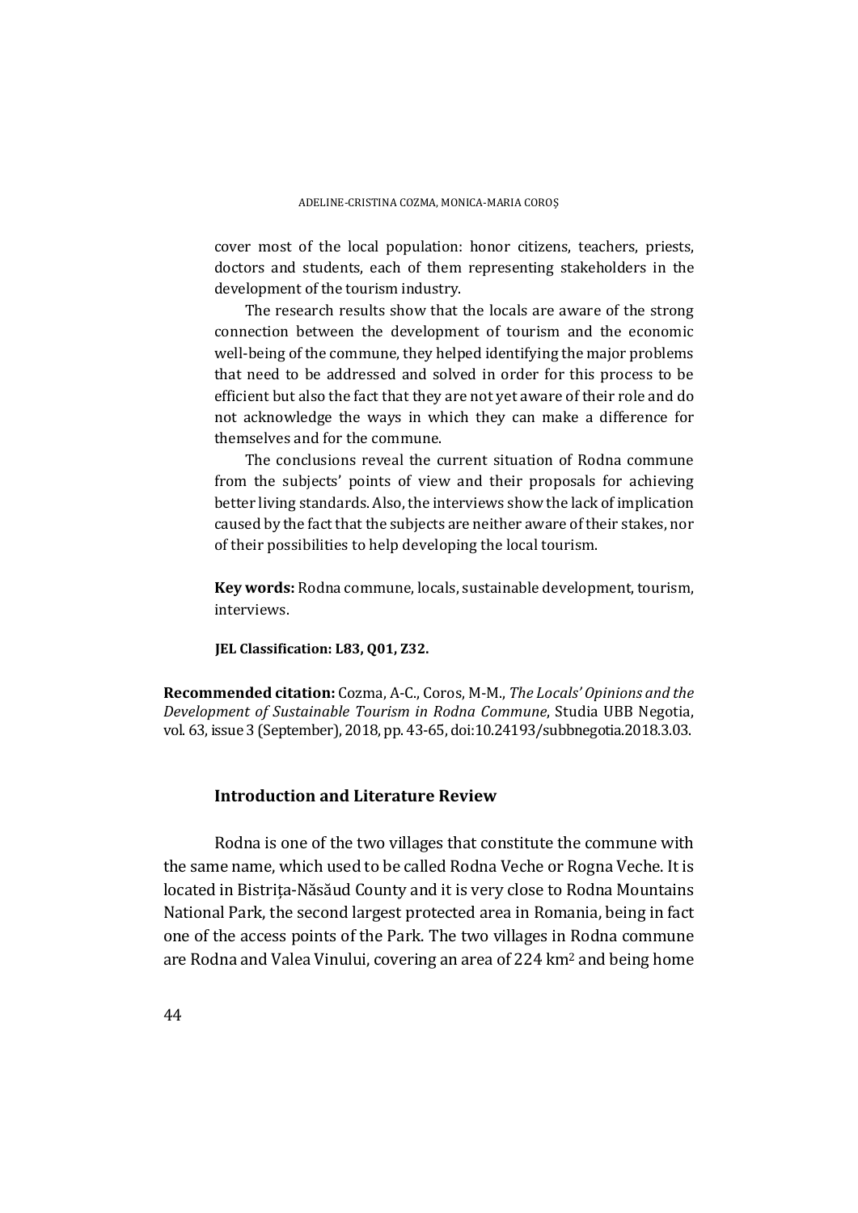cover most of the local population: honor citizens, teachers, priests, doctors and students, each of them representing stakeholders in the development of the tourism industry.

The research results show that the locals are aware of the strong connection between the development of tourism and the economic well-being of the commune, they helped identifying the major problems that need to be addressed and solved in order for this process to be efficient but also the fact that they are not yet aware of their role and do not acknowledge the ways in which they can make a difference for themselves and for the commune.

The conclusions reveal the current situation of Rodna commune from the subjects' points of view and their proposals for achieving better living standards. Also, the interviews show the lack of implication caused by the fact that the subjects are neither aware of their stakes, nor of their possibilities to help developing the local tourism.

**Key words:** Rodna commune, locals, sustainable development, tourism, interviews.

**JEL Classification: L83, Q01, Z32.**

**Recommended citation:** Cozma, A-C., Coros, M-M., *The Locals' Opinions and the Development of Sustainable Tourism in Rodna Commune*, Studia UBB Negotia, vol. 63, issue 3 (September), 2018, pp. 43-65, doi:10.24193/subbnegotia.2018.3.03.

## Introduction and Literature Review

Rodna is one of the two villages that constitute the commune with the same name, which used to be called Rodna Veche or Rogna Veche. It is located in Bistrița-Năsăud County and it is very close to Rodna Mountains National Park, the second largest protected area in Romania, being in fact one of the access points of the Park. The two villages in Rodna commune are Rodna and Valea Vinului, covering an area of 224 $km^2$ and being home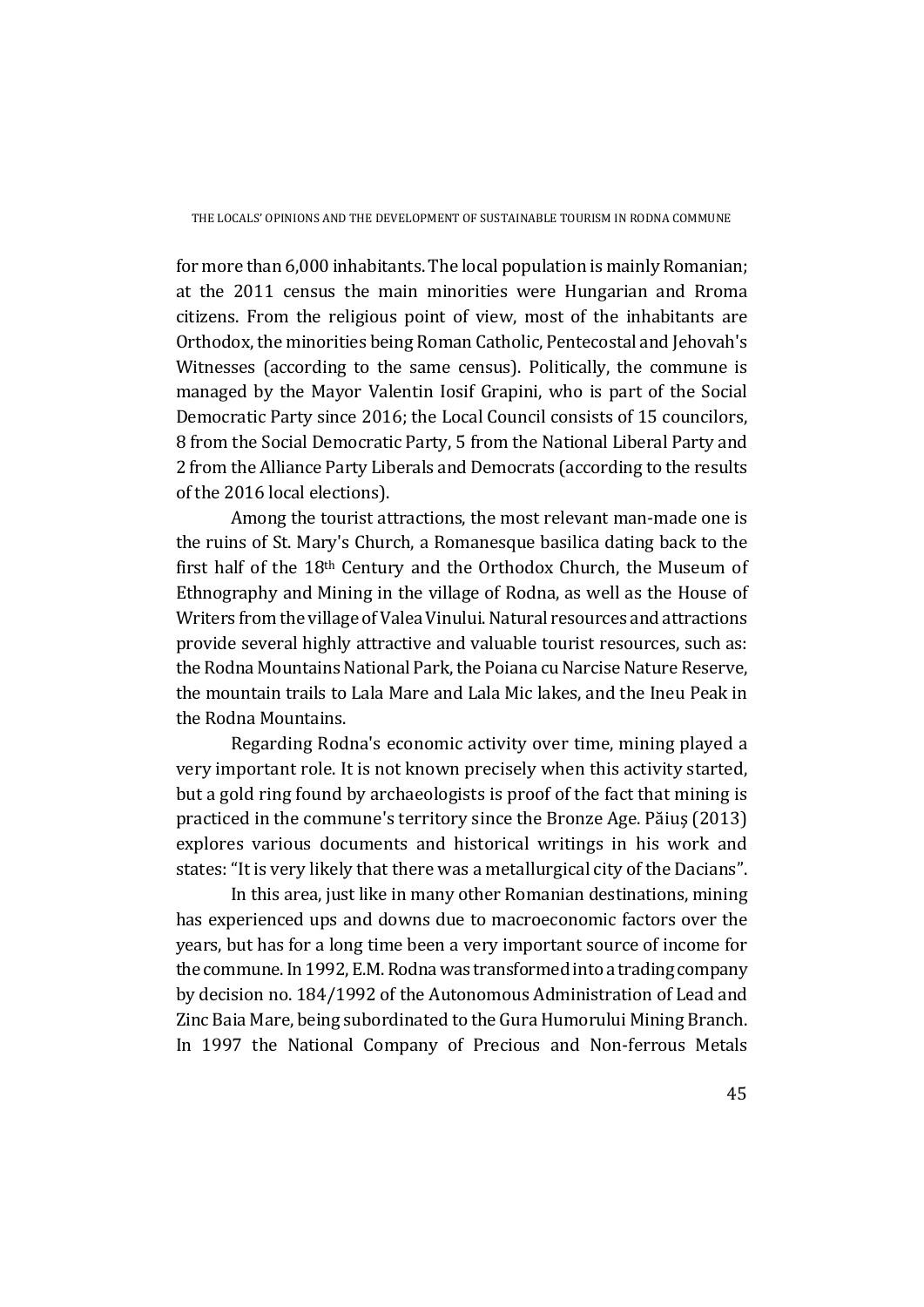for more than 6,000 inhabitants. The local population is mainly Romanian; at the 2011 census the main minorities were Hungarian and Rroma citizens. From the religious point of view, most of the inhabitants are Orthodox, the minorities being Roman Catholic, Pentecostal and Jehovah's Witnesses (according to the same census). Politically, the commune is managed by the Mayor Valentin Iosif Grapini, who is part of the Social Democratic Party since 2016; the Local Council consists of 15 councilors, 8 from the Social Democratic Party, 5 from the National Liberal Party and 2 from the Alliance Party Liberals and Democrats (according to the results of the 2016 local elections).

Among the tourist attractions, the most relevant man-made one is the ruins of St. Mary's Church, a Romanesque basilica dating back to the first half of the 18th Century and the Orthodox Church, the Museum of Ethnography and Mining in the village of Rodna, as well as the House of Writers from the village of Valea Vinului. Natural resources and attractions provide several highly attractive and valuable tourist resources, such as: the Rodna Mountains National Park, the Poiana cu Narcise Nature Reserve, the mountain trails to Lala Mare and Lala Mic lakes, and the Ineu Peak in the Rodna Mountains.

Regarding Rodna's economic activity over time, mining played a very important role. It is not known precisely when this activity started, but a gold ring found by archaeologists is proof of the fact that mining is practiced in the commune's territory since the Bronze Age. Păiuș (2013) explores various documents and historical writings in his work and states: "It is very likely that there was a metallurgical city of the Dacians".

In this area, just like in many other Romanian destinations, mining has experienced ups and downs due to macroeconomic factors over the years, but has for a long time been a very important source of income for the commune. In 1992, E.M. Rodna was transformed into a trading company by decision no. 184/1992 of the Autonomous Administration of Lead and Zinc Baia Mare, being subordinated to the Gura Humorului Mining Branch. In 1997 the National Company of Precious and Non-ferrous Metals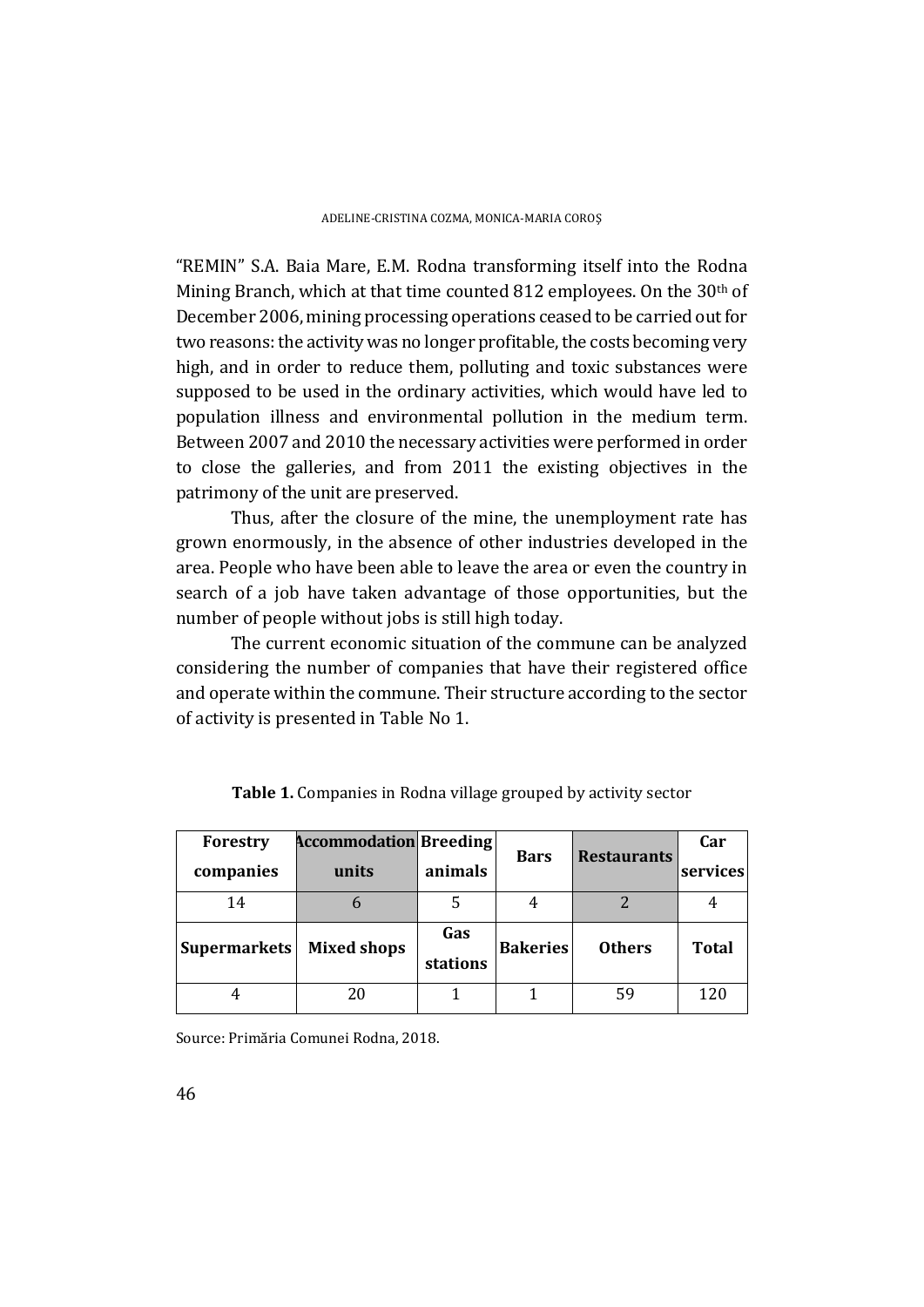"REMIN" S.A. Baia Mare, E.M. Rodna transforming itself into the Rodna Mining Branch, which at that time counted 812 employees. On the 30th of December 2006, mining processing operations ceased to be carried out for two reasons: the activity was no longer profitable, the costs becoming very high, and in order to reduce them, polluting and toxic substances were supposed to be used in the ordinary activities, which would have led to population illness and environmental pollution in the medium term. Between 2007 and 2010 the necessary activities were performed in order to close the galleries, and from 2011 the existing objectives in the patrimony of the unit are preserved.

Thus, after the closure of the mine, the unemployment rate has grown enormously, in the absence of other industries developed in the area. People who have been able to leave the area or even the country in search of a job have taken advantage of those opportunities, but the number of people without jobs is still high today.

The current economic situation of the commune can be analyzed considering the number of companies that have their registered office and operate within the commune. Their structure according to the sector of activity is presented in Table No 1.

**Table 1.** Companies in Rodna village grouped by activity sector

| **Forestry companies** | **Accommodation units** | **Breeding animals** | **Bars** | **Restaurants** | **Car services** |
|---|---|---|---|---|---|
| 14 | 6 | 5 | 4 | 2 | 4 |
| **Supermarkets** | **Mixed shops** | **Gas stations** | **Bakeries** | **Others** | **Total** |
| 4 | 20 | 1 | 1 | 59 | 120 |

Source: Primăria Comunei Rodna, 2018.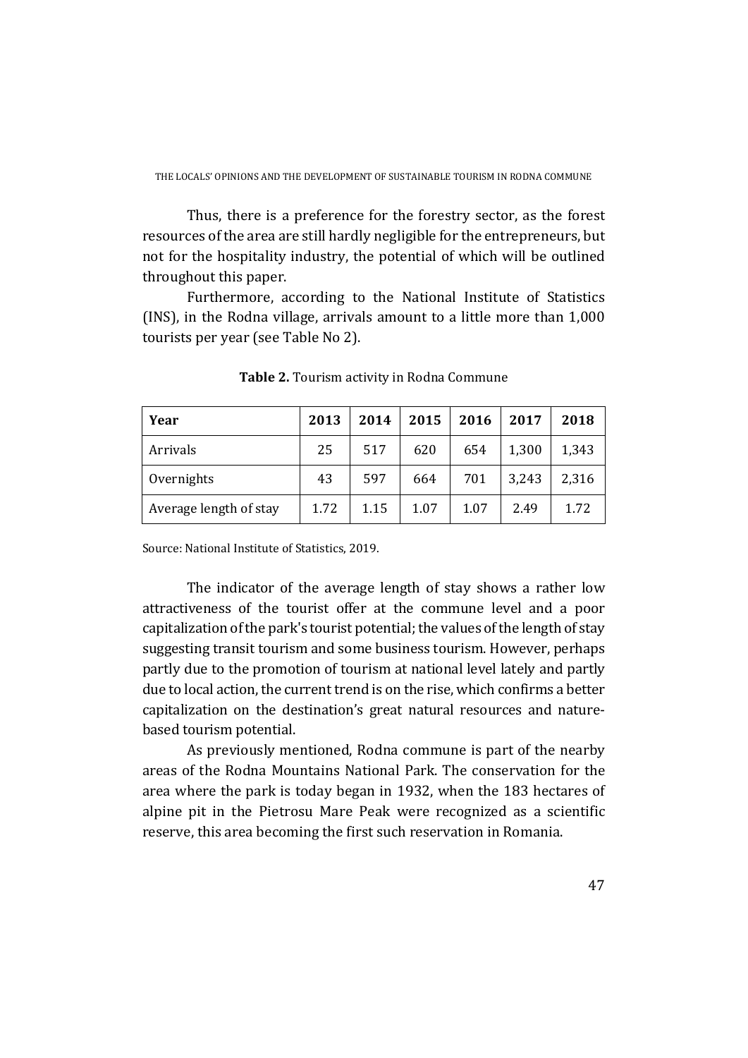Thus, there is a preference for the forestry sector, as the forest resources of the area are still hardly negligible for the entrepreneurs, but not for the hospitality industry, the potential of which will be outlined throughout this paper.

Furthermore, according to the National Institute of Statistics (INS), in the Rodna village, arrivals amount to a little more than 1,000 tourists per year (see Table No 2).

**Table 2.** Tourism activity in Rodna Commune

| **Year** | **2013** | **2014** | **2015** | **2016** | **2017** | **2018** |
|---|---|---|---|---|---|---|
| Arrivals | 25 | 517 | 620 | 654 | 1,300 | 1,343 |
| Overnights | 43 | 597 | 664 | 701 | 3,243 | 2,316 |
| Average length of stay | 1.72 | 1.15 | 1.07 | 1.07 | 2.49 | 1.72 |

Source: National Institute of Statistics, 2019.

The indicator of the average length of stay shows a rather low attractiveness of the tourist offer at the commune level and a poor capitalization of the park's tourist potential; the values of the length of stay suggesting transit tourism and some business tourism. However, perhaps partly due to the promotion of tourism at national level lately and partly due to local action, the current trend is on the rise, which confirms a better capitalization on the destination's great natural resources and nature-based tourism potential.

As previously mentioned, Rodna commune is part of the nearby areas of the Rodna Mountains National Park. The conservation for the area where the park is today began in 1932, when the 183 hectares of alpine pit in the Pietrosu Mare Peak were recognized as a scientific reserve, this area becoming the first such reservation in Romania.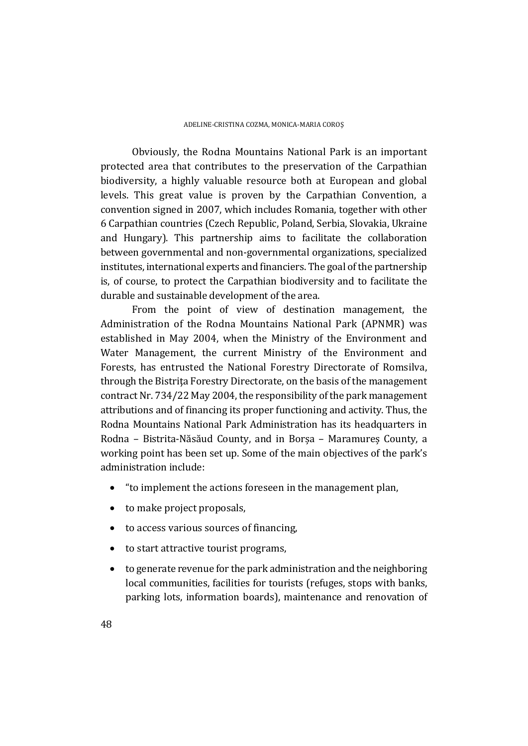Obviously, the Rodna Mountains National Park is an important protected area that contributes to the preservation of the Carpathian biodiversity, a highly valuable resource both at European and global levels. This great value is proven by the Carpathian Convention, a convention signed in 2007, which includes Romania, together with other 6 Carpathian countries (Czech Republic, Poland, Serbia, Slovakia, Ukraine and Hungary). This partnership aims to facilitate the collaboration between governmental and non-governmental organizations, specialized institutes, international experts and financiers. The goal of the partnership is, of course, to protect the Carpathian biodiversity and to facilitate the durable and sustainable development of the area.

From the point of view of destination management, the Administration of the Rodna Mountains National Park (APNMR) was established in May 2004, when the Ministry of the Environment and Water Management, the current Ministry of the Environment and Forests, has entrusted the National Forestry Directorate of Romsilva, through the Bistrița Forestry Directorate, on the basis of the management contract Nr. 734/22 May 2004, the responsibility of the park management attributions and of financing its proper functioning and activity. Thus, the Rodna Mountains National Park Administration has its headquarters in Rodna – Bistrita-Năsăud County, and in Borșa – Maramureș County, a working point has been set up. Some of the main objectives of the park's administration include:

- "to implement the actions foreseen in the management plan,
- to make project proposals,
- to access various sources of financing,
- to start attractive tourist programs,
- to generate revenue for the park administration and the neighboring local communities, facilities for tourists (refuges, stops with banks, parking lots, information boards), maintenance and renovation of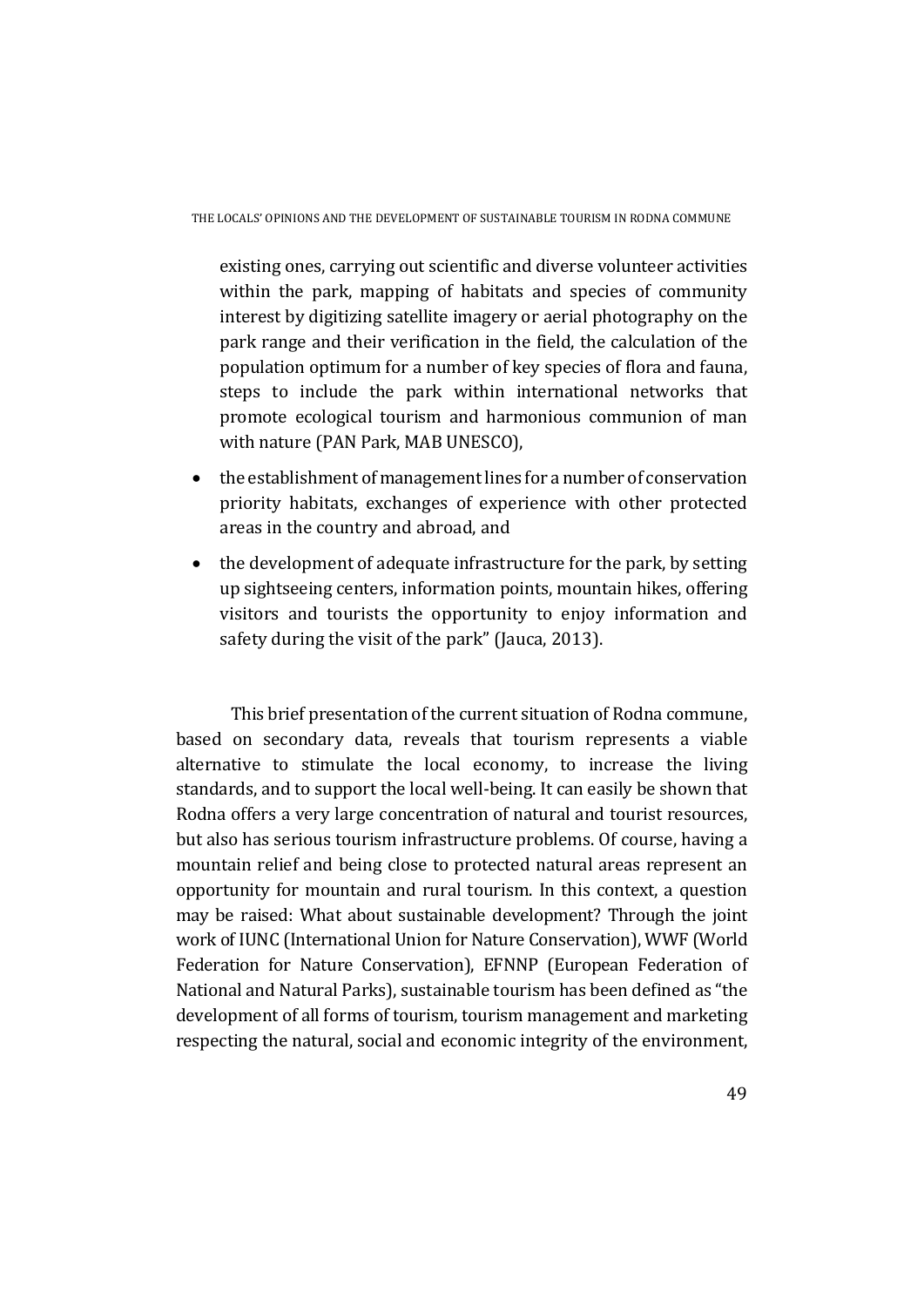existing ones, carrying out scientific and diverse volunteer activities within the park, mapping of habitats and species of community interest by digitizing satellite imagery or aerial photography on the park range and their verification in the field, the calculation of the population optimum for a number of key species of flora and fauna, steps to include the park within international networks that promote ecological tourism and harmonious communion of man with nature (PAN Park, MAB UNESCO),

- the establishment of management lines for a number of conservation priority habitats, exchanges of experience with other protected areas in the country and abroad, and
- the development of adequate infrastructure for the park, by setting up sightseeing centers, information points, mountain hikes, offering visitors and tourists the opportunity to enjoy information and safety during the visit of the park" (Jauca, 2013).

This brief presentation of the current situation of Rodna commune, based on secondary data, reveals that tourism represents a viable alternative to stimulate the local economy, to increase the living standards, and to support the local well-being. It can easily be shown that Rodna offers a very large concentration of natural and tourist resources, but also has serious tourism infrastructure problems. Of course, having a mountain relief and being close to protected natural areas represent an opportunity for mountain and rural tourism. In this context, a question may be raised: What about sustainable development? Through the joint work of IUNC (International Union for Nature Conservation), WWF (World Federation for Nature Conservation), EFNNP (European Federation of National and Natural Parks), sustainable tourism has been defined as "the development of all forms of tourism, tourism management and marketing respecting the natural, social and economic integrity of the environment,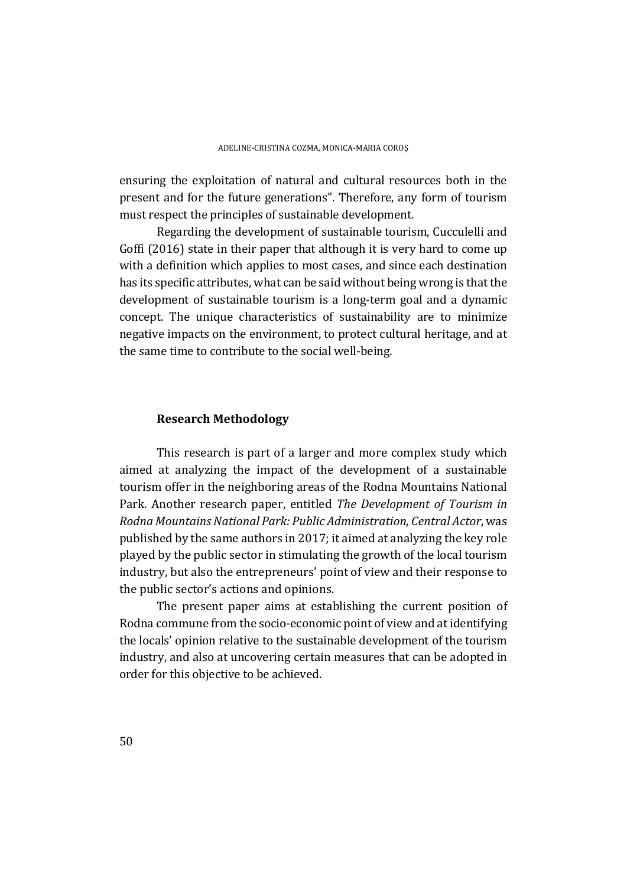ensuring the exploitation of natural and cultural resources both in the present and for the future generations". Therefore, any form of tourism must respect the principles of sustainable development.

Regarding the development of sustainable tourism, Cucculelli and Goffi (2016) state in their paper that although it is very hard to come up with a definition which applies to most cases, and since each destination has its specific attributes, what can be said without being wrong is that the development of sustainable tourism is a long-term goal and a dynamic concept. The unique characteristics of sustainability are to minimize negative impacts on the environment, to protect cultural heritage, and at the same time to contribute to the social well-being.

## Research Methodology

This research is part of a larger and more complex study which aimed at analyzing the impact of the development of a sustainable tourism offer in the neighboring areas of the Rodna Mountains National Park. Another research paper, entitled *The Development of Tourism in Rodna Mountains National Park: Public Administration, Central Actor*, was published by the same authors in 2017; it aimed at analyzing the key role played by the public sector in stimulating the growth of the local tourism industry, but also the entrepreneurs' point of view and their response to the public sector's actions and opinions.

The present paper aims at establishing the current position of Rodna commune from the socio-economic point of view and at identifying the locals' opinion relative to the sustainable development of the tourism industry, and also at uncovering certain measures that can be adopted in order for this objective to be achieved.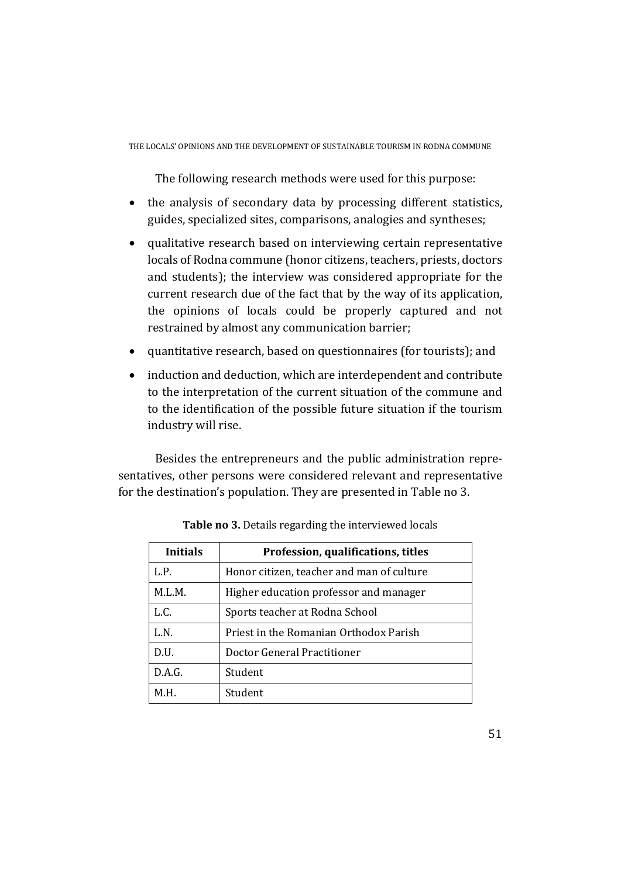The following research methods were used for this purpose:

- the analysis of secondary data by processing different statistics, guides, specialized sites, comparisons, analogies and syntheses;
- qualitative research based on interviewing certain representative locals of Rodna commune (honor citizens, teachers, priests, doctors and students); the interview was considered appropriate for the current research due of the fact that by the way of its application, the opinions of locals could be properly captured and not restrained by almost any communication barrier;
- quantitative research, based on questionnaires (for tourists); and
- induction and deduction, which are interdependent and contribute to the interpretation of the current situation of the commune and to the identification of the possible future situation if the tourism industry will rise.

Besides the entrepreneurs and the public administration representatives, other persons were considered relevant and representative for the destination's population. They are presented in Table no 3.

**Table no 3.** Details regarding the interviewed locals

| Initials | Profession, qualifications, titles |
|---|---|
| L.P. | Honor citizen, teacher and man of culture |
| M.L.M. | Higher education professor and manager |
| L.C. | Sports teacher at Rodna School |
| L.N. | Priest in the Romanian Orthodox Parish |
| D.U. | Doctor General Practitioner |
| D.A.G. | Student |
| M.H. | Student |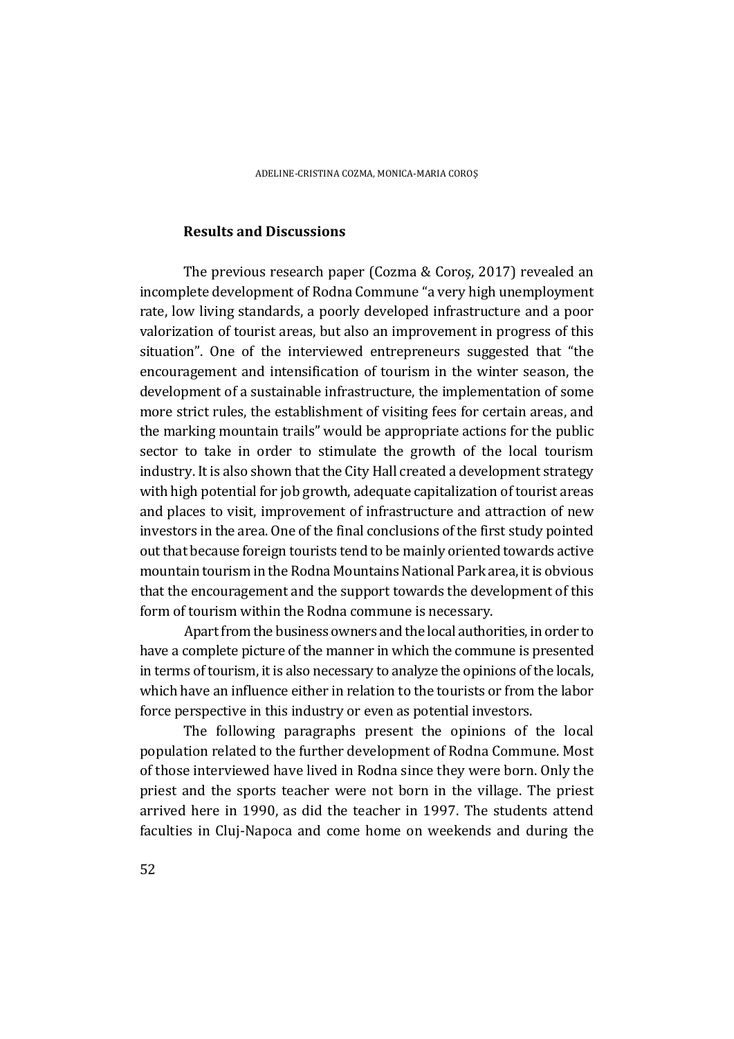## Results and Discussions

The previous research paper (Cozma & Coroș, 2017) revealed an incomplete development of Rodna Commune "a very high unemployment rate, low living standards, a poorly developed infrastructure and a poor valorization of tourist areas, but also an improvement in progress of this situation". One of the interviewed entrepreneurs suggested that "the encouragement and intensification of tourism in the winter season, the development of a sustainable infrastructure, the implementation of some more strict rules, the establishment of visiting fees for certain areas, and the marking mountain trails" would be appropriate actions for the public sector to take in order to stimulate the growth of the local tourism industry. It is also shown that the City Hall created a development strategy with high potential for job growth, adequate capitalization of tourist areas and places to visit, improvement of infrastructure and attraction of new investors in the area. One of the final conclusions of the first study pointed out that because foreign tourists tend to be mainly oriented towards active mountain tourism in the Rodna Mountains National Park area, it is obvious that the encouragement and the support towards the development of this form of tourism within the Rodna commune is necessary.

Apart from the business owners and the local authorities, in order to have a complete picture of the manner in which the commune is presented in terms of tourism, it is also necessary to analyze the opinions of the locals, which have an influence either in relation to the tourists or from the labor force perspective in this industry or even as potential investors.

The following paragraphs present the opinions of the local population related to the further development of Rodna Commune. Most of those interviewed have lived in Rodna since they were born. Only the priest and the sports teacher were not born in the village. The priest arrived here in 1990, as did the teacher in 1997. The students attend faculties in Cluj-Napoca and come home on weekends and during the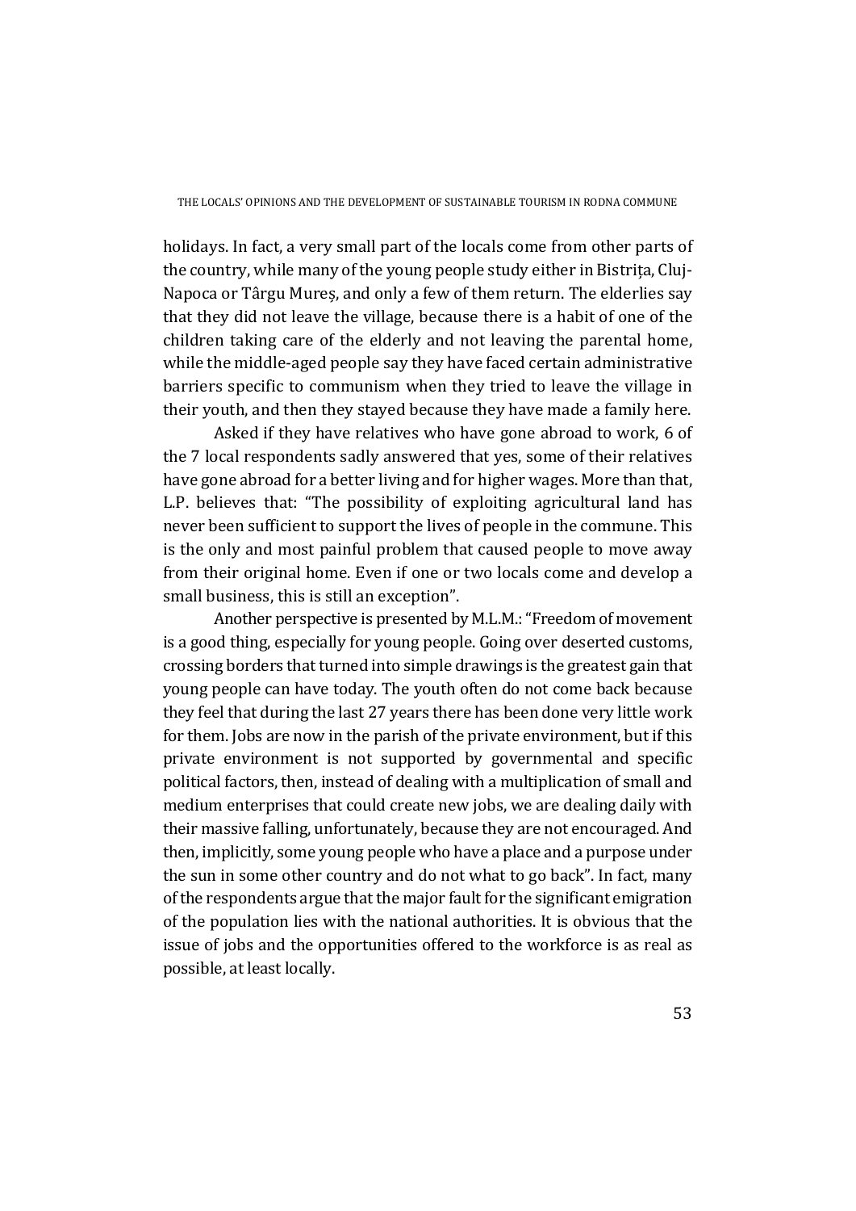holidays. In fact, a very small part of the locals come from other parts of the country, while many of the young people study either in Bistrița, Cluj-Napoca or Târgu Mureș, and only a few of them return. The elderlies say that they did not leave the village, because there is a habit of one of the children taking care of the elderly and not leaving the parental home, while the middle-aged people say they have faced certain administrative barriers specific to communism when they tried to leave the village in their youth, and then they stayed because they have made a family here.

Asked if they have relatives who have gone abroad to work, 6 of the 7 local respondents sadly answered that yes, some of their relatives have gone abroad for a better living and for higher wages. More than that, L.P. believes that: "The possibility of exploiting agricultural land has never been sufficient to support the lives of people in the commune. This is the only and most painful problem that caused people to move away from their original home. Even if one or two locals come and develop a small business, this is still an exception".

Another perspective is presented by M.L.M.: "Freedom of movement is a good thing, especially for young people. Going over deserted customs, crossing borders that turned into simple drawings is the greatest gain that young people can have today. The youth often do not come back because they feel that during the last 27 years there has been done very little work for them. Jobs are now in the parish of the private environment, but if this private environment is not supported by governmental and specific political factors, then, instead of dealing with a multiplication of small and medium enterprises that could create new jobs, we are dealing daily with their massive falling, unfortunately, because they are not encouraged. And then, implicitly, some young people who have a place and a purpose under the sun in some other country and do not what to go back". In fact, many of the respondents argue that the major fault for the significant emigration of the population lies with the national authorities. It is obvious that the issue of jobs and the opportunities offered to the workforce is as real as possible, at least locally.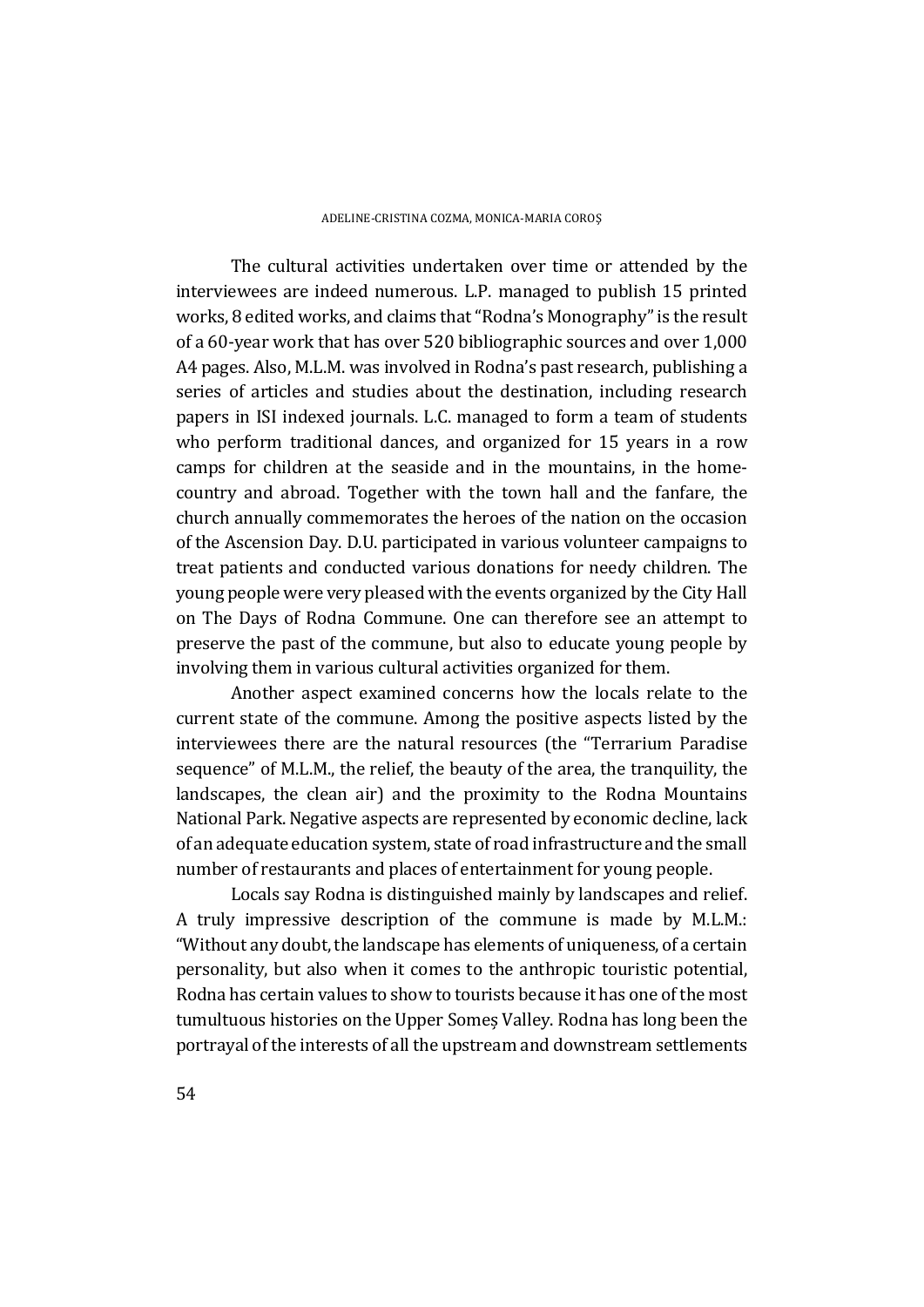The cultural activities undertaken over time or attended by the interviewees are indeed numerous. L.P. managed to publish 15 printed works, 8 edited works, and claims that "Rodna's Monography" is the result of a 60-year work that has over 520 bibliographic sources and over 1,000 A4 pages. Also, M.L.M. was involved in Rodna's past research, publishing a series of articles and studies about the destination, including research papers in ISI indexed journals. L.C. managed to form a team of students who perform traditional dances, and organized for 15 years in a row camps for children at the seaside and in the mountains, in the home-country and abroad. Together with the town hall and the fanfare, the church annually commemorates the heroes of the nation on the occasion of the Ascension Day. D.U. participated in various volunteer campaigns to treat patients and conducted various donations for needy children. The young people were very pleased with the events organized by the City Hall on The Days of Rodna Commune. One can therefore see an attempt to preserve the past of the commune, but also to educate young people by involving them in various cultural activities organized for them.

Another aspect examined concerns how the locals relate to the current state of the commune. Among the positive aspects listed by the interviewees there are the natural resources (the "Terrarium Paradise sequence" of M.L.M., the relief, the beauty of the area, the tranquility, the landscapes, the clean air) and the proximity to the Rodna Mountains National Park. Negative aspects are represented by economic decline, lack of an adequate education system, state of road infrastructure and the small number of restaurants and places of entertainment for young people.

Locals say Rodna is distinguished mainly by landscapes and relief. A truly impressive description of the commune is made by M.L.M.: "Without any doubt, the landscape has elements of uniqueness, of a certain personality, but also when it comes to the anthropic touristic potential, Rodna has certain values to show to tourists because it has one of the most tumultuous histories on the Upper Someș Valley. Rodna has long been the portrayal of the interests of all the upstream and downstream settlements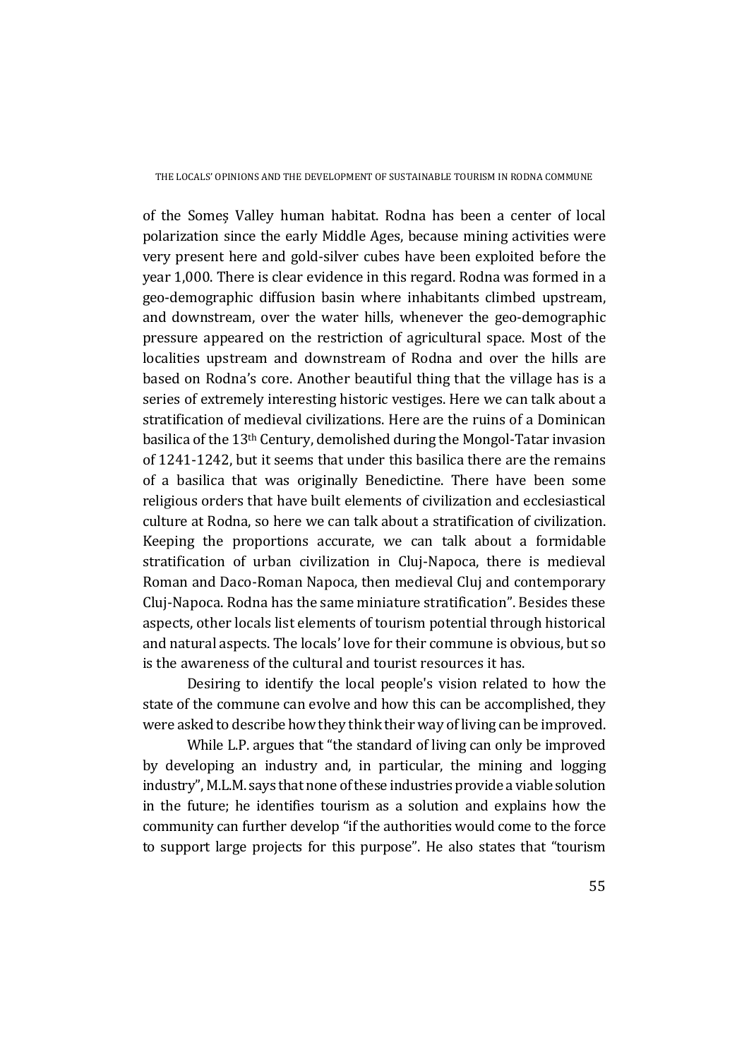of the Someș Valley human habitat. Rodna has been a center of local polarization since the early Middle Ages, because mining activities were very present here and gold-silver cubes have been exploited before the year 1,000. There is clear evidence in this regard. Rodna was formed in a geo-demographic diffusion basin where inhabitants climbed upstream, and downstream, over the water hills, whenever the geo-demographic pressure appeared on the restriction of agricultural space. Most of the localities upstream and downstream of Rodna and over the hills are based on Rodna's core. Another beautiful thing that the village has is a series of extremely interesting historic vestiges. Here we can talk about a stratification of medieval civilizations. Here are the ruins of a Dominican basilica of the 13th Century, demolished during the Mongol-Tatar invasion of 1241-1242, but it seems that under this basilica there are the remains of a basilica that was originally Benedictine. There have been some religious orders that have built elements of civilization and ecclesiastical culture at Rodna, so here we can talk about a stratification of civilization. Keeping the proportions accurate, we can talk about a formidable stratification of urban civilization in Cluj-Napoca, there is medieval Roman and Daco-Roman Napoca, then medieval Cluj and contemporary Cluj-Napoca. Rodna has the same miniature stratification". Besides these aspects, other locals list elements of tourism potential through historical and natural aspects. The locals' love for their commune is obvious, but so is the awareness of the cultural and tourist resources it has.

Desiring to identify the local people's vision related to how the state of the commune can evolve and how this can be accomplished, they were asked to describe how they think their way of living can be improved.

While L.P. argues that "the standard of living can only be improved by developing an industry and, in particular, the mining and logging industry", M.L.M. says that none of these industries provide a viable solution in the future; he identifies tourism as a solution and explains how the community can further develop "if the authorities would come to the force to support large projects for this purpose". He also states that "tourism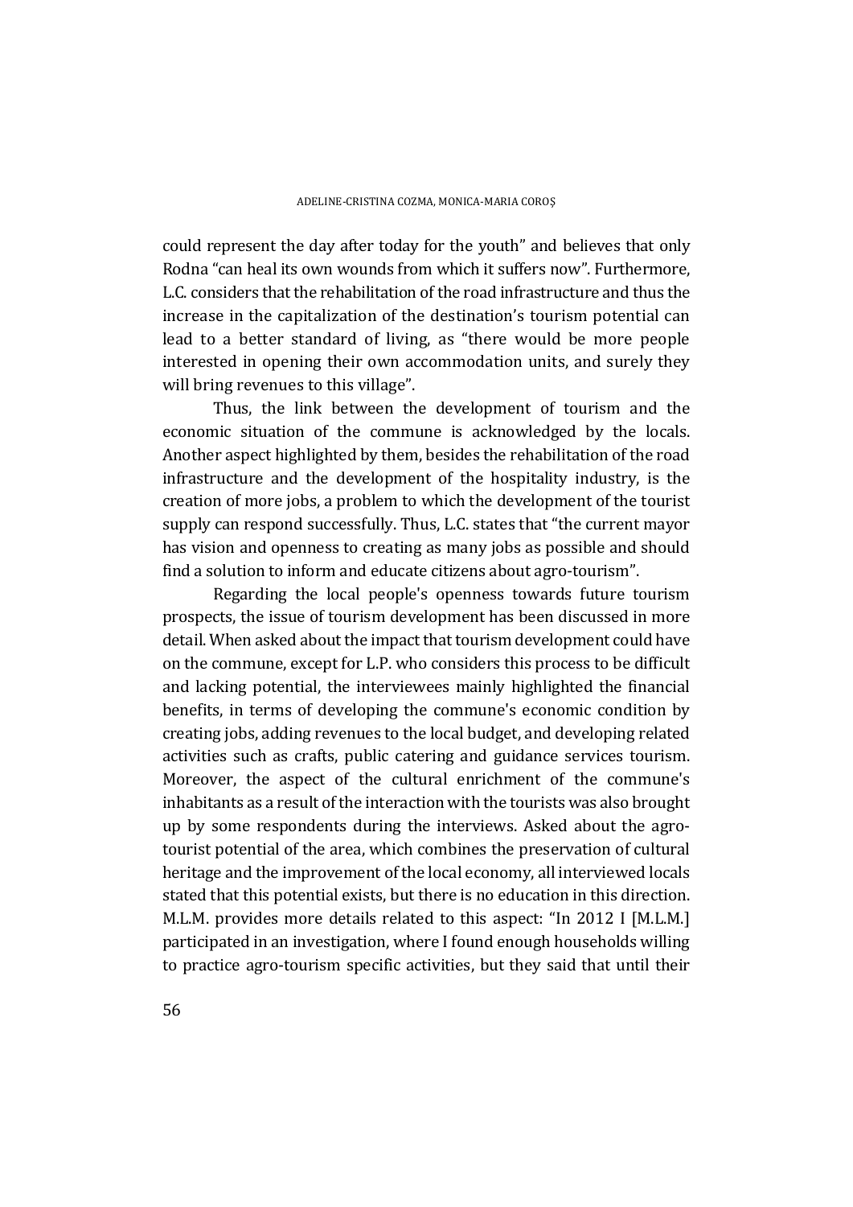could represent the day after today for the youth" and believes that only Rodna "can heal its own wounds from which it suffers now". Furthermore, L.C. considers that the rehabilitation of the road infrastructure and thus the increase in the capitalization of the destination's tourism potential can lead to a better standard of living, as "there would be more people interested in opening their own accommodation units, and surely they will bring revenues to this village".

Thus, the link between the development of tourism and the economic situation of the commune is acknowledged by the locals. Another aspect highlighted by them, besides the rehabilitation of the road infrastructure and the development of the hospitality industry, is the creation of more jobs, a problem to which the development of the tourist supply can respond successfully. Thus, L.C. states that "the current mayor has vision and openness to creating as many jobs as possible and should find a solution to inform and educate citizens about agro-tourism".

Regarding the local people's openness towards future tourism prospects, the issue of tourism development has been discussed in more detail. When asked about the impact that tourism development could have on the commune, except for L.P. who considers this process to be difficult and lacking potential, the interviewees mainly highlighted the financial benefits, in terms of developing the commune's economic condition by creating jobs, adding revenues to the local budget, and developing related activities such as crafts, public catering and guidance services tourism. Moreover, the aspect of the cultural enrichment of the commune's inhabitants as a result of the interaction with the tourists was also brought up by some respondents during the interviews. Asked about the agro-tourist potential of the area, which combines the preservation of cultural heritage and the improvement of the local economy, all interviewed locals stated that this potential exists, but there is no education in this direction. M.L.M. provides more details related to this aspect: "In 2012 I [M.L.M.] participated in an investigation, where I found enough households willing to practice agro-tourism specific activities, but they said that until their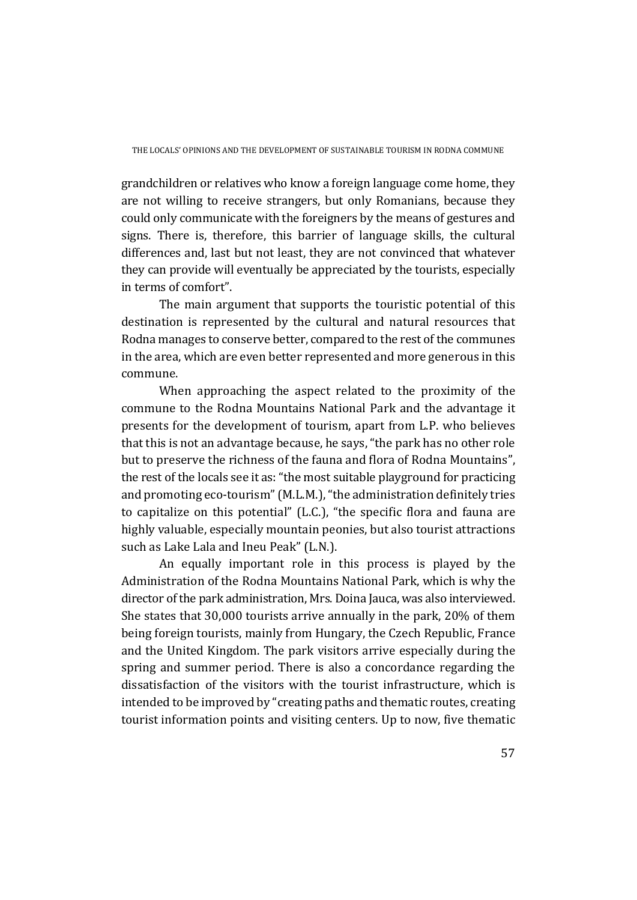grandchildren or relatives who know a foreign language come home, they are not willing to receive strangers, but only Romanians, because they could only communicate with the foreigners by the means of gestures and signs. There is, therefore, this barrier of language skills, the cultural differences and, last but not least, they are not convinced that whatever they can provide will eventually be appreciated by the tourists, especially in terms of comfort".

The main argument that supports the touristic potential of this destination is represented by the cultural and natural resources that Rodna manages to conserve better, compared to the rest of the communes in the area, which are even better represented and more generous in this commune.

When approaching the aspect related to the proximity of the commune to the Rodna Mountains National Park and the advantage it presents for the development of tourism, apart from L.P. who believes that this is not an advantage because, he says, "the park has no other role but to preserve the richness of the fauna and flora of Rodna Mountains", the rest of the locals see it as: "the most suitable playground for practicing and promoting eco-tourism" (M.L.M.), "the administration definitely tries to capitalize on this potential" (L.C.), "the specific flora and fauna are highly valuable, especially mountain peonies, but also tourist attractions such as Lake Lala and Ineu Peak" (L.N.).

An equally important role in this process is played by the Administration of the Rodna Mountains National Park, which is why the director of the park administration, Mrs. Doina Jauca, was also interviewed. She states that 30,000 tourists arrive annually in the park, 20% of them being foreign tourists, mainly from Hungary, the Czech Republic, France and the United Kingdom. The park visitors arrive especially during the spring and summer period. There is also a concordance regarding the dissatisfaction of the visitors with the tourist infrastructure, which is intended to be improved by "creating paths and thematic routes, creating tourist information points and visiting centers. Up to now, five thematic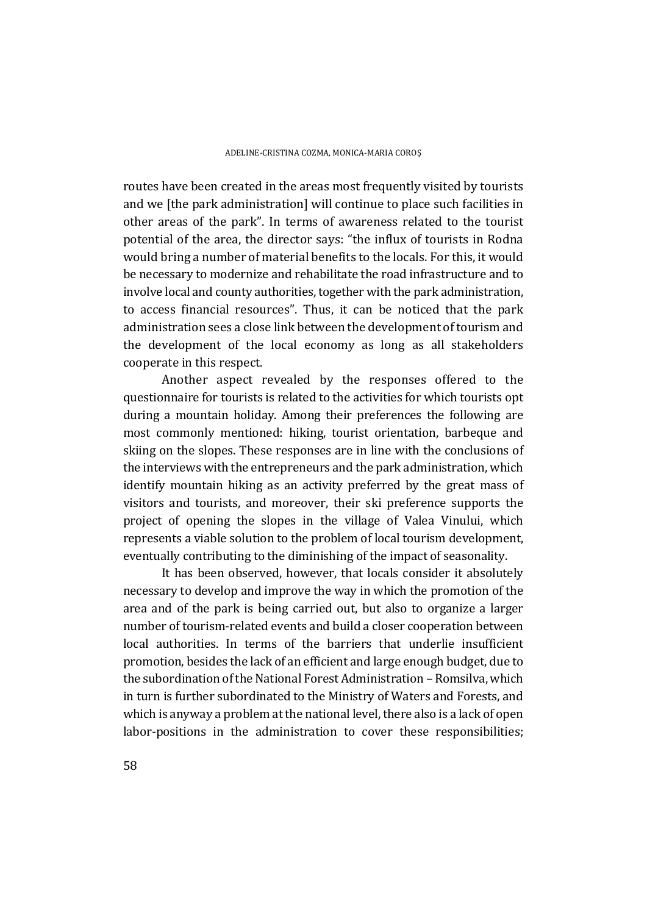routes have been created in the areas most frequently visited by tourists and we [the park administration] will continue to place such facilities in other areas of the park". In terms of awareness related to the tourist potential of the area, the director says: "the influx of tourists in Rodna would bring a number of material benefits to the locals. For this, it would be necessary to modernize and rehabilitate the road infrastructure and to involve local and county authorities, together with the park administration, to access financial resources". Thus, it can be noticed that the park administration sees a close link between the development of tourism and the development of the local economy as long as all stakeholders cooperate in this respect.

Another aspect revealed by the responses offered to the questionnaire for tourists is related to the activities for which tourists opt during a mountain holiday. Among their preferences the following are most commonly mentioned: hiking, tourist orientation, barbeque and skiing on the slopes. These responses are in line with the conclusions of the interviews with the entrepreneurs and the park administration, which identify mountain hiking as an activity preferred by the great mass of visitors and tourists, and moreover, their ski preference supports the project of opening the slopes in the village of Valea Vinului, which represents a viable solution to the problem of local tourism development, eventually contributing to the diminishing of the impact of seasonality.

It has been observed, however, that locals consider it absolutely necessary to develop and improve the way in which the promotion of the area and of the park is being carried out, but also to organize a larger number of tourism-related events and build a closer cooperation between local authorities. In terms of the barriers that underlie insufficient promotion, besides the lack of an efficient and large enough budget, due to the subordination of the National Forest Administration – Romsilva, which in turn is further subordinated to the Ministry of Waters and Forests, and which is anyway a problem at the national level, there also is a lack of open labor-positions in the administration to cover these responsibilities;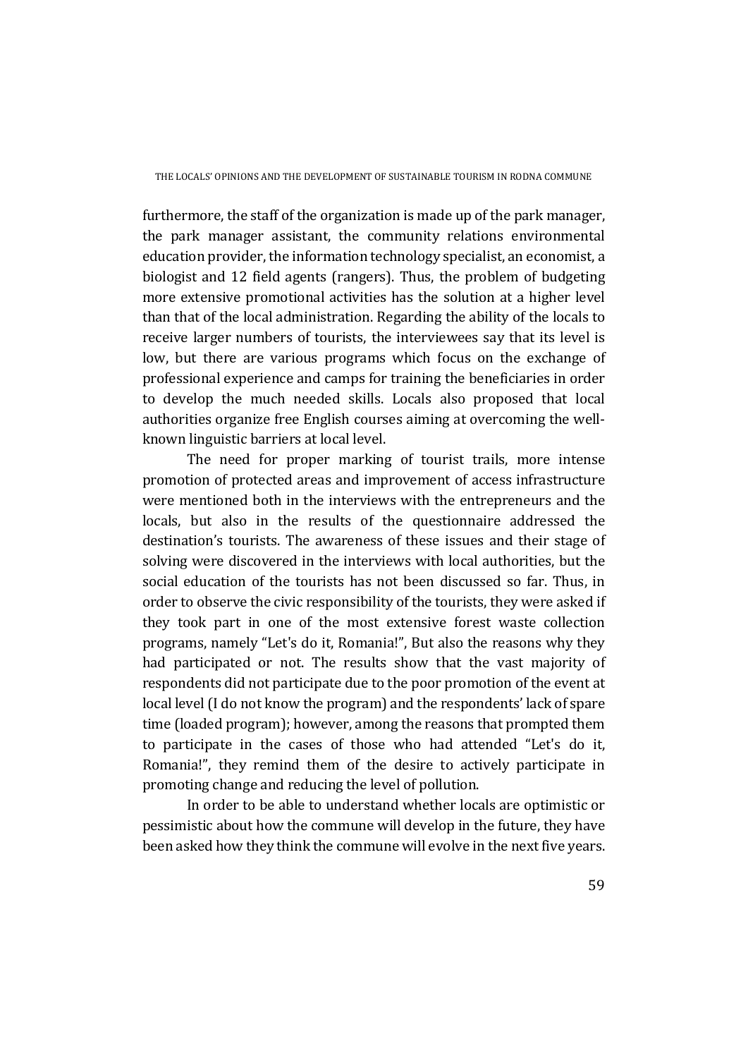furthermore, the staff of the organization is made up of the park manager, the park manager assistant, the community relations environmental education provider, the information technology specialist, an economist, a biologist and 12 field agents (rangers). Thus, the problem of budgeting more extensive promotional activities has the solution at a higher level than that of the local administration. Regarding the ability of the locals to receive larger numbers of tourists, the interviewees say that its level is low, but there are various programs which focus on the exchange of professional experience and camps for training the beneficiaries in order to develop the much needed skills. Locals also proposed that local authorities organize free English courses aiming at overcoming the well-known linguistic barriers at local level.

The need for proper marking of tourist trails, more intense promotion of protected areas and improvement of access infrastructure were mentioned both in the interviews with the entrepreneurs and the locals, but also in the results of the questionnaire addressed the destination's tourists. The awareness of these issues and their stage of solving were discovered in the interviews with local authorities, but the social education of the tourists has not been discussed so far. Thus, in order to observe the civic responsibility of the tourists, they were asked if they took part in one of the most extensive forest waste collection programs, namely "Let's do it, Romania!", But also the reasons why they had participated or not. The results show that the vast majority of respondents did not participate due to the poor promotion of the event at local level (I do not know the program) and the respondents' lack of spare time (loaded program); however, among the reasons that prompted them to participate in the cases of those who had attended "Let's do it, Romania!", they remind them of the desire to actively participate in promoting change and reducing the level of pollution.

In order to be able to understand whether locals are optimistic or pessimistic about how the commune will develop in the future, they have been asked how they think the commune will evolve in the next five years.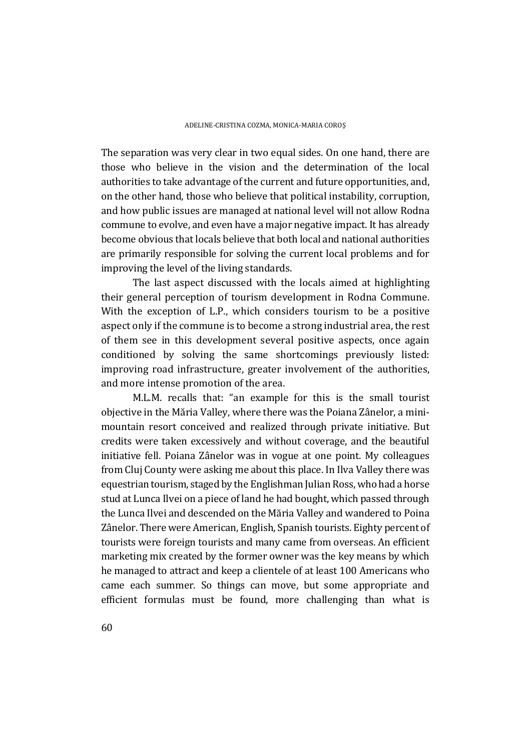The separation was very clear in two equal sides. On one hand, there are those who believe in the vision and the determination of the local authorities to take advantage of the current and future opportunities, and, on the other hand, those who believe that political instability, corruption, and how public issues are managed at national level will not allow Rodna commune to evolve, and even have a major negative impact. It has already become obvious that locals believe that both local and national authorities are primarily responsible for solving the current local problems and for improving the level of the living standards.

The last aspect discussed with the locals aimed at highlighting their general perception of tourism development in Rodna Commune. With the exception of L.P., which considers tourism to be a positive aspect only if the commune is to become a strong industrial area, the rest of them see in this development several positive aspects, once again conditioned by solving the same shortcomings previously listed: improving road infrastructure, greater involvement of the authorities, and more intense promotion of the area.

M.L.M. recalls that: "an example for this is the small tourist objective in the Măria Valley, where there was the Poiana Zânelor, a mini-mountain resort conceived and realized through private initiative. But credits were taken excessively and without coverage, and the beautiful initiative fell. Poiana Zânelor was in vogue at one point. My colleagues from Cluj County were asking me about this place. In Ilva Valley there was equestrian tourism, staged by the Englishman Julian Ross, who had a horse stud at Lunca Ilvei on a piece of land he had bought, which passed through the Lunca Ilvei and descended on the Măria Valley and wandered to Poina Zânelor. There were American, English, Spanish tourists. Eighty percent of tourists were foreign tourists and many came from overseas. An efficient marketing mix created by the former owner was the key means by which he managed to attract and keep a clientele of at least 100 Americans who came each summer. So things can move, but some appropriate and efficient formulas must be found, more challenging than what is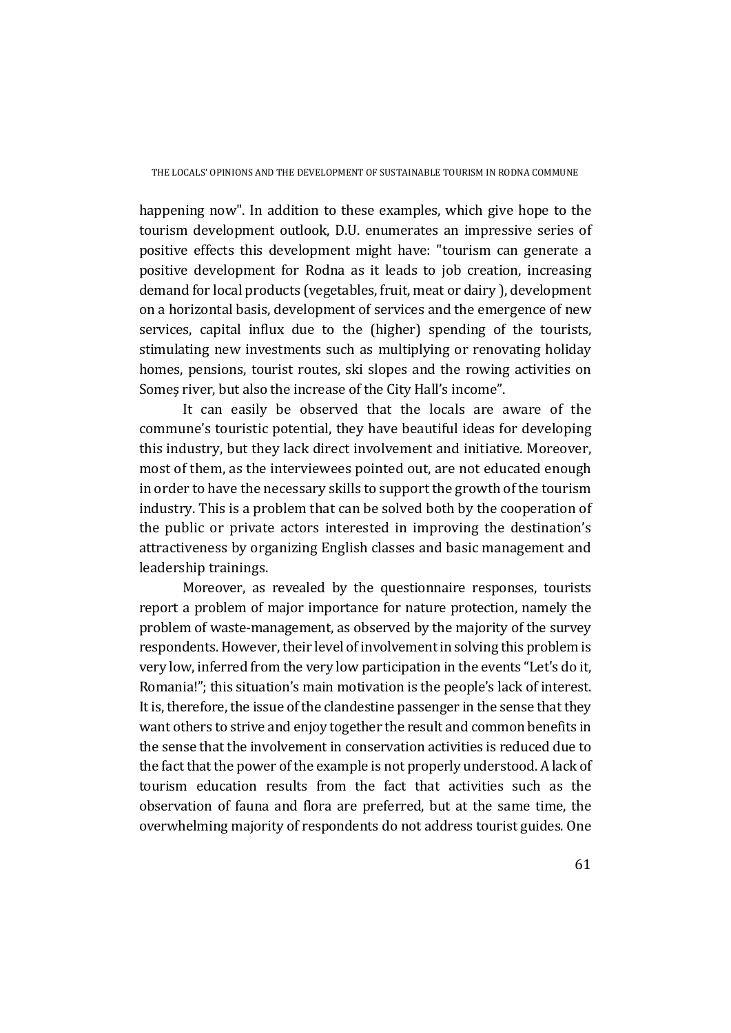happening now". In addition to these examples, which give hope to the tourism development outlook, D.U. enumerates an impressive series of positive effects this development might have: "tourism can generate a positive development for Rodna as it leads to job creation, increasing demand for local products (vegetables, fruit, meat or dairy ), development on a horizontal basis, development of services and the emergence of new services, capital influx due to the (higher) spending of the tourists, stimulating new investments such as multiplying or renovating holiday homes, pensions, tourist routes, ski slopes and the rowing activities on Someș river, but also the increase of the City Hall's income".

It can easily be observed that the locals are aware of the commune's touristic potential, they have beautiful ideas for developing this industry, but they lack direct involvement and initiative. Moreover, most of them, as the interviewees pointed out, are not educated enough in order to have the necessary skills to support the growth of the tourism industry. This is a problem that can be solved both by the cooperation of the public or private actors interested in improving the destination's attractiveness by organizing English classes and basic management and leadership trainings.

Moreover, as revealed by the questionnaire responses, tourists report a problem of major importance for nature protection, namely the problem of waste-management, as observed by the majority of the survey respondents. However, their level of involvement in solving this problem is very low, inferred from the very low participation in the events "Let's do it, Romania!"; this situation's main motivation is the people's lack of interest. It is, therefore, the issue of the clandestine passenger in the sense that they want others to strive and enjoy together the result and common benefits in the sense that the involvement in conservation activities is reduced due to the fact that the power of the example is not properly understood. A lack of tourism education results from the fact that activities such as the observation of fauna and flora are preferred, but at the same time, the overwhelming majority of respondents do not address tourist guides. One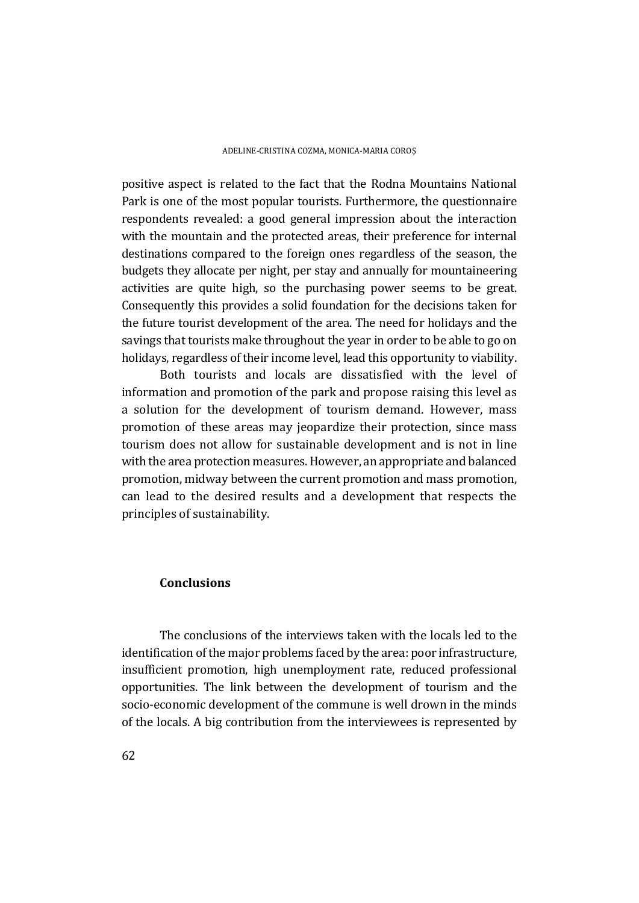positive aspect is related to the fact that the Rodna Mountains National Park is one of the most popular tourists. Furthermore, the questionnaire respondents revealed: a good general impression about the interaction with the mountain and the protected areas, their preference for internal destinations compared to the foreign ones regardless of the season, the budgets they allocate per night, per stay and annually for mountaineering activities are quite high, so the purchasing power seems to be great. Consequently this provides a solid foundation for the decisions taken for the future tourist development of the area. The need for holidays and the savings that tourists make throughout the year in order to be able to go on holidays, regardless of their income level, lead this opportunity to viability.

Both tourists and locals are dissatisfied with the level of information and promotion of the park and propose raising this level as a solution for the development of tourism demand. However, mass promotion of these areas may jeopardize their protection, since mass tourism does not allow for sustainable development and is not in line with the area protection measures. However, an appropriate and balanced promotion, midway between the current promotion and mass promotion, can lead to the desired results and a development that respects the principles of sustainability.

## Conclusions

The conclusions of the interviews taken with the locals led to the identification of the major problems faced by the area: poor infrastructure, insufficient promotion, high unemployment rate, reduced professional opportunities. The link between the development of tourism and the socio-economic development of the commune is well drown in the minds of the locals. A big contribution from the interviewees is represented by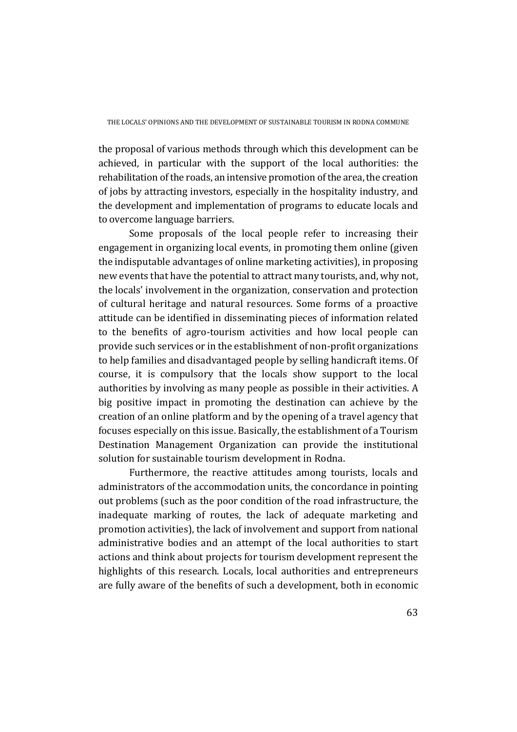the proposal of various methods through which this development can be achieved, in particular with the support of the local authorities: the rehabilitation of the roads, an intensive promotion of the area, the creation of jobs by attracting investors, especially in the hospitality industry, and the development and implementation of programs to educate locals and to overcome language barriers.

Some proposals of the local people refer to increasing their engagement in organizing local events, in promoting them online (given the indisputable advantages of online marketing activities), in proposing new events that have the potential to attract many tourists, and, why not, the locals' involvement in the organization, conservation and protection of cultural heritage and natural resources. Some forms of a proactive attitude can be identified in disseminating pieces of information related to the benefits of agro-tourism activities and how local people can provide such services or in the establishment of non-profit organizations to help families and disadvantaged people by selling handicraft items. Of course, it is compulsory that the locals show support to the local authorities by involving as many people as possible in their activities. A big positive impact in promoting the destination can achieve by the creation of an online platform and by the opening of a travel agency that focuses especially on this issue. Basically, the establishment of a Tourism Destination Management Organization can provide the institutional solution for sustainable tourism development in Rodna.

Furthermore, the reactive attitudes among tourists, locals and administrators of the accommodation units, the concordance in pointing out problems (such as the poor condition of the road infrastructure, the inadequate marking of routes, the lack of adequate marketing and promotion activities), the lack of involvement and support from national administrative bodies and an attempt of the local authorities to start actions and think about projects for tourism development represent the highlights of this research. Locals, local authorities and entrepreneurs are fully aware of the benefits of such a development, both in economic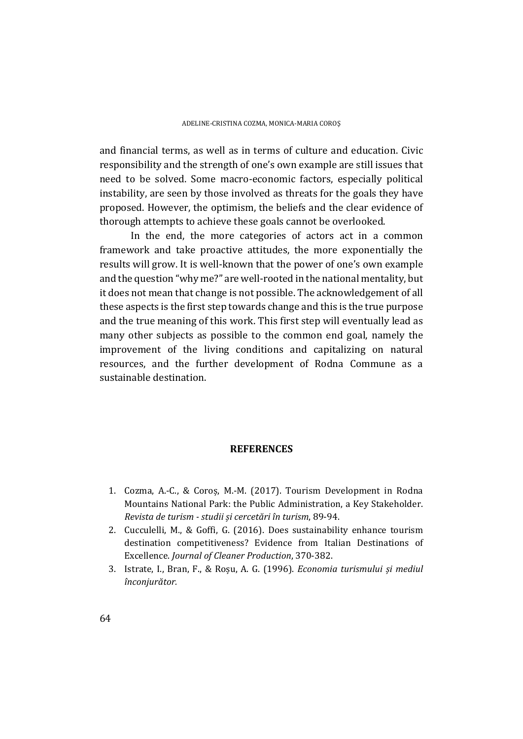and financial terms, as well as in terms of culture and education. Civic responsibility and the strength of one's own example are still issues that need to be solved. Some macro-economic factors, especially political instability, are seen by those involved as threats for the goals they have proposed. However, the optimism, the beliefs and the clear evidence of thorough attempts to achieve these goals cannot be overlooked.

In the end, the more categories of actors act in a common framework and take proactive attitudes, the more exponentially the results will grow. It is well-known that the power of one's own example and the question "why me?" are well-rooted in the national mentality, but it does not mean that change is not possible. The acknowledgement of all these aspects is the first step towards change and this is the true purpose and the true meaning of this work. This first step will eventually lead as many other subjects as possible to the common end goal, namely the improvement of the living conditions and capitalizing on natural resources, and the further development of Rodna Commune as a sustainable destination.

## REFERENCES

1. Cozma, A.-C., & Coroș, M.-M. (2017). Tourism Development in Rodna Mountains National Park: the Public Administration, a Key Stakeholder. *Revista de turism - studii și cercetări în turism*, 89-94.
2. Cucculelli, M., & Goffi, G. (2016). Does sustainability enhance tourism destination competitiveness? Evidence from Italian Destinations of Excellence. *Journal of Cleaner Production*, 370-382.
3. Istrate, I., Bran, F., & Roșu, A. G. (1996). *Economia turismului și mediul înconjurător.*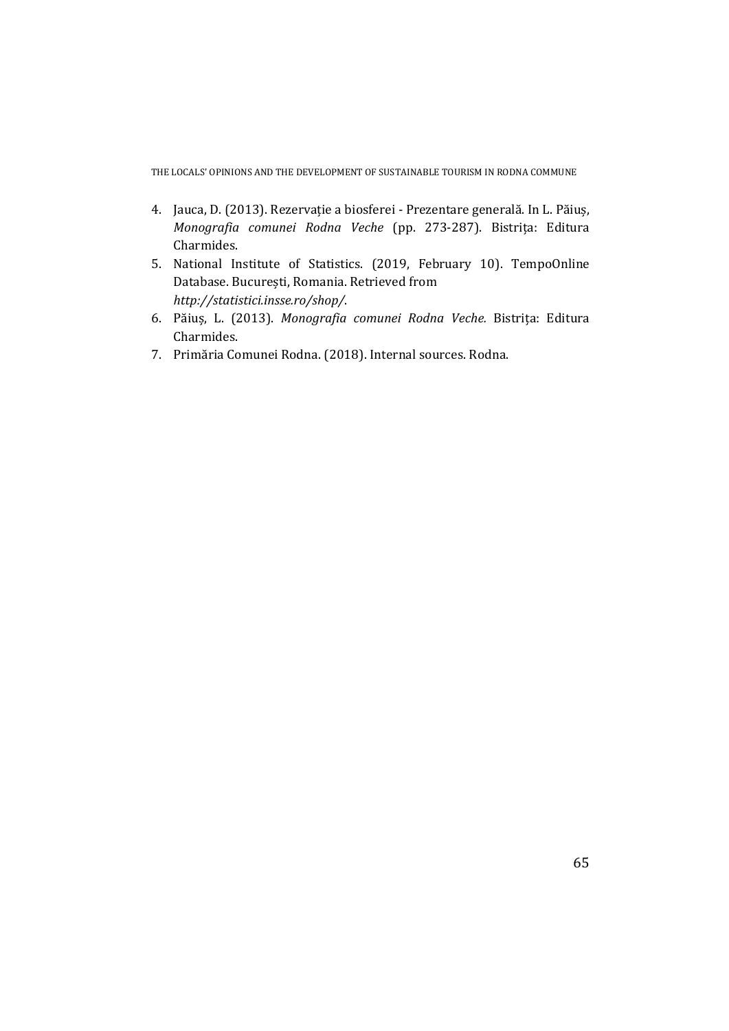4. Jauca, D. (2013). Rezervație a biosferei - Prezentare generală. In L. Păiuș, *Monografia comunei Rodna Veche* (pp. 273-287). Bistrița: Editura Charmides.
5. National Institute of Statistics. (2019, February 10). TempoOnline Database. București, Romania. Retrieved from *http://statistici.insse.ro/shop/*.
6. Păiuș, L. (2013). *Monografia comunei Rodna Veche.* Bistrița: Editura Charmides.
7. Primăria Comunei Rodna. (2018). Internal sources. Rodna.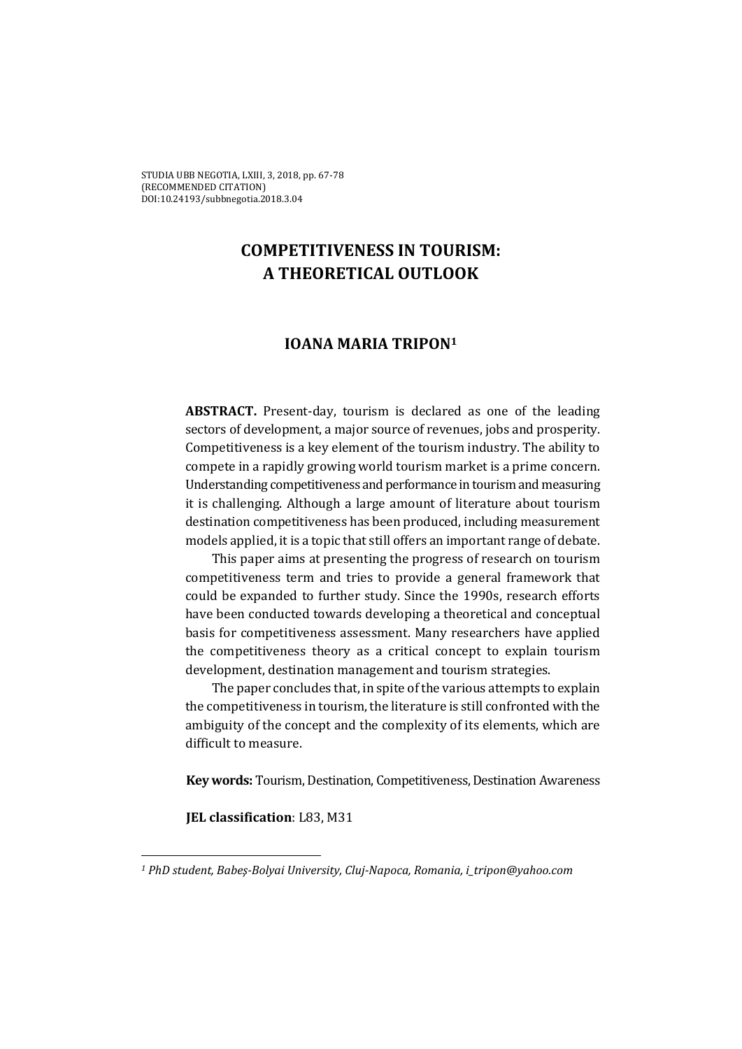# COMPETITIVENESS IN TOURISM: A THEORETICAL OUTLOOK

## IOANA MARIA TRIPON[1]

**ABSTRACT.** Present-day, tourism is declared as one of the leading sectors of development, a major source of revenues, jobs and prosperity. Competitiveness is a key element of the tourism industry. The ability to compete in a rapidly growing world tourism market is a prime concern. Understanding competitiveness and performance in tourism and measuring it is challenging. Although a large amount of literature about tourism destination competitiveness has been produced, including measurement models applied, it is a topic that still offers an important range of debate.

This paper aims at presenting the progress of research on tourism competitiveness term and tries to provide a general framework that could be expanded to further study. Since the 1990s, research efforts have been conducted towards developing a theoretical and conceptual basis for competitiveness assessment. Many researchers have applied the competitiveness theory as a critical concept to explain tourism development, destination management and tourism strategies.

The paper concludes that, in spite of the various attempts to explain the competitiveness in tourism, the literature is still confronted with the ambiguity of the concept and the complexity of its elements, which are difficult to measure.

**Key words:** Tourism, Destination, Competitiveness, Destination Awareness

**JEL classification**: L83, M31

---

*[1] PhD student, Babeş-Bolyai University, Cluj-Napoca, Romania, i_tripon@yahoo.com*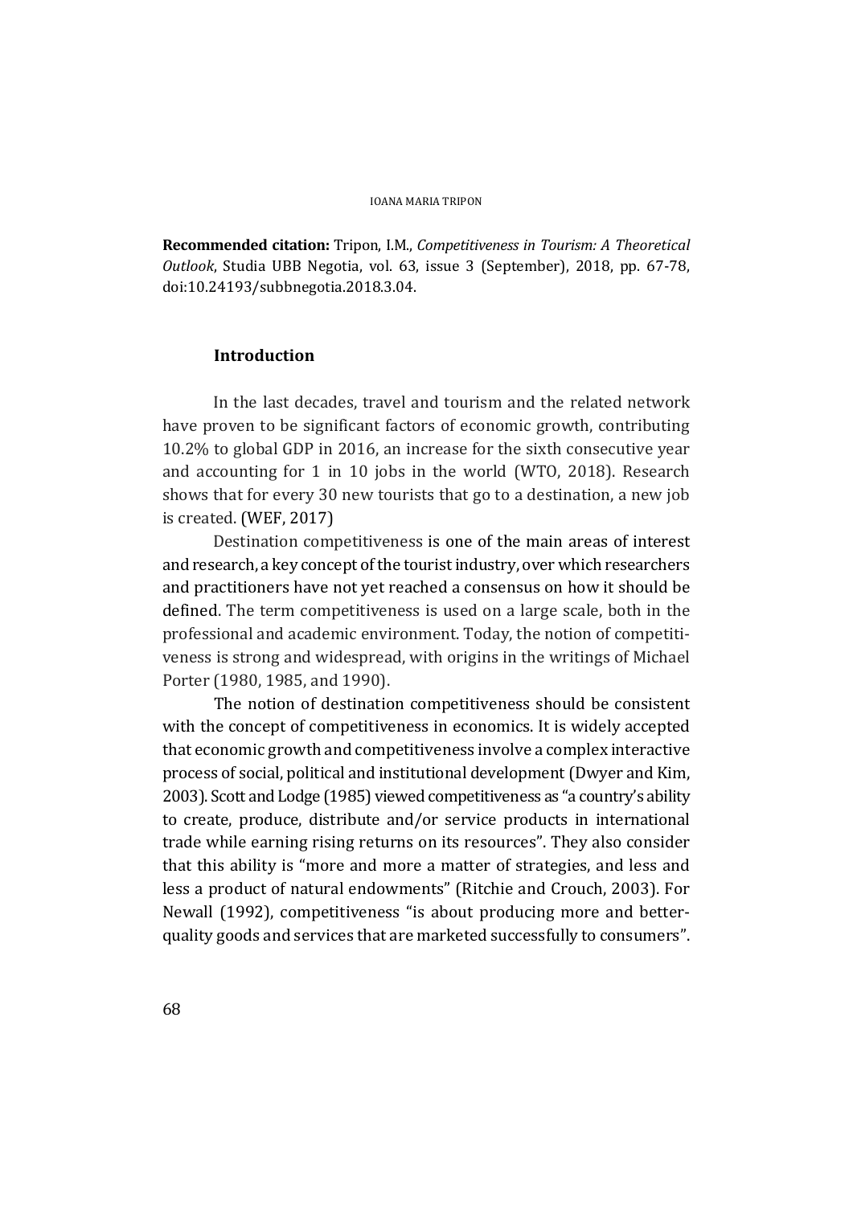**Recommended citation:** Tripon, I.M., *Competitiveness in Tourism: A Theoretical Outlook*, Studia UBB Negotia, vol. 63, issue 3 (September), 2018, pp. 67-78, doi:10.24193/subbnegotia.2018.3.04.

## Introduction

In the last decades, travel and tourism and the related network have proven to be significant factors of economic growth, contributing 10.2% to global GDP in 2016, an increase for the sixth consecutive year and accounting for 1 in 10 jobs in the world (WTO, 2018). Research shows that for every 30 new tourists that go to a destination, a new job is created. (WEF, 2017)

Destination competitiveness is one of the main areas of interest and research, a key concept of the tourist industry, over which researchers and practitioners have not yet reached a consensus on how it should be defined. The term competitiveness is used on a large scale, both in the professional and academic environment. Today, the notion of competitiveness is strong and widespread, with origins in the writings of Michael Porter (1980, 1985, and 1990).

The notion of destination competitiveness should be consistent with the concept of competitiveness in economics. It is widely accepted that economic growth and competitiveness involve a complex interactive process of social, political and institutional development (Dwyer and Kim, 2003). Scott and Lodge (1985) viewed competitiveness as "a country's ability to create, produce, distribute and/or service products in international trade while earning rising returns on its resources". They also consider that this ability is "more and more a matter of strategies, and less and less a product of natural endowments" (Ritchie and Crouch, 2003). For Newall (1992), competitiveness "is about producing more and better-quality goods and services that are marketed successfully to consumers".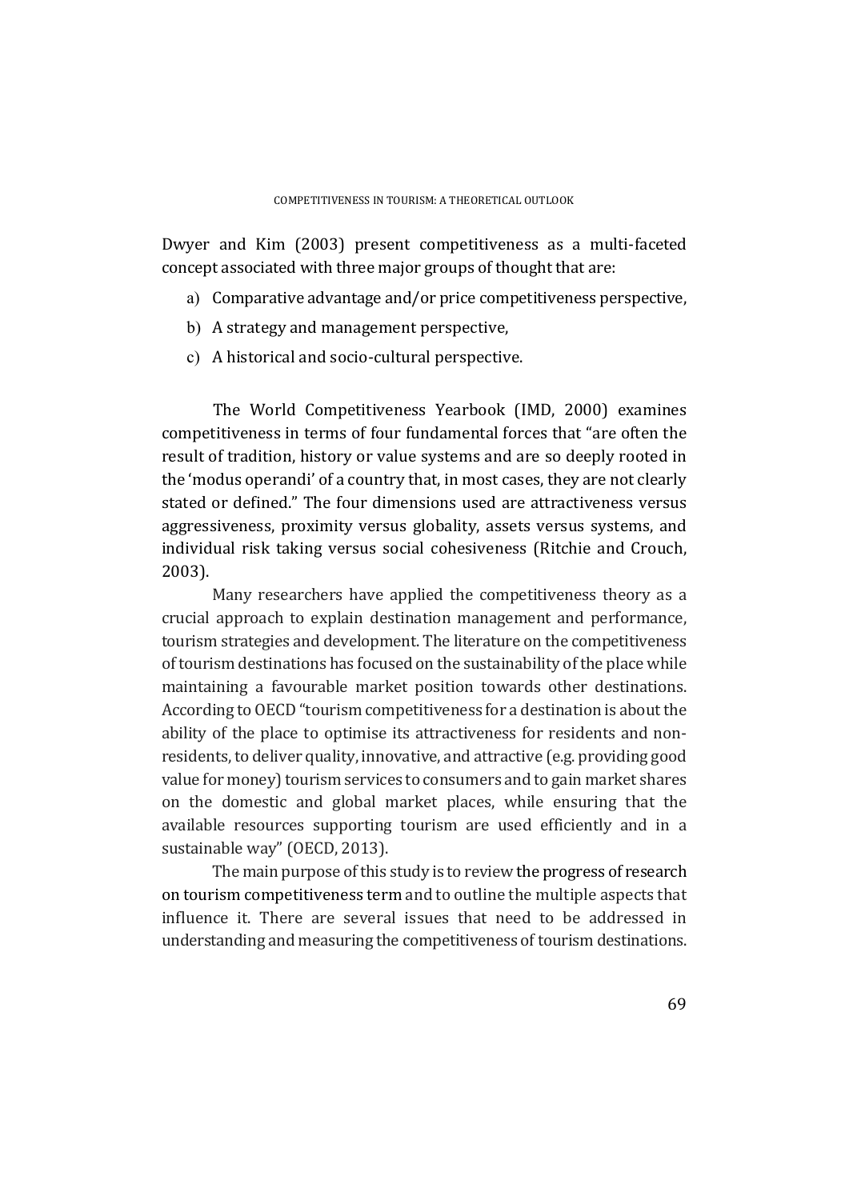Dwyer and Kim (2003) present competitiveness as a multi-faceted concept associated with three major groups of thought that are:

a) Comparative advantage and/or price competitiveness perspective,

b) A strategy and management perspective,

c) A historical and socio-cultural perspective.

The World Competitiveness Yearbook (IMD, 2000) examines competitiveness in terms of four fundamental forces that "are often the result of tradition, history or value systems and are so deeply rooted in the 'modus operandi' of a country that, in most cases, they are not clearly stated or defined." The four dimensions used are attractiveness versus aggressiveness, proximity versus globality, assets versus systems, and individual risk taking versus social cohesiveness (Ritchie and Crouch, 2003).

Many researchers have applied the competitiveness theory as a crucial approach to explain destination management and performance, tourism strategies and development. The literature on the competitiveness of tourism destinations has focused on the sustainability of the place while maintaining a favourable market position towards other destinations. According to OECD "tourism competitiveness for a destination is about the ability of the place to optimise its attractiveness for residents and non-residents, to deliver quality, innovative, and attractive (e.g. providing good value for money) tourism services to consumers and to gain market shares on the domestic and global market places, while ensuring that the available resources supporting tourism are used efficiently and in a sustainable way" (OECD, 2013).

The main purpose of this study is to review the progress of research on tourism competitiveness term and to outline the multiple aspects that influence it. There are several issues that need to be addressed in understanding and measuring the competitiveness of tourism destinations.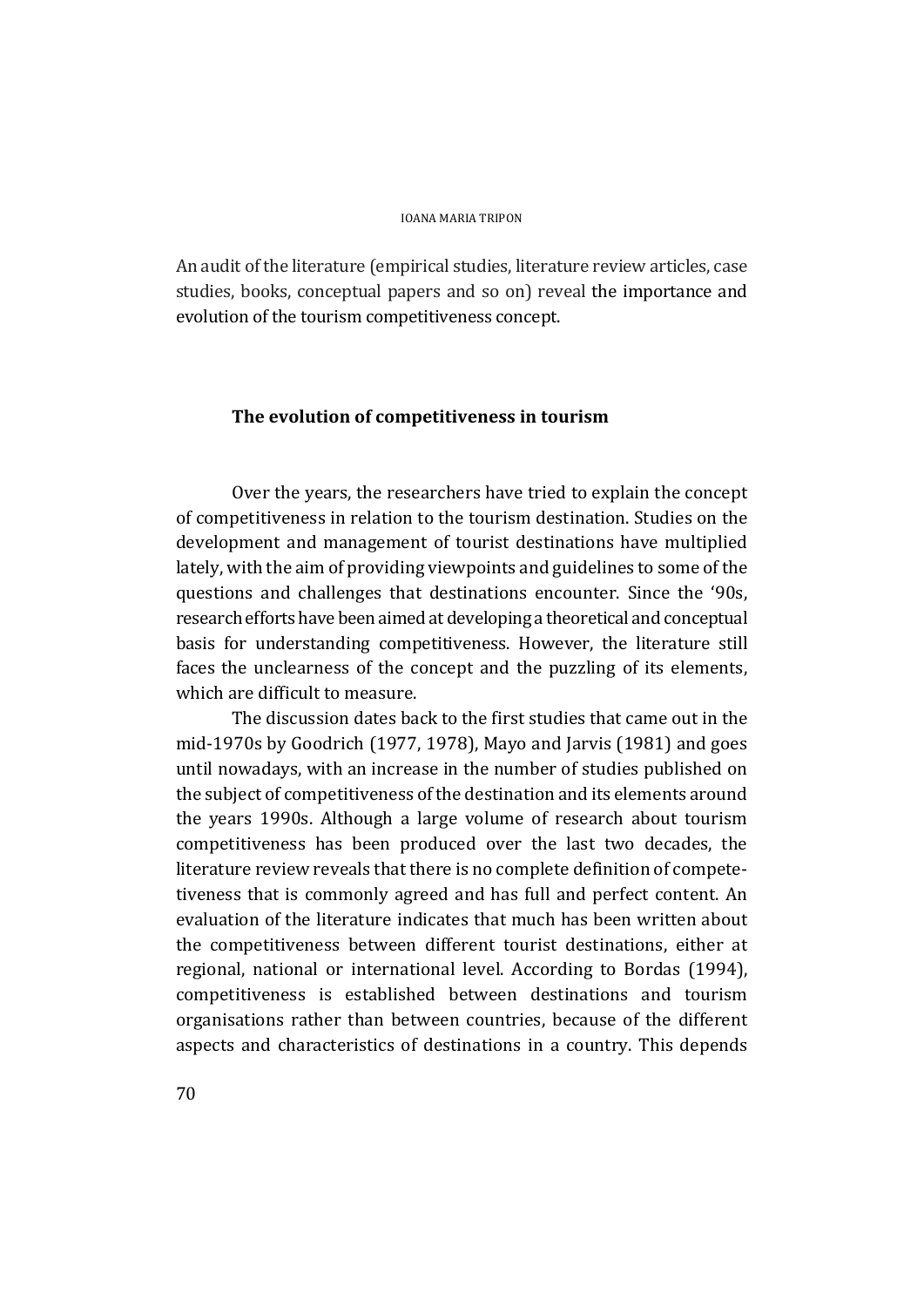An audit of the literature (empirical studies, literature review articles, case studies, books, conceptual papers and so on) reveal the importance and evolution of the tourism competitiveness concept.

## The evolution of competitiveness in tourism

Over the years, the researchers have tried to explain the concept of competitiveness in relation to the tourism destination. Studies on the development and management of tourist destinations have multiplied lately, with the aim of providing viewpoints and guidelines to some of the questions and challenges that destinations encounter. Since the '90s, research efforts have been aimed at developing a theoretical and conceptual basis for understanding competitiveness. However, the literature still faces the unclearness of the concept and the puzzling of its elements, which are difficult to measure.

The discussion dates back to the first studies that came out in the mid-1970s by Goodrich (1977, 1978), Mayo and Jarvis (1981) and goes until nowadays, with an increase in the number of studies published on the subject of competitiveness of the destination and its elements around the years 1990s. Although a large volume of research about tourism competitiveness has been produced over the last two decades, the literature review reveals that there is no complete definition of competetiveness that is commonly agreed and has full and perfect content. An evaluation of the literature indicates that much has been written about the competitiveness between different tourist destinations, either at regional, national or international level. According to Bordas (1994), competitiveness is established between destinations and tourism organisations rather than between countries, because of the different aspects and characteristics of destinations in a country. This depends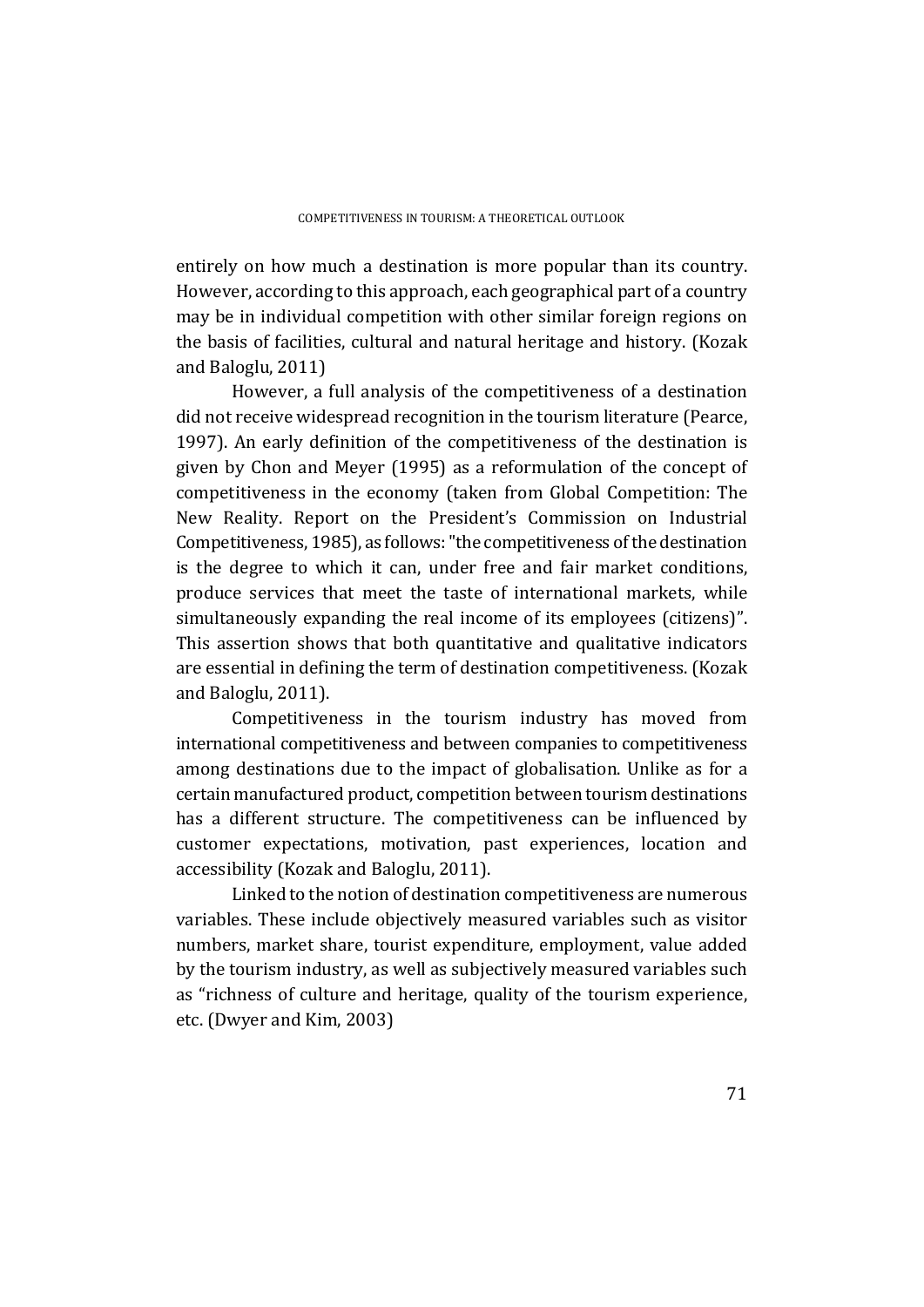entirely on how much a destination is more popular than its country. However, according to this approach, each geographical part of a country may be in individual competition with other similar foreign regions on the basis of facilities, cultural and natural heritage and history. (Kozak and Baloglu, 2011)

However, a full analysis of the competitiveness of a destination did not receive widespread recognition in the tourism literature (Pearce, 1997). An early definition of the competitiveness of the destination is given by Chon and Meyer (1995) as a reformulation of the concept of competitiveness in the economy (taken from Global Competition: The New Reality. Report on the President's Commission on Industrial Competitiveness, 1985), as follows: "the competitiveness of the destination is the degree to which it can, under free and fair market conditions, produce services that meet the taste of international markets, while simultaneously expanding the real income of its employees (citizens)". This assertion shows that both quantitative and qualitative indicators are essential in defining the term of destination competitiveness. (Kozak and Baloglu, 2011).

Competitiveness in the tourism industry has moved from international competitiveness and between companies to competitiveness among destinations due to the impact of globalisation. Unlike as for a certain manufactured product, competition between tourism destinations has a different structure. The competitiveness can be influenced by customer expectations, motivation, past experiences, location and accessibility (Kozak and Baloglu, 2011).

Linked to the notion of destination competitiveness are numerous variables. These include objectively measured variables such as visitor numbers, market share, tourist expenditure, employment, value added by the tourism industry, as well as subjectively measured variables such as "richness of culture and heritage, quality of the tourism experience, etc. (Dwyer and Kim, 2003)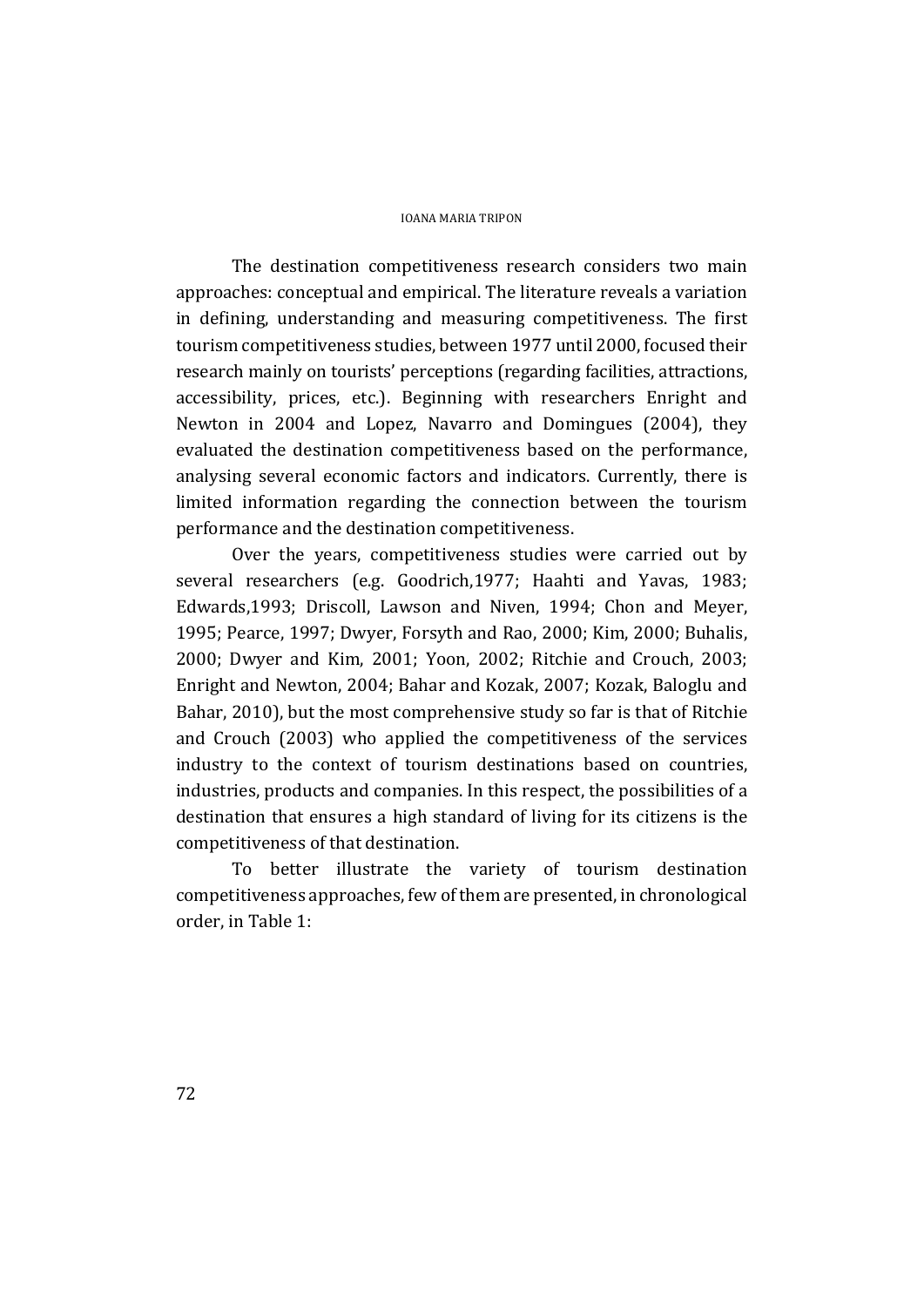The destination competitiveness research considers two main approaches: conceptual and empirical. The literature reveals a variation in defining, understanding and measuring competitiveness. The first tourism competitiveness studies, between 1977 until 2000, focused their research mainly on tourists' perceptions (regarding facilities, attractions, accessibility, prices, etc.). Beginning with researchers Enright and Newton in 2004 and Lopez, Navarro and Domingues (2004), they evaluated the destination competitiveness based on the performance, analysing several economic factors and indicators. Currently, there is limited information regarding the connection between the tourism performance and the destination competitiveness.

Over the years, competitiveness studies were carried out by several researchers (e.g. Goodrich,1977; Haahti and Yavas, 1983; Edwards,1993; Driscoll, Lawson and Niven, 1994; Chon and Meyer, 1995; Pearce, 1997; Dwyer, Forsyth and Rao, 2000; Kim, 2000; Buhalis, 2000; Dwyer and Kim, 2001; Yoon, 2002; Ritchie and Crouch, 2003; Enright and Newton, 2004; Bahar and Kozak, 2007; Kozak, Baloglu and Bahar, 2010), but the most comprehensive study so far is that of Ritchie and Crouch (2003) who applied the competitiveness of the services industry to the context of tourism destinations based on countries, industries, products and companies. In this respect, the possibilities of a destination that ensures a high standard of living for its citizens is the competitiveness of that destination.

To better illustrate the variety of tourism destination competitiveness approaches, few of them are presented, in chronological order, in Table 1: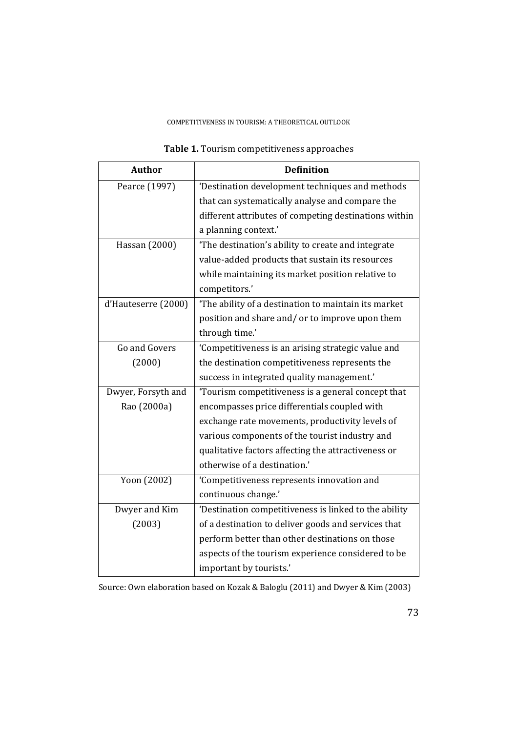**Table 1.** Tourism competitiveness approaches

| Author | Definition |
|---|---|
| Pearce (1997) | 'Destination development techniques and methods that can systematically analyse and compare the different attributes of competing destinations within a planning context.' |
| Hassan (2000) | 'The destination's ability to create and integrate value-added products that sustain its resources while maintaining its market position relative to competitors.' |
| d'Hauteserre (2000) | 'The ability of a destination to maintain its market position and share and/ or to improve upon them through time.' |
| Go and Govers (2000) | 'Competitiveness is an arising strategic value and the destination competitiveness represents the success in integrated quality management.' |
| Dwyer, Forsyth and Rao (2000a) | 'Tourism competitiveness is a general concept that encompasses price differentials coupled with exchange rate movements, productivity levels of various components of the tourist industry and qualitative factors affecting the attractiveness or otherwise of a destination.' |
| Yoon (2002) | 'Competitiveness represents innovation and continuous change.' |
| Dwyer and Kim (2003) | 'Destination competitiveness is linked to the ability of a destination to deliver goods and services that perform better than other destinations on those aspects of the tourism experience considered to be important by tourists.' |

Source: Own elaboration based on Kozak & Baloglu (2011) and Dwyer & Kim (2003)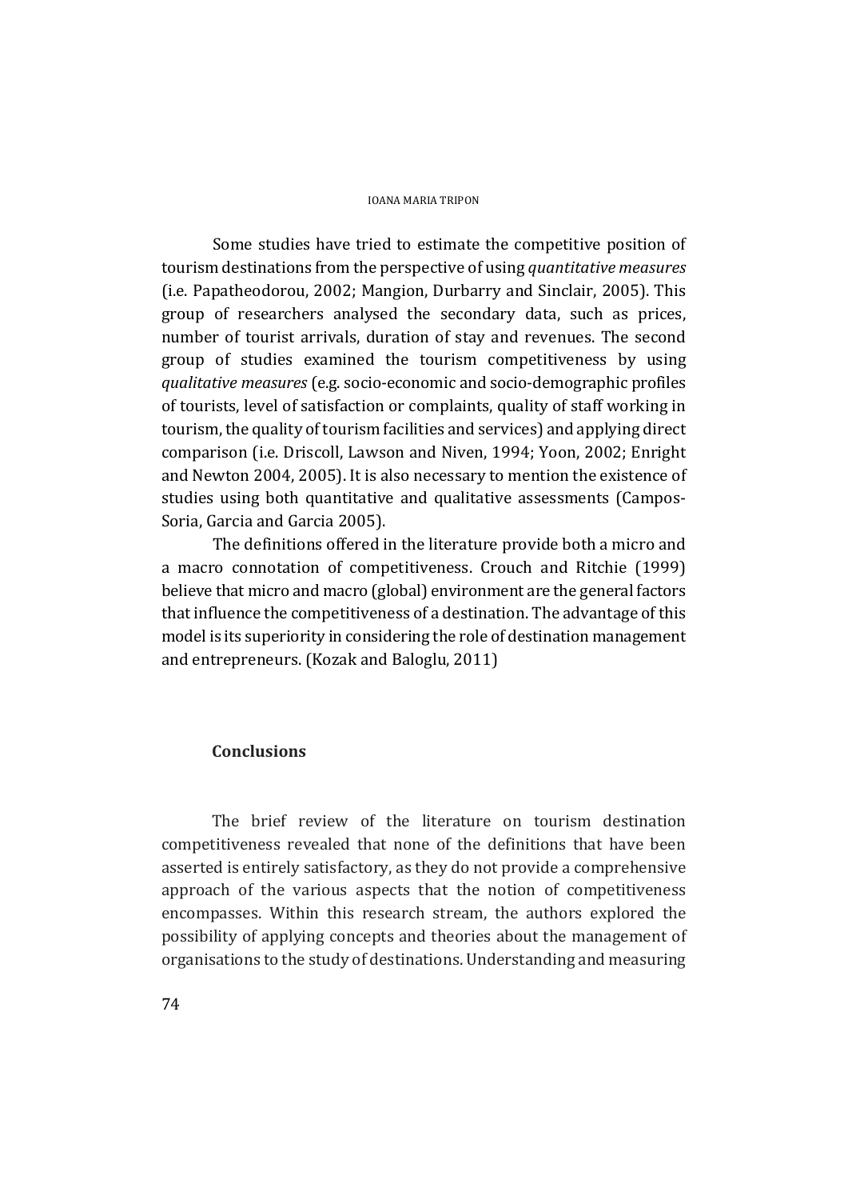Some studies have tried to estimate the competitive position of tourism destinations from the perspective of using *quantitative measures* (i.e. Papatheodorou, 2002; Mangion, Durbarry and Sinclair, 2005). This group of researchers analysed the secondary data, such as prices, number of tourist arrivals, duration of stay and revenues. The second group of studies examined the tourism competitiveness by using *qualitative measures* (e.g. socio-economic and socio-demographic profiles of tourists, level of satisfaction or complaints, quality of staff working in tourism, the quality of tourism facilities and services) and applying direct comparison (i.e. Driscoll, Lawson and Niven, 1994; Yoon, 2002; Enright and Newton 2004, 2005). It is also necessary to mention the existence of studies using both quantitative and qualitative assessments (Campos-Soria, Garcia and Garcia 2005).

The definitions offered in the literature provide both a micro and a macro connotation of competitiveness. Crouch and Ritchie (1999) believe that micro and macro (global) environment are the general factors that influence the competitiveness of a destination. The advantage of this model is its superiority in considering the role of destination management and entrepreneurs. (Kozak and Baloglu, 2011)

## Conclusions

The brief review of the literature on tourism destination competitiveness revealed that none of the definitions that have been asserted is entirely satisfactory, as they do not provide a comprehensive approach of the various aspects that the notion of competitiveness encompasses. Within this research stream, the authors explored the possibility of applying concepts and theories about the management of organisations to the study of destinations. Understanding and measuring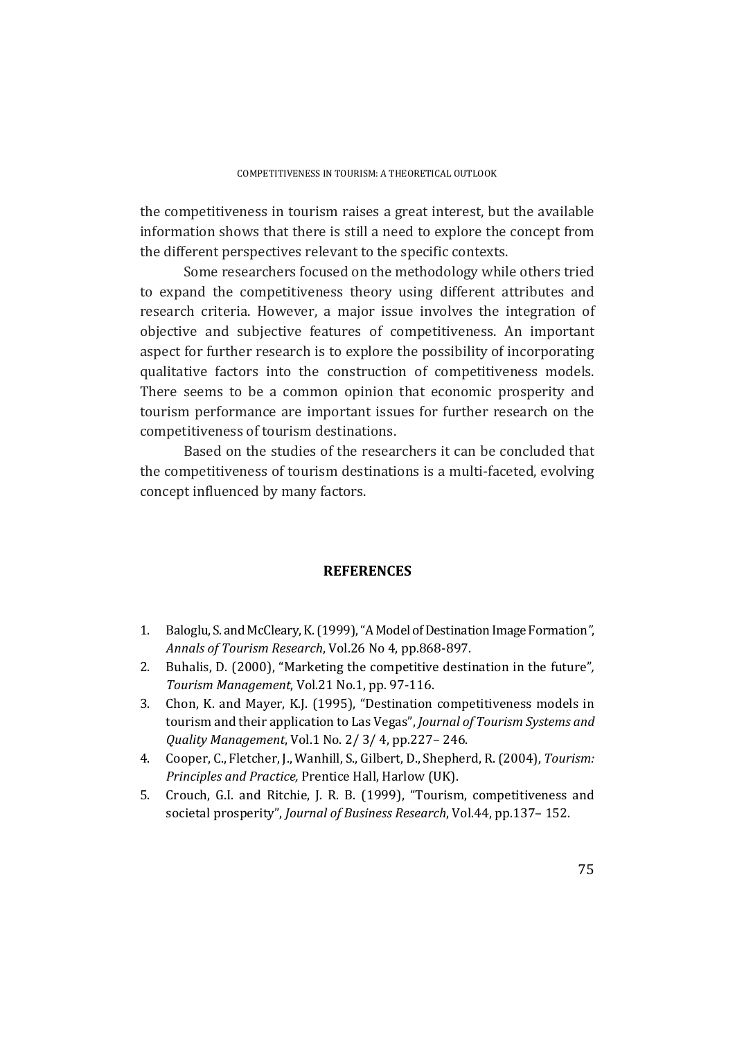the competitiveness in tourism raises a great interest, but the available information shows that there is still a need to explore the concept from the different perspectives relevant to the specific contexts.

Some researchers focused on the methodology while others tried to expand the competitiveness theory using different attributes and research criteria. However, a major issue involves the integration of objective and subjective features of competitiveness. An important aspect for further research is to explore the possibility of incorporating qualitative factors into the construction of competitiveness models. There seems to be a common opinion that economic prosperity and tourism performance are important issues for further research on the competitiveness of tourism destinations.

Based on the studies of the researchers it can be concluded that the competitiveness of tourism destinations is a multi-faceted, evolving concept influenced by many factors.

## REFERENCES

1. Baloglu, S. and McCleary, K. (1999), "A Model of Destination Image Formation", *Annals of Tourism Research*, Vol.26 No 4, pp.868-897.
2. Buhalis, D. (2000), "Marketing the competitive destination in the future", *Tourism Management*, Vol.21 No.1, pp. 97-116.
3. Chon, K. and Mayer, K.J. (1995), "Destination competitiveness models in tourism and their application to Las Vegas", *Journal of Tourism Systems and Quality Management*, Vol.1 No. 2/ 3/ 4, pp.227– 246.
4. Cooper, C., Fletcher, J., Wanhill, S., Gilbert, D., Shepherd, R. (2004), *Tourism: Principles and Practice,* Prentice Hall, Harlow (UK).
5. Crouch, G.I. and Ritchie, J. R. B. (1999), "Tourism, competitiveness and societal prosperity", *Journal of Business Research*, Vol.44, pp.137– 152.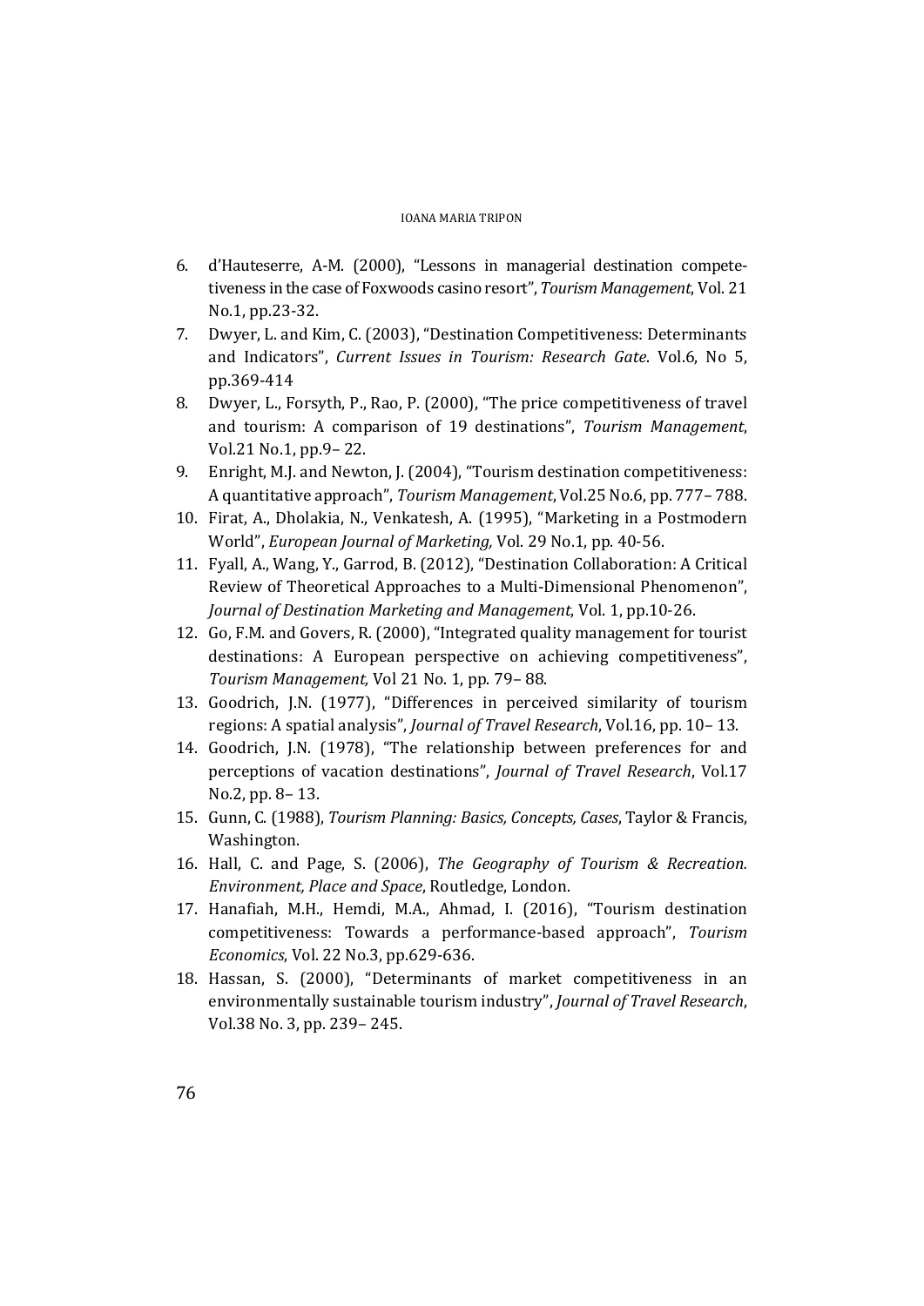6. d'Hauteserre, A-M. (2000), "Lessons in managerial destination compete-tiveness in the case of Foxwoods casino resort", *Tourism Management*, Vol. 21 No.1, pp.23-32.
7. Dwyer, L. and Kim, C. (2003), "Destination Competitiveness: Determinants and Indicators", *Current Issues in Tourism: Research Gate*. Vol.6, No 5, pp.369-414
8. Dwyer, L., Forsyth, P., Rao, P. (2000), "The price competitiveness of travel and tourism: A comparison of 19 destinations", *Tourism Management*, Vol.21 No.1, pp.9– 22.
9. Enright, M.J. and Newton, J. (2004), "Tourism destination competitiveness: A quantitative approach", *Tourism Management*, Vol.25 No.6, pp. 777– 788.
10. Firat, A., Dholakia, N., Venkatesh, A. (1995), "Marketing in a Postmodern World", *European Journal of Marketing,* Vol. 29 No.1, pp. 40-56.
11. Fyall, A., Wang, Y., Garrod, B. (2012), "Destination Collaboration: A Critical Review of Theoretical Approaches to a Multi-Dimensional Phenomenon", *Journal of Destination Marketing and Management*, Vol. 1, pp.10-26.
12. Go, F.M. and Govers, R. (2000), "Integrated quality management for tourist destinations: A European perspective on achieving competitiveness", *Tourism Management,* Vol 21 No. 1, pp. 79– 88.
13. Goodrich, J.N. (1977), "Differences in perceived similarity of tourism regions: A spatial analysis", *Journal of Travel Research*, Vol.16, pp. 10– 13.
14. Goodrich, J.N. (1978), "The relationship between preferences for and perceptions of vacation destinations", *Journal of Travel Research*, Vol.17 No.2, pp. 8– 13.
15. Gunn, C. (1988), *Tourism Planning: Basics, Concepts, Cases*, Taylor & Francis, Washington.
16. Hall, C. and Page, S. (2006), *The Geography of Tourism & Recreation. Environment, Place and Space*, Routledge, London.
17. Hanafiah, M.H., Hemdi, M.A., Ahmad, I. (2016), "Tourism destination competitiveness: Towards a performance-based approach", *Tourism Economics*, Vol. 22 No.3, pp.629-636.
18. Hassan, S. (2000), "Determinants of market competitiveness in an environmentally sustainable tourism industry", *Journal of Travel Research*, Vol.38 No. 3, pp. 239– 245.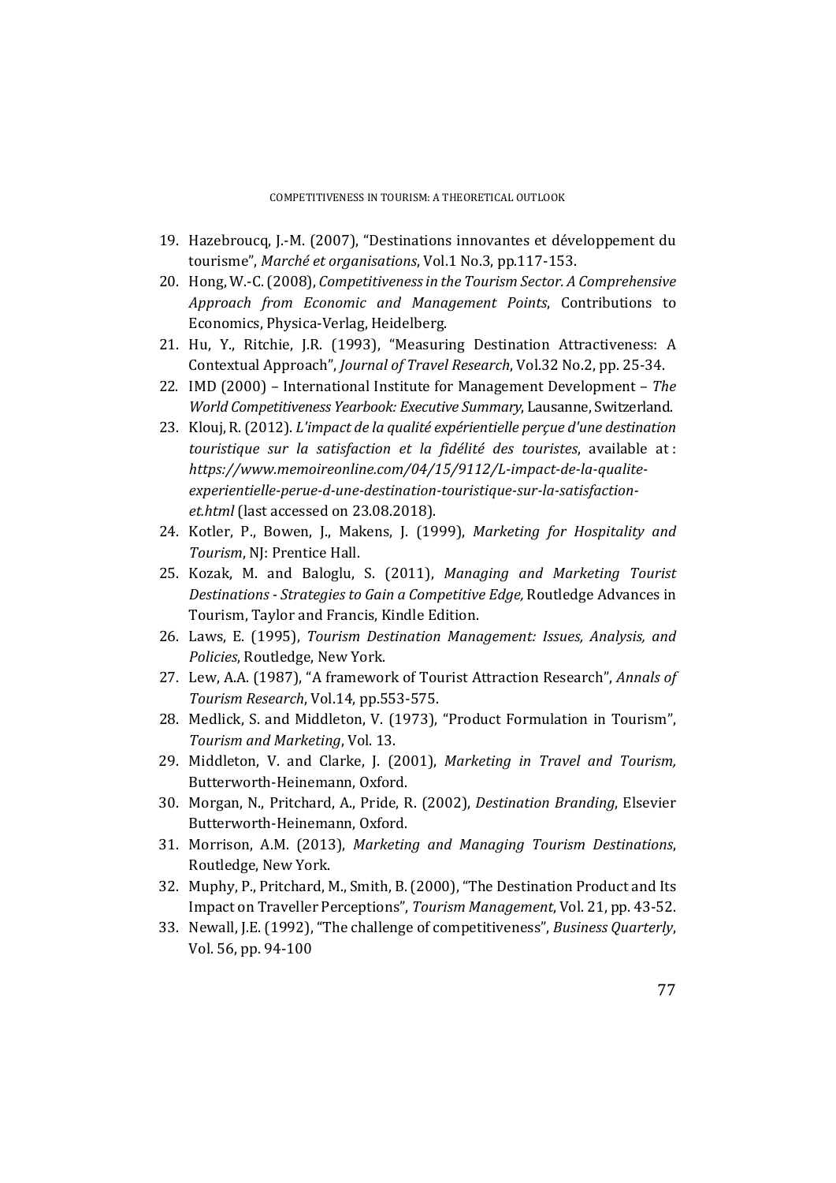19. Hazebroucq, J.-M. (2007), "Destinations innovantes et développement du tourisme", *Marché et organisations*, Vol.1 No.3, pp.117-153.
20. Hong, W.-C. (2008), *Competitiveness in the Tourism Sector. A Comprehensive Approach from Economic and Management Points*, Contributions to Economics, Physica-Verlag, Heidelberg.
21. Hu, Y., Ritchie, J.R. (1993), "Measuring Destination Attractiveness: A Contextual Approach", *Journal of Travel Research*, Vol.32 No.2, pp. 25-34.
22. IMD (2000) – International Institute for Management Development – *The World Competitiveness Yearbook: Executive Summary*, Lausanne, Switzerland.
23. Klouj, R. (2012). *L'impact de la qualité expérientielle perçue d'une destination touristique sur la satisfaction et la fidélité des touristes*, available at : *https://www.memoireonline.com/04/15/9112/L-impact-de-la-qualite-experientielle-perue-d-une-destination-touristique-sur-la-satisfaction-et.html* (last accessed on 23.08.2018).
24. Kotler, P., Bowen, J., Makens, J. (1999), *Marketing for Hospitality and Tourism*, NJ: Prentice Hall.
25. Kozak, M. and Baloglu, S. (2011), *Managing and Marketing Tourist Destinations - Strategies to Gain a Competitive Edge,* Routledge Advances in Tourism, Taylor and Francis, Kindle Edition.
26. Laws, E. (1995), *Tourism Destination Management: Issues, Analysis, and Policies*, Routledge, New York.
27. Lew, A.A. (1987), "A framework of Tourist Attraction Research", *Annals of Tourism Research*, Vol.14, pp.553-575.
28. Medlick, S. and Middleton, V. (1973), "Product Formulation in Tourism", *Tourism and Marketing*, Vol. 13.
29. Middleton, V. and Clarke, J. (2001), *Marketing in Travel and Tourism,* Butterworth-Heinemann, Oxford.
30. Morgan, N., Pritchard, A., Pride, R. (2002), *Destination Branding*, Elsevier Butterworth-Heinemann, Oxford.
31. Morrison, A.M. (2013), *Marketing and Managing Tourism Destinations*, Routledge, New York.
32. Muphy, P., Pritchard, M., Smith, B. (2000), "The Destination Product and Its Impact on Traveller Perceptions", *Tourism Management*, Vol. 21, pp. 43-52.
33. Newall, J.E. (1992), "The challenge of competitiveness", *Business Quarterly*, Vol. 56, pp. 94-100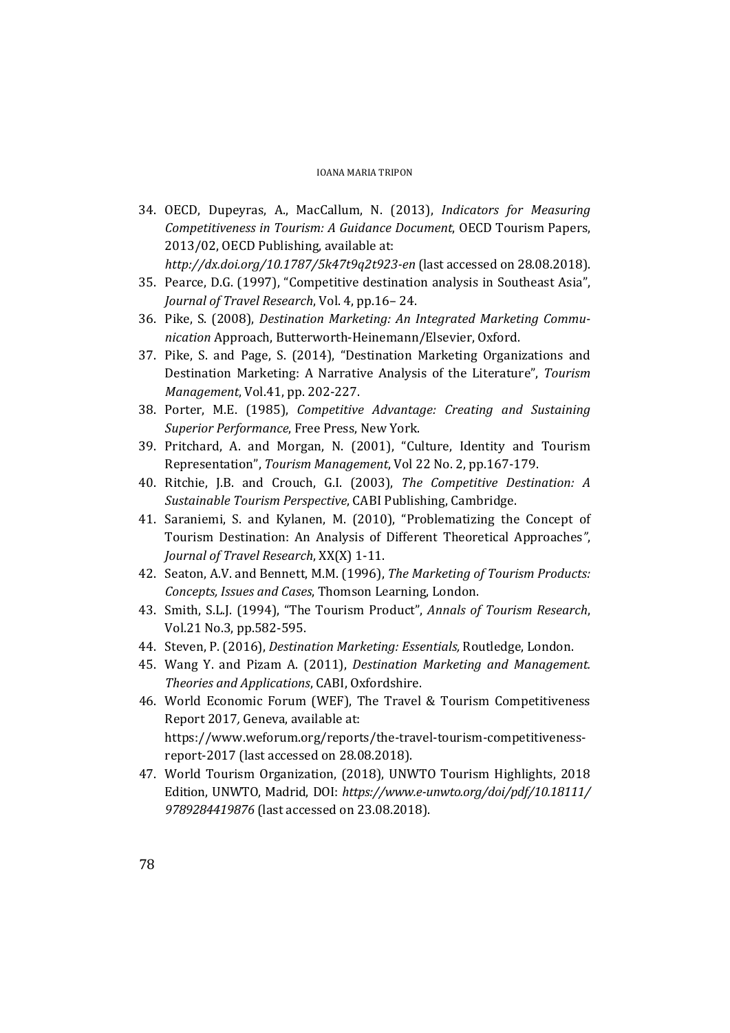34. OECD, Dupeyras, A., MacCallum, N. (2013), *Indicators for Measuring Competitiveness in Tourism: A Guidance Document*, OECD Tourism Papers, 2013/02, OECD Publishing, available at: *http://dx.doi.org/10.1787/5k47t9q2t923-en* (last accessed on 28.08.2018).
35. Pearce, D.G. (1997), "Competitive destination analysis in Southeast Asia", *Journal of Travel Research*, Vol. 4, pp.16– 24.
36. Pike, S. (2008), *Destination Marketing: An Integrated Marketing Communication* Approach, Butterworth-Heinemann/Elsevier, Oxford.
37. Pike, S. and Page, S. (2014), "Destination Marketing Organizations and Destination Marketing: A Narrative Analysis of the Literature", *Tourism Management*, Vol.41, pp. 202-227.
38. Porter, M.E. (1985), *Competitive Advantage: Creating and Sustaining Superior Performance*, Free Press, New York.
39. Pritchard, A. and Morgan, N. (2001), "Culture, Identity and Tourism Representation", *Tourism Management*, Vol 22 No. 2, pp.167-179.
40. Ritchie, J.B. and Crouch, G.I. (2003), *The Competitive Destination: A Sustainable Tourism Perspective*, CABI Publishing, Cambridge.
41. Saraniemi, S. and Kylanen, M. (2010), "Problematizing the Concept of Tourism Destination: An Analysis of Different Theoretical Approaches", *Journal of Travel Research*, XX(X) 1-11.
42. Seaton, A.V. and Bennett, M.M. (1996), *The Marketing of Tourism Products: Concepts, Issues and Cases*, Thomson Learning, London.
43. Smith, S.L.J. (1994), "The Tourism Product", *Annals of Tourism Research*, Vol.21 No.3, pp.582-595.
44. Steven, P. (2016), *Destination Marketing: Essentials,* Routledge, London.
45. Wang Y. and Pizam A. (2011), *Destination Marketing and Management. Theories and Applications*, CABI, Oxfordshire.
46. World Economic Forum (WEF), The Travel & Tourism Competitiveness Report 2017, Geneva, available at: https://www.weforum.org/reports/the-travel-tourism-competitiveness-report-2017 (last accessed on 28.08.2018).
47. World Tourism Organization, (2018), UNWTO Tourism Highlights, 2018 Edition, UNWTO, Madrid, DOI: *https://www.e-unwto.org/doi/pdf/10.18111/9789284419876* (last accessed on 23.08.2018).